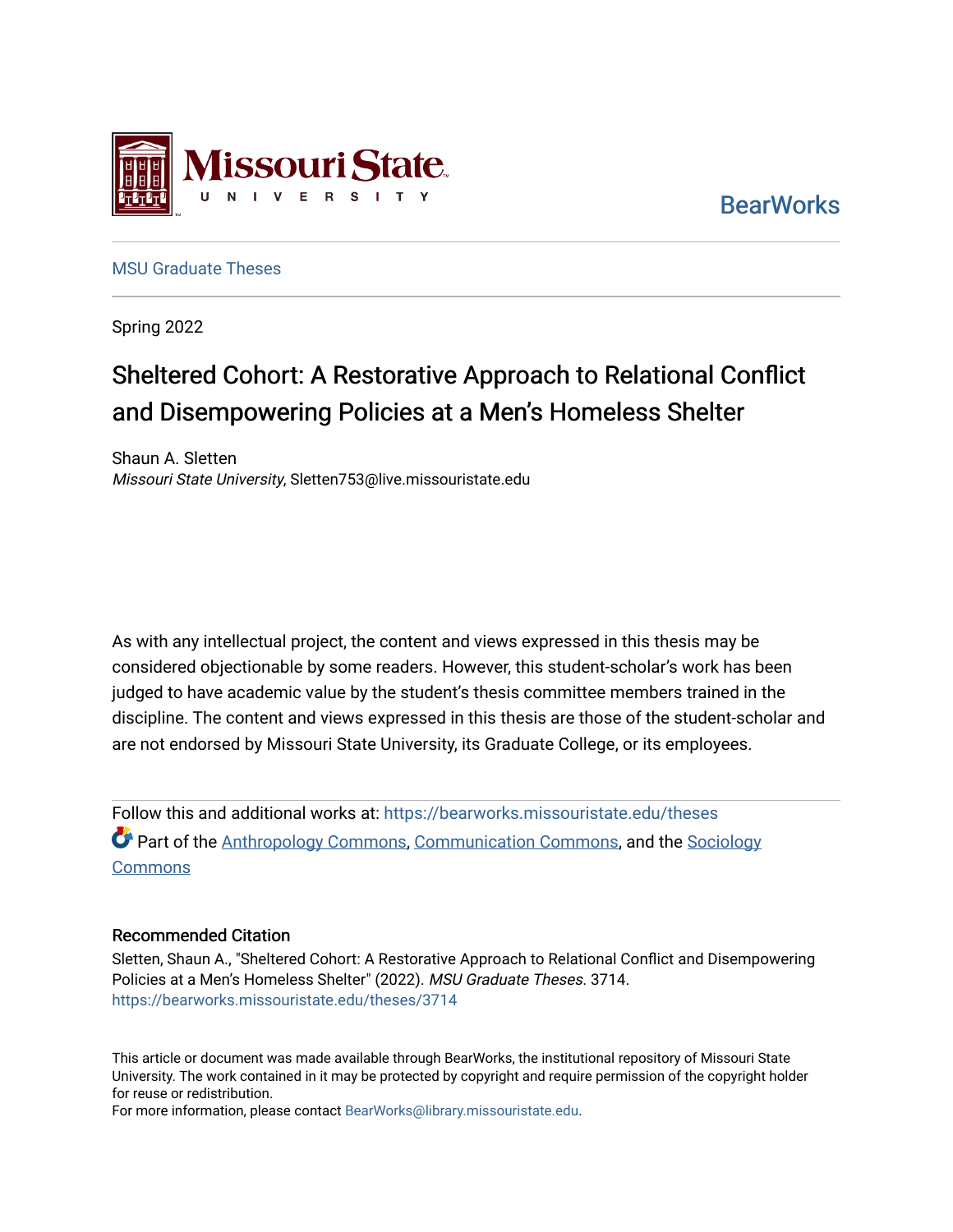Missouri State University

BearWorks

MSU Graduate Theses

Spring 2022

# Sheltered Cohort: A Restorative Approach to Relational Conflict and Disempowering Policies at a Men's Homeless Shelter

Shaun A. Sletten
*Missouri State University*, Sletten753@live.missouristate.edu

As with any intellectual project, the content and views expressed in this thesis may be considered objectionable by some readers. However, this student-scholar's work has been judged to have academic value by the student's thesis committee members trained in the discipline. The content and views expressed in this thesis are those of the student-scholar and are not endorsed by Missouri State University, its Graduate College, or its employees.

Follow this and additional works at: https://bearworks.missouristate.edu/theses

Part of the Anthropology Commons, Communication Commons, and the Sociology Commons

### Recommended Citation

Sletten, Shaun A., "Sheltered Cohort: A Restorative Approach to Relational Conflict and Disempowering Policies at a Men's Homeless Shelter" (2022). *MSU Graduate Theses*. 3714.
https://bearworks.missouristate.edu/theses/3714

This article or document was made available through BearWorks, the institutional repository of Missouri State University. The work contained in it may be protected by copyright and require permission of the copyright holder for reuse or redistribution.
For more information, please contact BearWorks@library.missouristate.edu.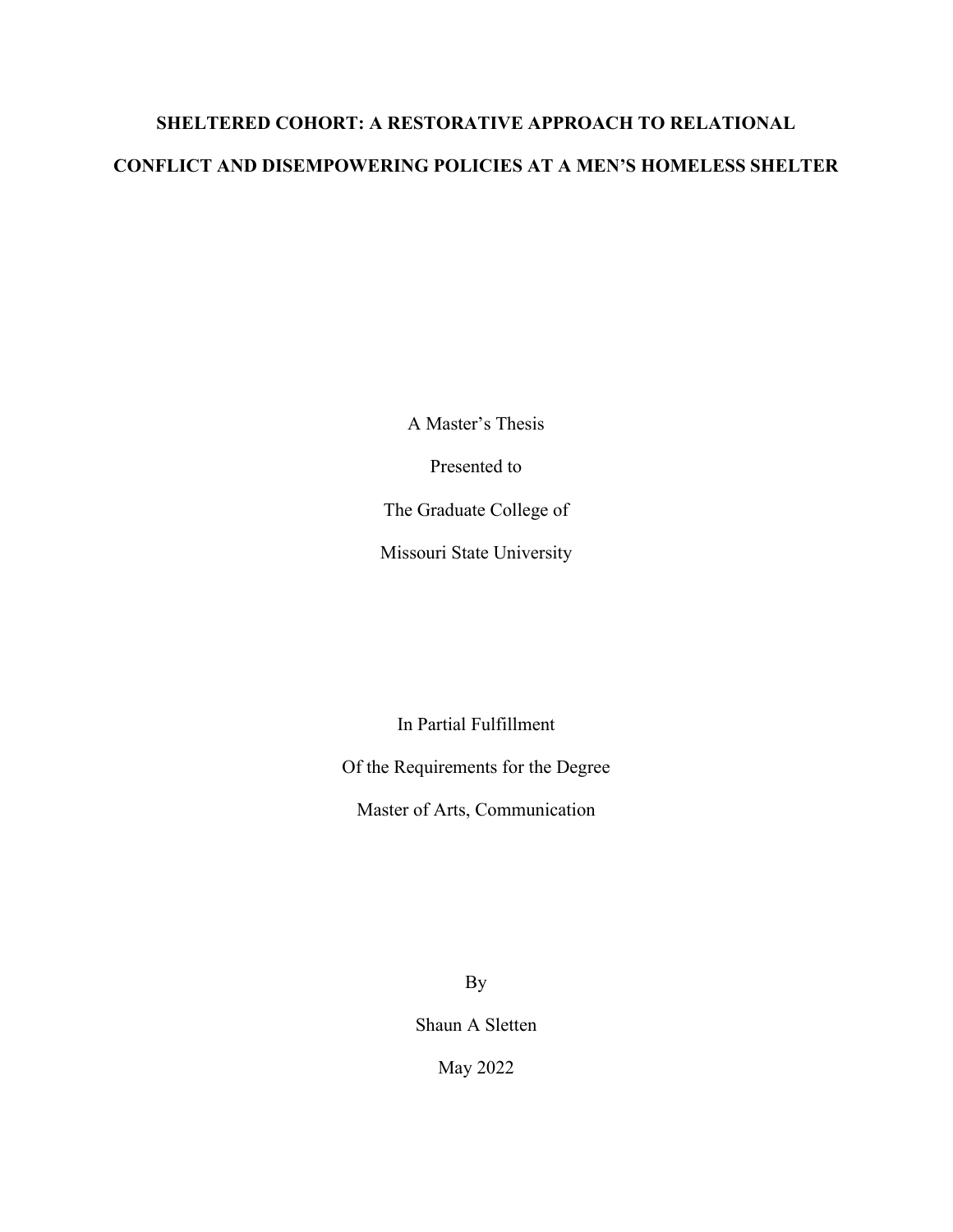# SHELTERED COHORT: A RESTORATIVE APPROACH TO RELATIONAL CONFLICT AND DISEMPOWERING POLICIES AT A MEN'S HOMELESS SHELTER

A Master's Thesis

Presented to

The Graduate College of

Missouri State University

In Partial Fulfillment

Of the Requirements for the Degree

Master of Arts, Communication

By

Shaun A Sletten

May 2022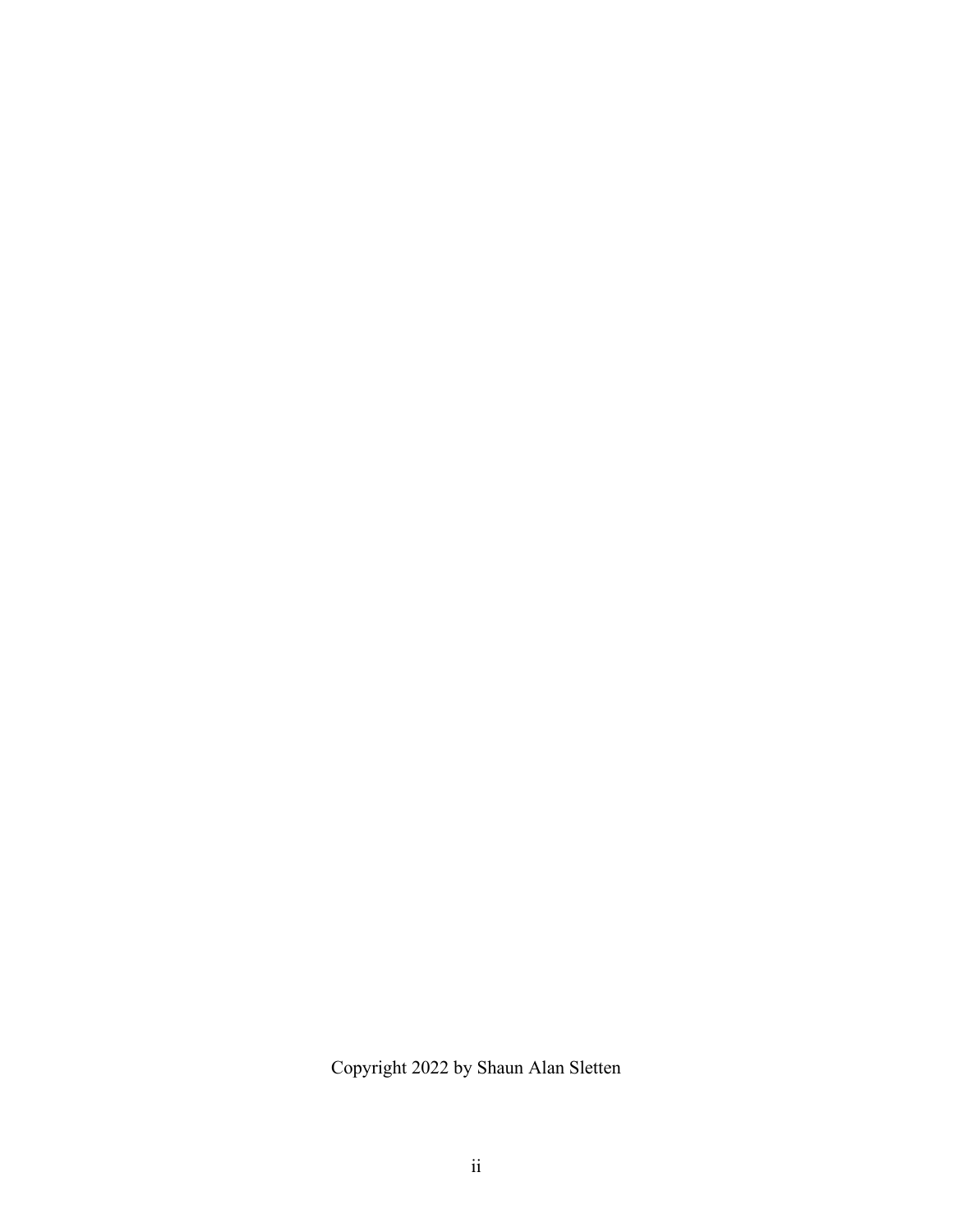Copyright 2022 by Shaun Alan Sletten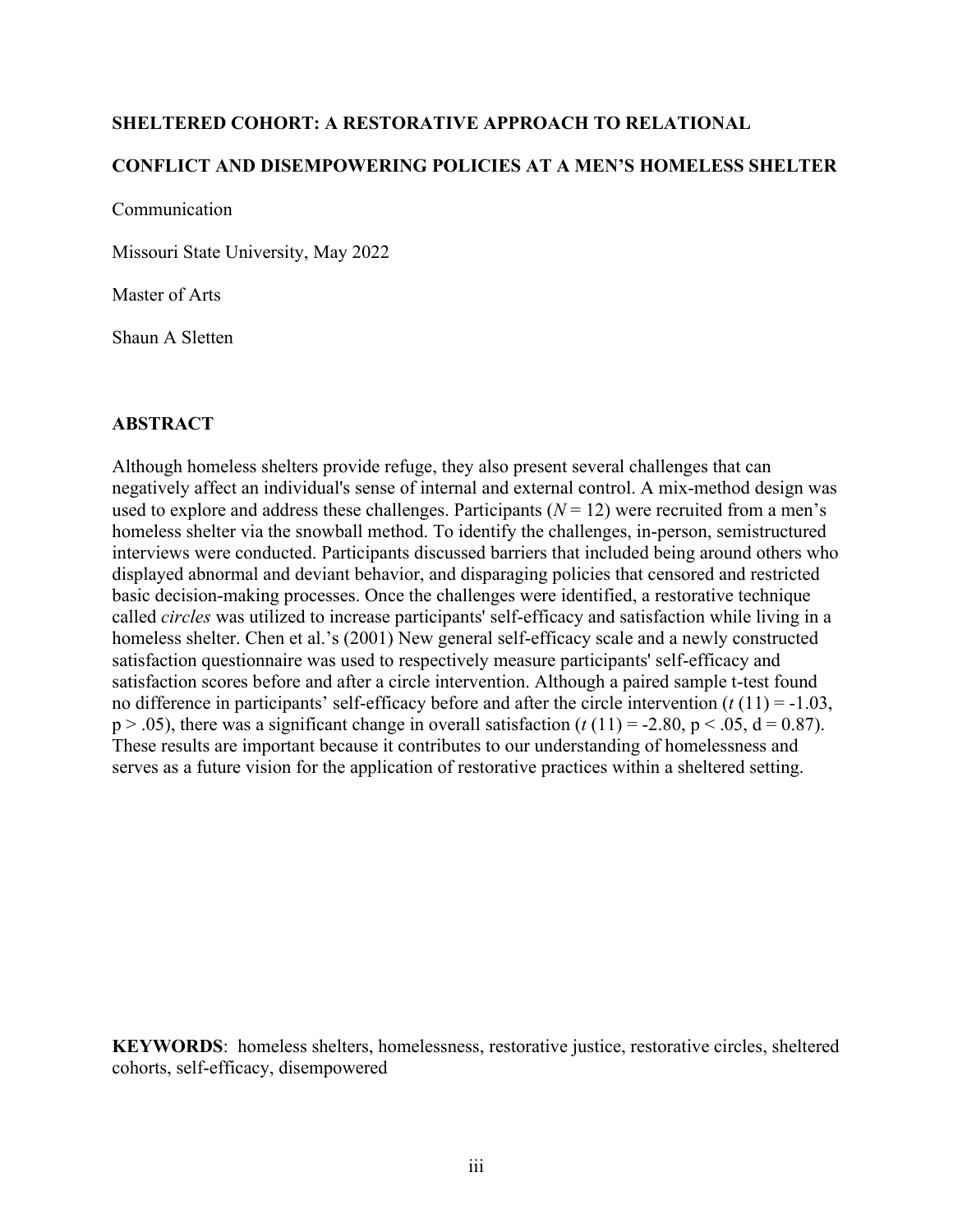**SHELTERED COHORT: A RESTORATIVE APPROACH TO RELATIONAL CONFLICT AND DISEMPOWERING POLICIES AT A MEN'S HOMELESS SHELTER**

Communication

Missouri State University, May 2022

Master of Arts

Shaun A Sletten

## ABSTRACT

Although homeless shelters provide refuge, they also present several challenges that can negatively affect an individual's sense of internal and external control. A mix-method design was used to explore and address these challenges. Participants ($N = 12$) were recruited from a men's homeless shelter via the snowball method. To identify the challenges, in-person, semistructured interviews were conducted. Participants discussed barriers that included being around others who displayed abnormal and deviant behavior, and disparaging policies that censored and restricted basic decision-making processes. Once the challenges were identified, a restorative technique called *circles* was utilized to increase participants' self-efficacy and satisfaction while living in a homeless shelter. Chen et al.'s (2001) New general self-efficacy scale and a newly constructed satisfaction questionnaire was used to respectively measure participants' self-efficacy and satisfaction scores before and after a circle intervention. Although a paired sample t-test found no difference in participants' self-efficacy before and after the circle intervention ($t\ (11) = -1.03$, $p > .05$), there was a significant change in overall satisfaction ($t\ (11) = -2.80$, $p < .05$, $d = 0.87$). These results are important because it contributes to our understanding of homelessness and serves as a future vision for the application of restorative practices within a sheltered setting.

**KEYWORDS**: homeless shelters, homelessness, restorative justice, restorative circles, sheltered cohorts, self-efficacy, disempowered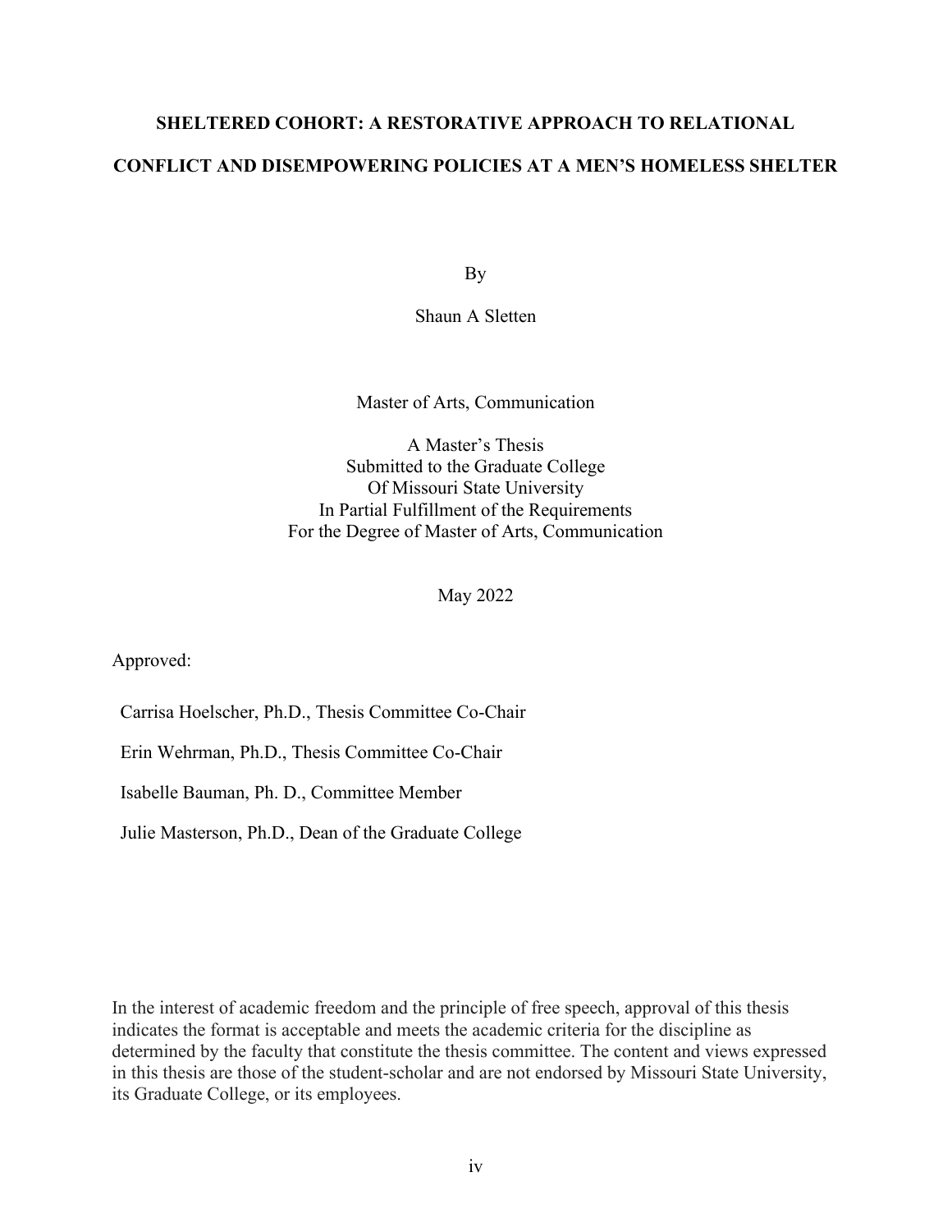# SHELTERED COHORT: A RESTORATIVE APPROACH TO RELATIONAL CONFLICT AND DISEMPOWERING POLICIES AT A MEN'S HOMELESS SHELTER

By

Shaun A Sletten

Master of Arts, Communication

A Master's Thesis
Submitted to the Graduate College
Of Missouri State University
In Partial Fulfillment of the Requirements
For the Degree of Master of Arts, Communication

May 2022

Approved:

Carrisa Hoelscher, Ph.D., Thesis Committee Co-Chair

Erin Wehrman, Ph.D., Thesis Committee Co-Chair

Isabelle Bauman, Ph. D., Committee Member

Julie Masterson, Ph.D., Dean of the Graduate College

In the interest of academic freedom and the principle of free speech, approval of this thesis indicates the format is acceptable and meets the academic criteria for the discipline as determined by the faculty that constitute the thesis committee. The content and views expressed in this thesis are those of the student-scholar and are not endorsed by Missouri State University, its Graduate College, or its employees.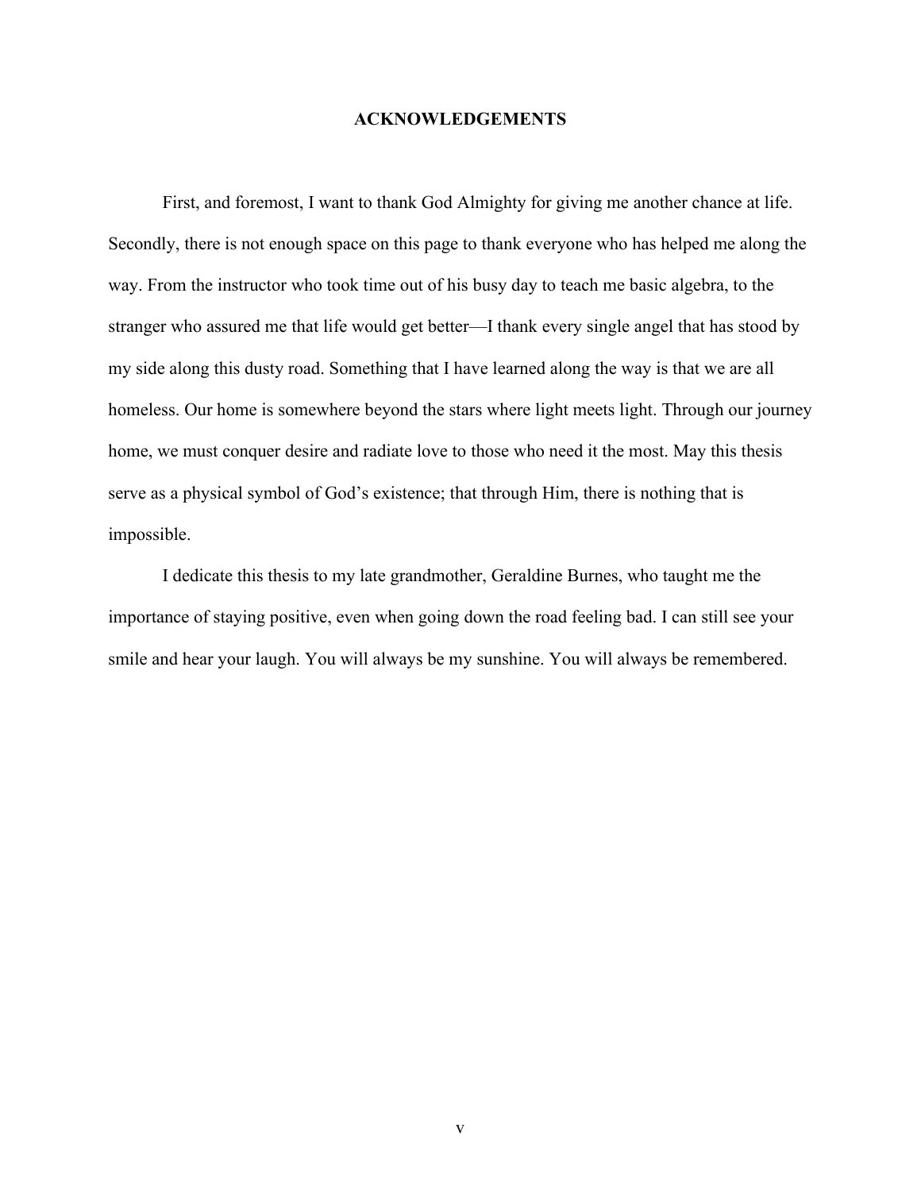# ACKNOWLEDGEMENTS

First, and foremost, I want to thank God Almighty for giving me another chance at life. Secondly, there is not enough space on this page to thank everyone who has helped me along the way. From the instructor who took time out of his busy day to teach me basic algebra, to the stranger who assured me that life would get better—I thank every single angel that has stood by my side along this dusty road. Something that I have learned along the way is that we are all homeless. Our home is somewhere beyond the stars where light meets light. Through our journey home, we must conquer desire and radiate love to those who need it the most. May this thesis serve as a physical symbol of God's existence; that through Him, there is nothing that is impossible.

I dedicate this thesis to my late grandmother, Geraldine Burnes, who taught me the importance of staying positive, even when going down the road feeling bad. I can still see your smile and hear your laugh. You will always be my sunshine. You will always be remembered.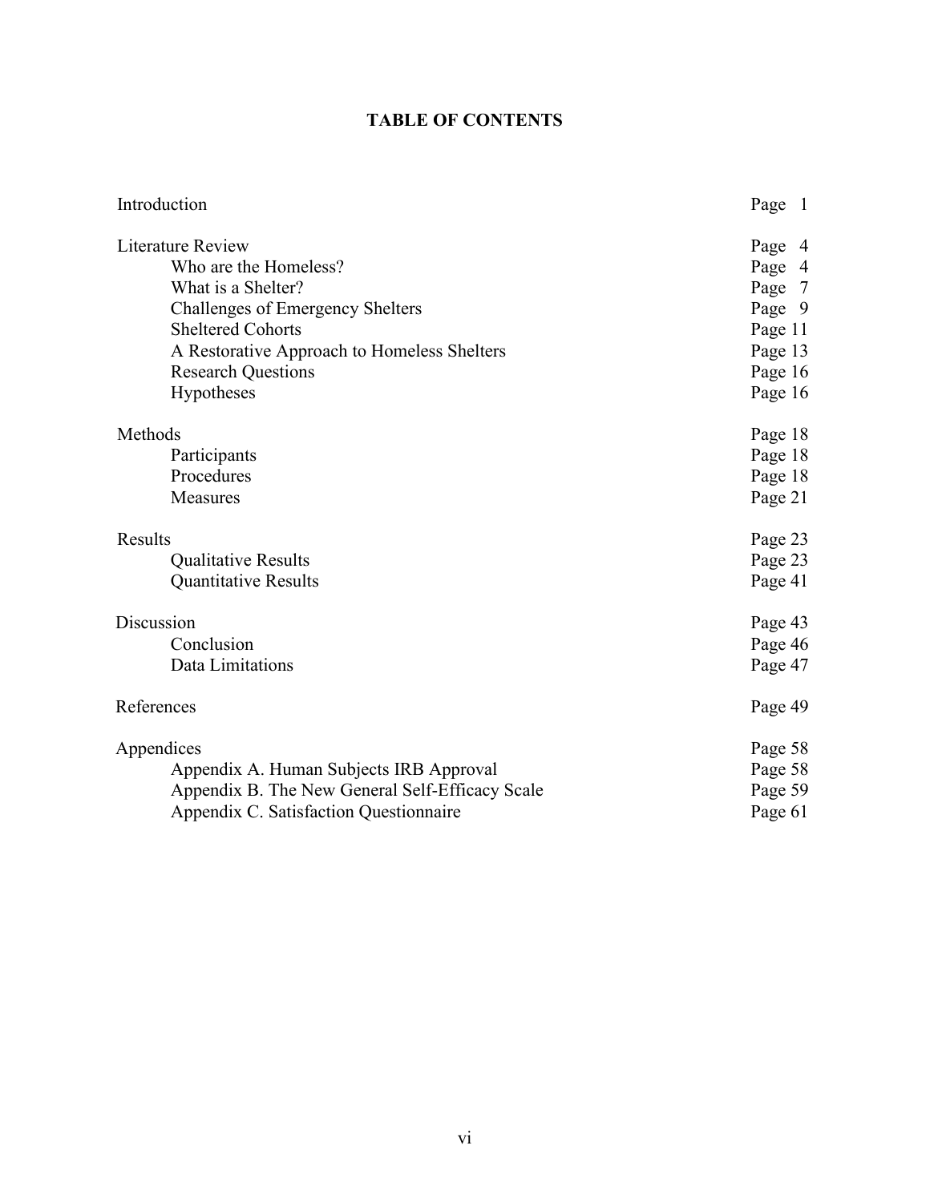# TABLE OF CONTENTS

| | |
|---|---|
| Introduction | Page 1 |
| Literature Review | Page 4 |
| Who are the Homeless? | Page 4 |
| What is a Shelter? | Page 7 |
| Challenges of Emergency Shelters | Page 9 |
| Sheltered Cohorts | Page 11 |
| A Restorative Approach to Homeless Shelters | Page 13 |
| Research Questions | Page 16 |
| Hypotheses | Page 16 |
| Methods | Page 18 |
| Participants | Page 18 |
| Procedures | Page 18 |
| Measures | Page 21 |
| Results | Page 23 |
| Qualitative Results | Page 23 |
| Quantitative Results | Page 41 |
| Discussion | Page 43 |
| Conclusion | Page 46 |
| Data Limitations | Page 47 |
| References | Page 49 |
| Appendices | Page 58 |
| Appendix A. Human Subjects IRB Approval | Page 58 |
| Appendix B. The New General Self-Efficacy Scale | Page 59 |
| Appendix C. Satisfaction Questionnaire | Page 61 |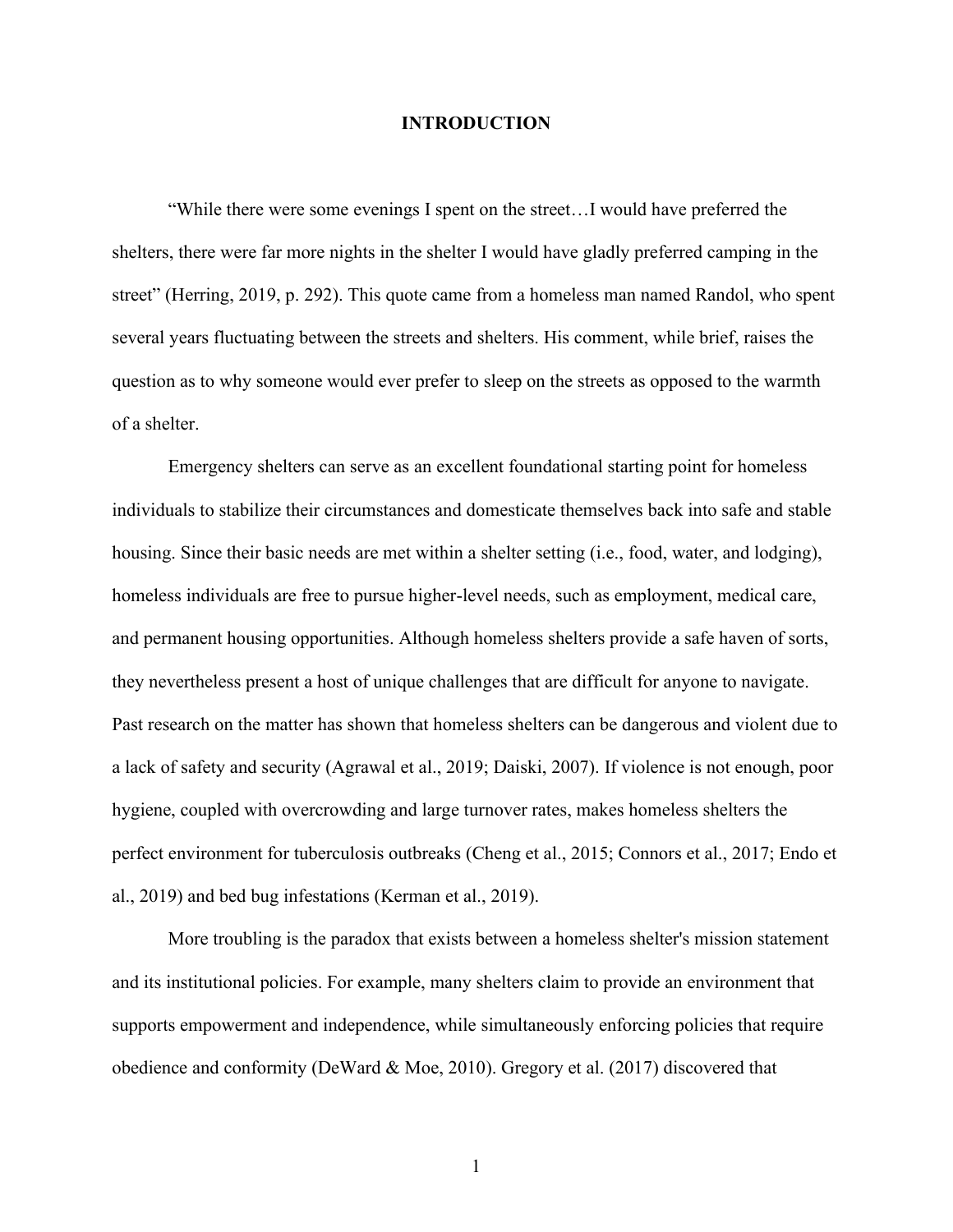# INTRODUCTION

"While there were some evenings I spent on the street…I would have preferred the shelters, there were far more nights in the shelter I would have gladly preferred camping in the street" (Herring, 2019, p. 292). This quote came from a homeless man named Randol, who spent several years fluctuating between the streets and shelters. His comment, while brief, raises the question as to why someone would ever prefer to sleep on the streets as opposed to the warmth of a shelter.

Emergency shelters can serve as an excellent foundational starting point for homeless individuals to stabilize their circumstances and domesticate themselves back into safe and stable housing. Since their basic needs are met within a shelter setting (i.e., food, water, and lodging), homeless individuals are free to pursue higher-level needs, such as employment, medical care, and permanent housing opportunities. Although homeless shelters provide a safe haven of sorts, they nevertheless present a host of unique challenges that are difficult for anyone to navigate. Past research on the matter has shown that homeless shelters can be dangerous and violent due to a lack of safety and security (Agrawal et al., 2019; Daiski, 2007). If violence is not enough, poor hygiene, coupled with overcrowding and large turnover rates, makes homeless shelters the perfect environment for tuberculosis outbreaks (Cheng et al., 2015; Connors et al., 2017; Endo et al., 2019) and bed bug infestations (Kerman et al., 2019).

More troubling is the paradox that exists between a homeless shelter's mission statement and its institutional policies. For example, many shelters claim to provide an environment that supports empowerment and independence, while simultaneously enforcing policies that require obedience and conformity (DeWard & Moe, 2010). Gregory et al. (2017) discovered that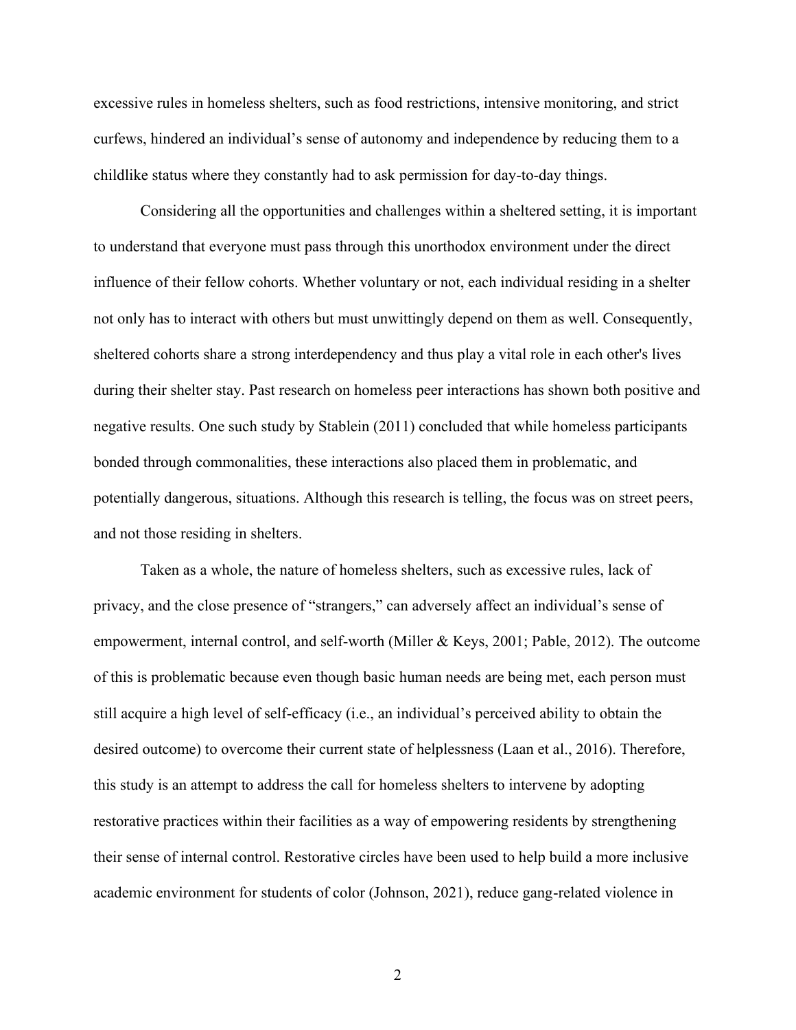excessive rules in homeless shelters, such as food restrictions, intensive monitoring, and strict curfews, hindered an individual's sense of autonomy and independence by reducing them to a childlike status where they constantly had to ask permission for day-to-day things.

Considering all the opportunities and challenges within a sheltered setting, it is important to understand that everyone must pass through this unorthodox environment under the direct influence of their fellow cohorts. Whether voluntary or not, each individual residing in a shelter not only has to interact with others but must unwittingly depend on them as well. Consequently, sheltered cohorts share a strong interdependency and thus play a vital role in each other's lives during their shelter stay. Past research on homeless peer interactions has shown both positive and negative results. One such study by Stablein (2011) concluded that while homeless participants bonded through commonalities, these interactions also placed them in problematic, and potentially dangerous, situations. Although this research is telling, the focus was on street peers, and not those residing in shelters.

Taken as a whole, the nature of homeless shelters, such as excessive rules, lack of privacy, and the close presence of "strangers," can adversely affect an individual's sense of empowerment, internal control, and self-worth (Miller & Keys, 2001; Pable, 2012). The outcome of this is problematic because even though basic human needs are being met, each person must still acquire a high level of self-efficacy (i.e., an individual's perceived ability to obtain the desired outcome) to overcome their current state of helplessness (Laan et al., 2016). Therefore, this study is an attempt to address the call for homeless shelters to intervene by adopting restorative practices within their facilities as a way of empowering residents by strengthening their sense of internal control. Restorative circles have been used to help build a more inclusive academic environment for students of color (Johnson, 2021), reduce gang-related violence in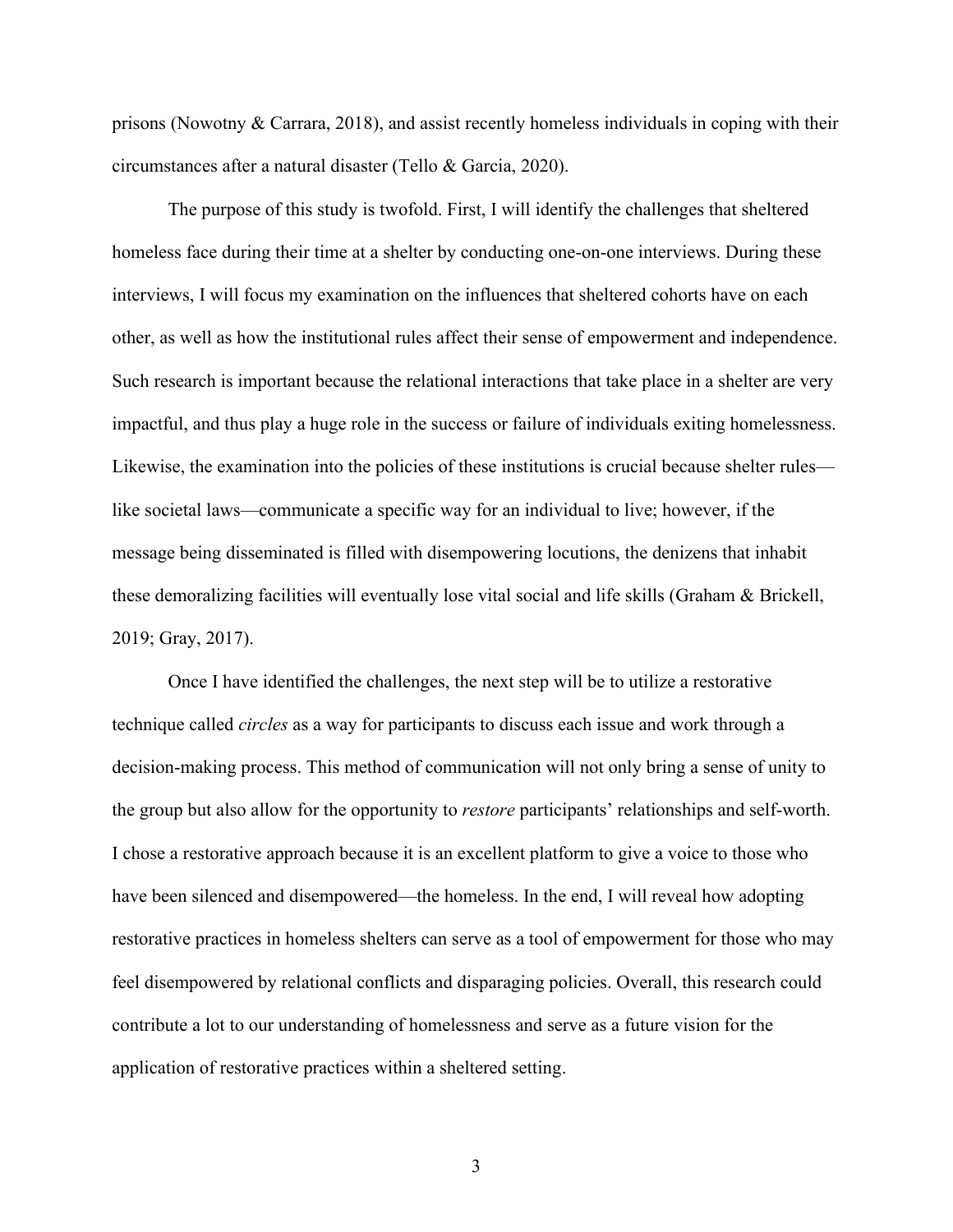prisons (Nowotny & Carrara, 2018), and assist recently homeless individuals in coping with their circumstances after a natural disaster (Tello & Garcia, 2020).

The purpose of this study is twofold. First, I will identify the challenges that sheltered homeless face during their time at a shelter by conducting one-on-one interviews. During these interviews, I will focus my examination on the influences that sheltered cohorts have on each other, as well as how the institutional rules affect their sense of empowerment and independence. Such research is important because the relational interactions that take place in a shelter are very impactful, and thus play a huge role in the success or failure of individuals exiting homelessness. Likewise, the examination into the policies of these institutions is crucial because shelter rules—like societal laws—communicate a specific way for an individual to live; however, if the message being disseminated is filled with disempowering locutions, the denizens that inhabit these demoralizing facilities will eventually lose vital social and life skills (Graham & Brickell, 2019; Gray, 2017).

Once I have identified the challenges, the next step will be to utilize a restorative technique called *circles* as a way for participants to discuss each issue and work through a decision-making process. This method of communication will not only bring a sense of unity to the group but also allow for the opportunity to *restore* participants' relationships and self-worth. I chose a restorative approach because it is an excellent platform to give a voice to those who have been silenced and disempowered—the homeless. In the end, I will reveal how adopting restorative practices in homeless shelters can serve as a tool of empowerment for those who may feel disempowered by relational conflicts and disparaging policies. Overall, this research could contribute a lot to our understanding of homelessness and serve as a future vision for the application of restorative practices within a sheltered setting.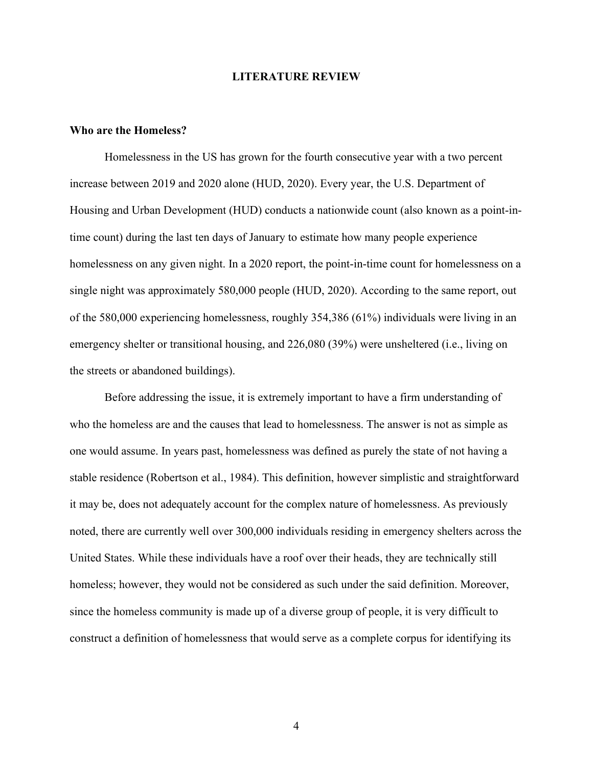# LITERATURE REVIEW

## Who are the Homeless?

Homelessness in the US has grown for the fourth consecutive year with a two percent increase between 2019 and 2020 alone (HUD, 2020). Every year, the U.S. Department of Housing and Urban Development (HUD) conducts a nationwide count (also known as a point-in-time count) during the last ten days of January to estimate how many people experience homelessness on any given night. In a 2020 report, the point-in-time count for homelessness on a single night was approximately 580,000 people (HUD, 2020). According to the same report, out of the 580,000 experiencing homelessness, roughly 354,386 (61%) individuals were living in an emergency shelter or transitional housing, and 226,080 (39%) were unsheltered (i.e., living on the streets or abandoned buildings).

Before addressing the issue, it is extremely important to have a firm understanding of who the homeless are and the causes that lead to homelessness. The answer is not as simple as one would assume. In years past, homelessness was defined as purely the state of not having a stable residence (Robertson et al., 1984). This definition, however simplistic and straightforward it may be, does not adequately account for the complex nature of homelessness. As previously noted, there are currently well over 300,000 individuals residing in emergency shelters across the United States. While these individuals have a roof over their heads, they are technically still homeless; however, they would not be considered as such under the said definition. Moreover, since the homeless community is made up of a diverse group of people, it is very difficult to construct a definition of homelessness that would serve as a complete corpus for identifying its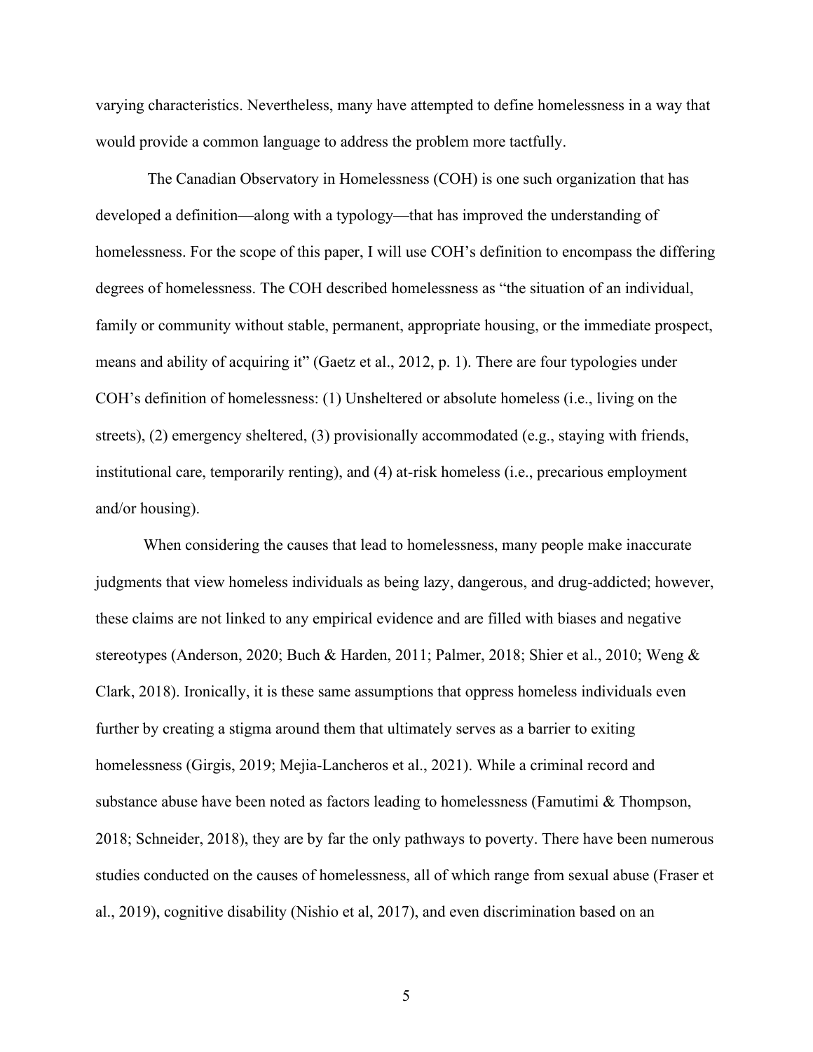varying characteristics. Nevertheless, many have attempted to define homelessness in a way that would provide a common language to address the problem more tactfully.

The Canadian Observatory in Homelessness (COH) is one such organization that has developed a definition—along with a typology—that has improved the understanding of homelessness. For the scope of this paper, I will use COH's definition to encompass the differing degrees of homelessness. The COH described homelessness as "the situation of an individual, family or community without stable, permanent, appropriate housing, or the immediate prospect, means and ability of acquiring it" (Gaetz et al., 2012, p. 1). There are four typologies under COH's definition of homelessness: (1) Unsheltered or absolute homeless (i.e., living on the streets), (2) emergency sheltered, (3) provisionally accommodated (e.g., staying with friends, institutional care, temporarily renting), and (4) at-risk homeless (i.e., precarious employment and/or housing).

When considering the causes that lead to homelessness, many people make inaccurate judgments that view homeless individuals as being lazy, dangerous, and drug-addicted; however, these claims are not linked to any empirical evidence and are filled with biases and negative stereotypes (Anderson, 2020; Buch & Harden, 2011; Palmer, 2018; Shier et al., 2010; Weng & Clark, 2018). Ironically, it is these same assumptions that oppress homeless individuals even further by creating a stigma around them that ultimately serves as a barrier to exiting homelessness (Girgis, 2019; Mejia-Lancheros et al., 2021). While a criminal record and substance abuse have been noted as factors leading to homelessness (Famutimi & Thompson, 2018; Schneider, 2018), they are by far the only pathways to poverty. There have been numerous studies conducted on the causes of homelessness, all of which range from sexual abuse (Fraser et al., 2019), cognitive disability (Nishio et al, 2017), and even discrimination based on an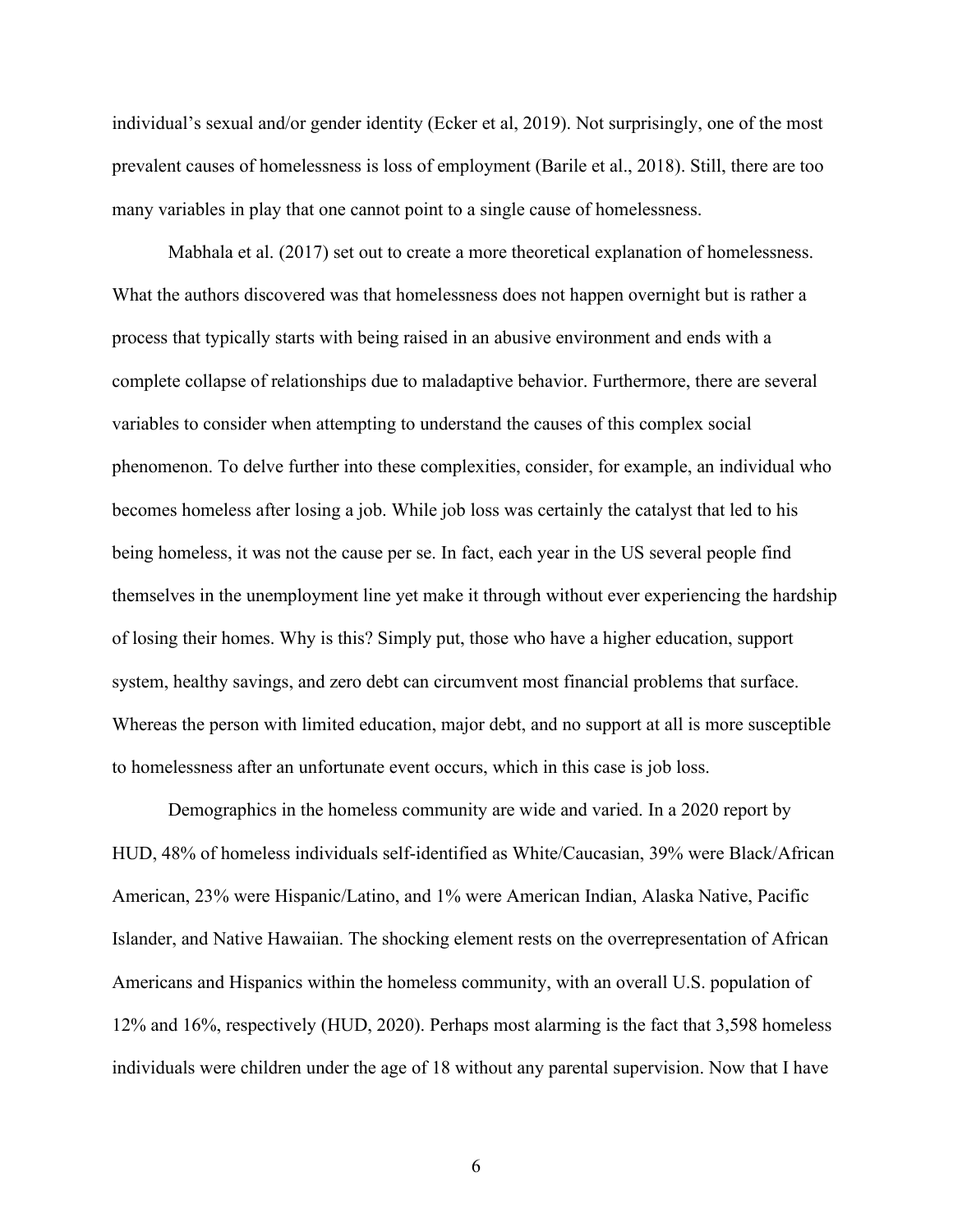individual's sexual and/or gender identity (Ecker et al, 2019). Not surprisingly, one of the most prevalent causes of homelessness is loss of employment (Barile et al., 2018). Still, there are too many variables in play that one cannot point to a single cause of homelessness.

Mabhala et al. (2017) set out to create a more theoretical explanation of homelessness. What the authors discovered was that homelessness does not happen overnight but is rather a process that typically starts with being raised in an abusive environment and ends with a complete collapse of relationships due to maladaptive behavior. Furthermore, there are several variables to consider when attempting to understand the causes of this complex social phenomenon. To delve further into these complexities, consider, for example, an individual who becomes homeless after losing a job. While job loss was certainly the catalyst that led to his being homeless, it was not the cause per se. In fact, each year in the US several people find themselves in the unemployment line yet make it through without ever experiencing the hardship of losing their homes. Why is this? Simply put, those who have a higher education, support system, healthy savings, and zero debt can circumvent most financial problems that surface. Whereas the person with limited education, major debt, and no support at all is more susceptible to homelessness after an unfortunate event occurs, which in this case is job loss.

Demographics in the homeless community are wide and varied. In a 2020 report by HUD, 48% of homeless individuals self-identified as White/Caucasian, 39% were Black/African American, 23% were Hispanic/Latino, and 1% were American Indian, Alaska Native, Pacific Islander, and Native Hawaiian. The shocking element rests on the overrepresentation of African Americans and Hispanics within the homeless community, with an overall U.S. population of 12% and 16%, respectively (HUD, 2020). Perhaps most alarming is the fact that 3,598 homeless individuals were children under the age of 18 without any parental supervision. Now that I have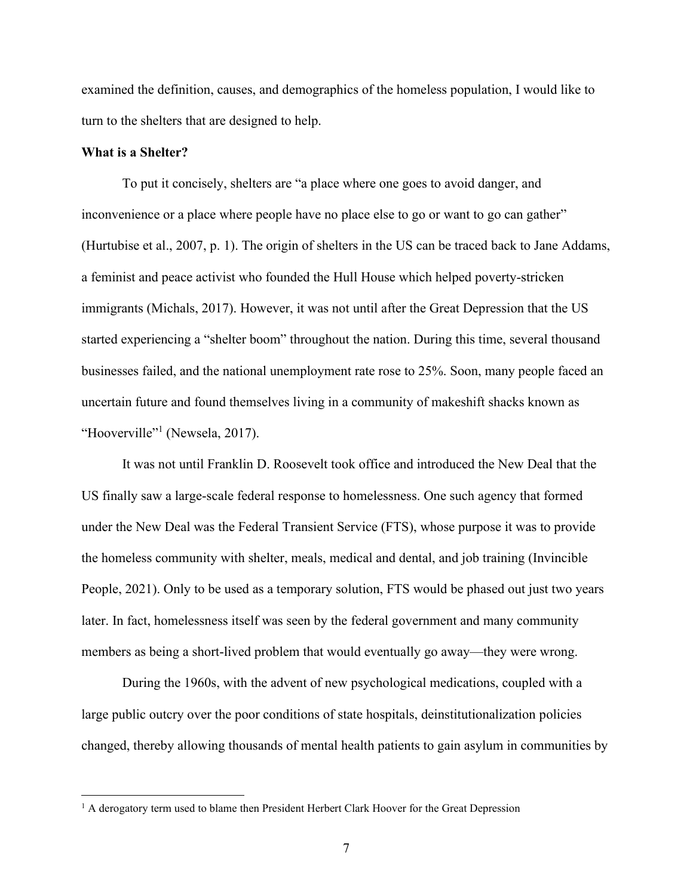examined the definition, causes, and demographics of the homeless population, I would like to turn to the shelters that are designed to help.

**What is a Shelter?**

To put it concisely, shelters are "a place where one goes to avoid danger, and inconvenience or a place where people have no place else to go or want to go can gather" (Hurtubise et al., 2007, p. 1). The origin of shelters in the US can be traced back to Jane Addams, a feminist and peace activist who founded the Hull House which helped poverty-stricken immigrants (Michals, 2017). However, it was not until after the Great Depression that the US started experiencing a "shelter boom" throughout the nation. During this time, several thousand businesses failed, and the national unemployment rate rose to 25%. Soon, many people faced an uncertain future and found themselves living in a community of makeshift shacks known as "Hooverville"[1] (Newsela, 2017).

It was not until Franklin D. Roosevelt took office and introduced the New Deal that the US finally saw a large-scale federal response to homelessness. One such agency that formed under the New Deal was the Federal Transient Service (FTS), whose purpose it was to provide the homeless community with shelter, meals, medical and dental, and job training (Invincible People, 2021). Only to be used as a temporary solution, FTS would be phased out just two years later. In fact, homelessness itself was seen by the federal government and many community members as being a short-lived problem that would eventually go away—they were wrong.

During the 1960s, with the advent of new psychological medications, coupled with a large public outcry over the poor conditions of state hospitals, deinstitutionalization policies changed, thereby allowing thousands of mental health patients to gain asylum in communities by

[1] A derogatory term used to blame then President Herbert Clark Hoover for the Great Depression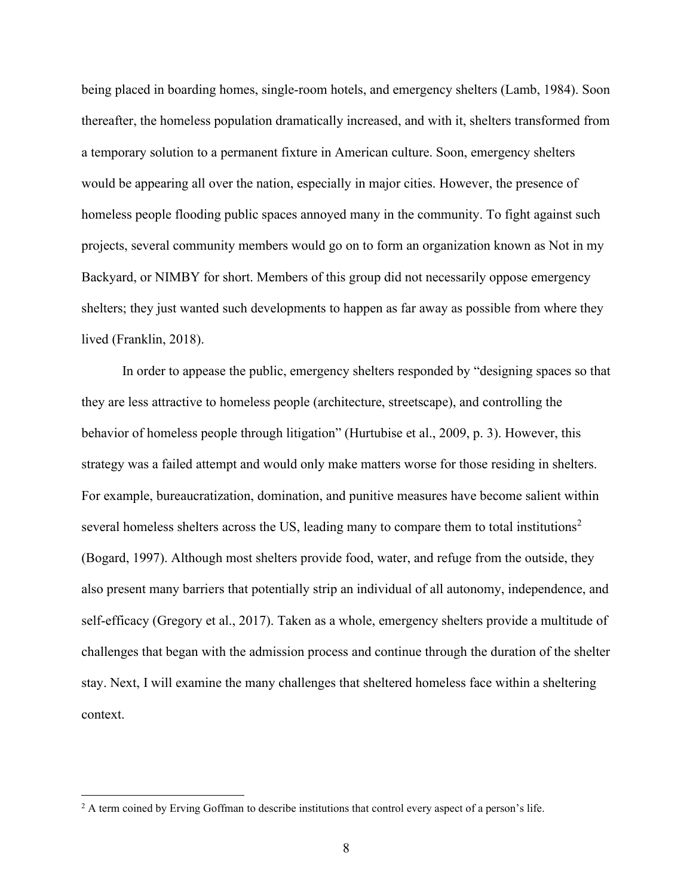being placed in boarding homes, single-room hotels, and emergency shelters (Lamb, 1984). Soon thereafter, the homeless population dramatically increased, and with it, shelters transformed from a temporary solution to a permanent fixture in American culture. Soon, emergency shelters would be appearing all over the nation, especially in major cities. However, the presence of homeless people flooding public spaces annoyed many in the community. To fight against such projects, several community members would go on to form an organization known as Not in my Backyard, or NIMBY for short. Members of this group did not necessarily oppose emergency shelters; they just wanted such developments to happen as far away as possible from where they lived (Franklin, 2018).

In order to appease the public, emergency shelters responded by "designing spaces so that they are less attractive to homeless people (architecture, streetscape), and controlling the behavior of homeless people through litigation" (Hurtubise et al., 2009, p. 3). However, this strategy was a failed attempt and would only make matters worse for those residing in shelters. For example, bureaucratization, domination, and punitive measures have become salient within several homeless shelters across the US, leading many to compare them to total institutions[2] (Bogard, 1997). Although most shelters provide food, water, and refuge from the outside, they also present many barriers that potentially strip an individual of all autonomy, independence, and self-efficacy (Gregory et al., 2017). Taken as a whole, emergency shelters provide a multitude of challenges that began with the admission process and continue through the duration of the shelter stay. Next, I will examine the many challenges that sheltered homeless face within a sheltering context.

[2] A term coined by Erving Goffman to describe institutions that control every aspect of a person's life.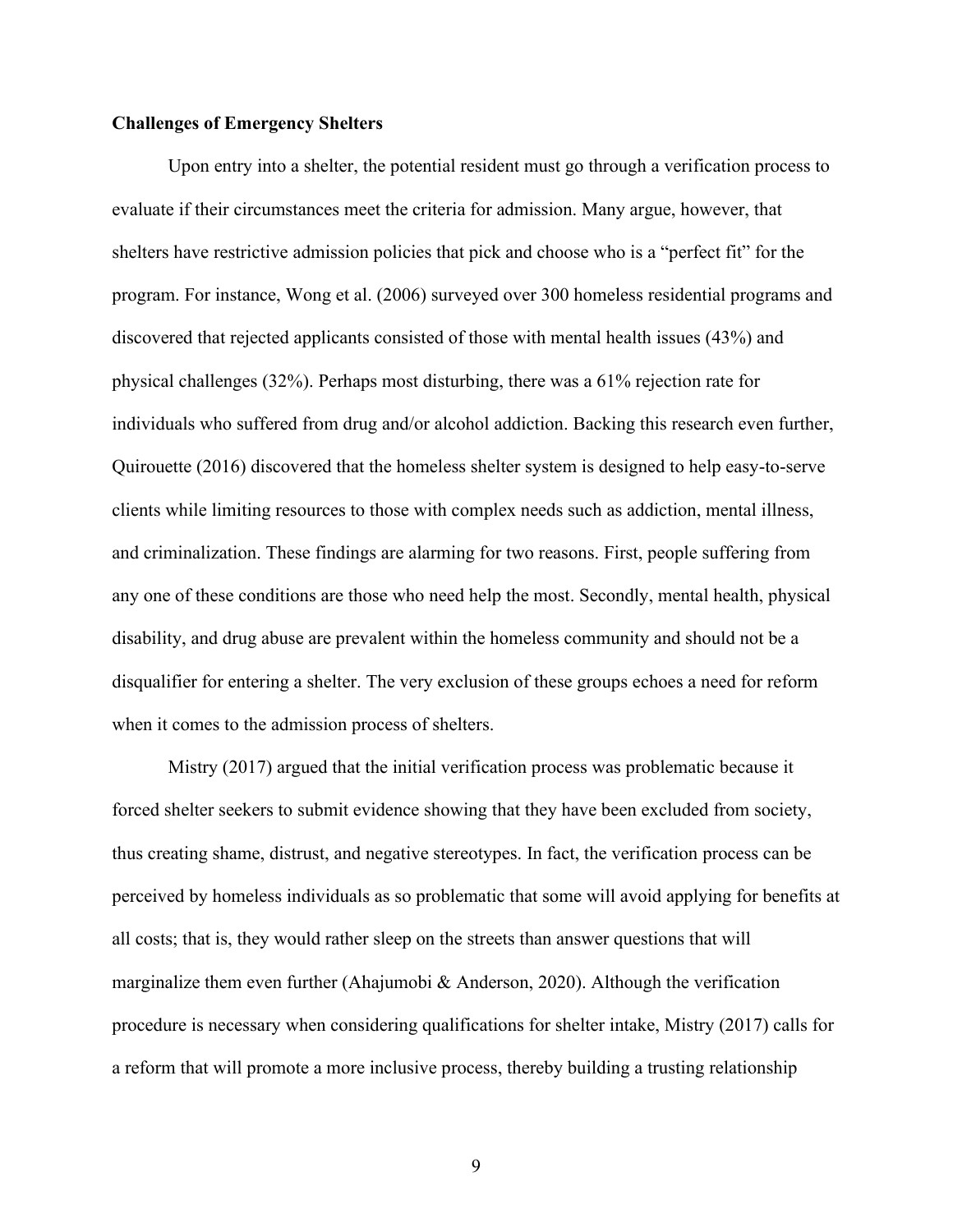**Challenges of Emergency Shelters**

Upon entry into a shelter, the potential resident must go through a verification process to evaluate if their circumstances meet the criteria for admission. Many argue, however, that shelters have restrictive admission policies that pick and choose who is a "perfect fit" for the program. For instance, Wong et al. (2006) surveyed over 300 homeless residential programs and discovered that rejected applicants consisted of those with mental health issues (43%) and physical challenges (32%). Perhaps most disturbing, there was a 61% rejection rate for individuals who suffered from drug and/or alcohol addiction. Backing this research even further, Quirouette (2016) discovered that the homeless shelter system is designed to help easy-to-serve clients while limiting resources to those with complex needs such as addiction, mental illness, and criminalization. These findings are alarming for two reasons. First, people suffering from any one of these conditions are those who need help the most. Secondly, mental health, physical disability, and drug abuse are prevalent within the homeless community and should not be a disqualifier for entering a shelter. The very exclusion of these groups echoes a need for reform when it comes to the admission process of shelters.

Mistry (2017) argued that the initial verification process was problematic because it forced shelter seekers to submit evidence showing that they have been excluded from society, thus creating shame, distrust, and negative stereotypes. In fact, the verification process can be perceived by homeless individuals as so problematic that some will avoid applying for benefits at all costs; that is, they would rather sleep on the streets than answer questions that will marginalize them even further (Ahajumobi & Anderson, 2020). Although the verification procedure is necessary when considering qualifications for shelter intake, Mistry (2017) calls for a reform that will promote a more inclusive process, thereby building a trusting relationship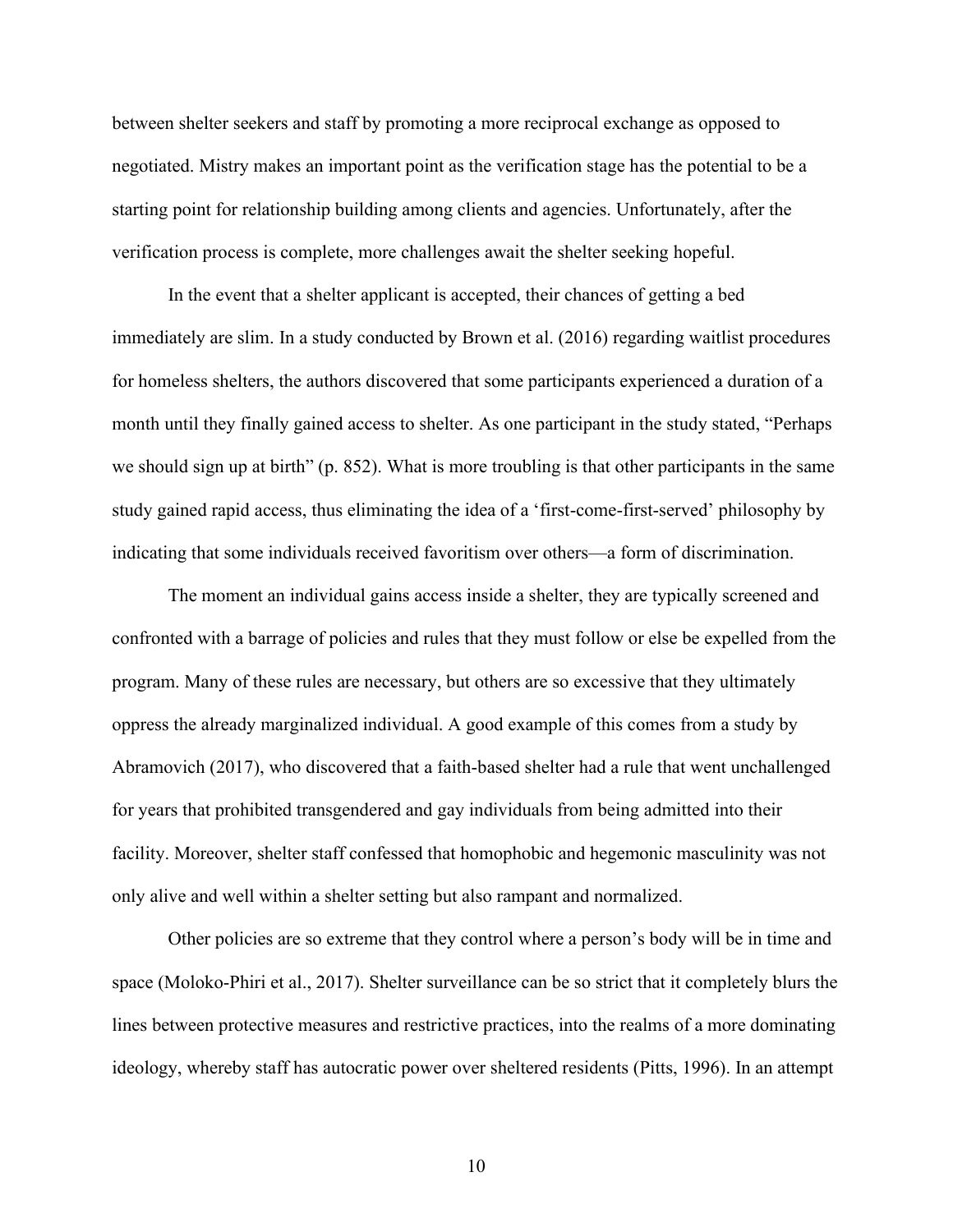between shelter seekers and staff by promoting a more reciprocal exchange as opposed to negotiated. Mistry makes an important point as the verification stage has the potential to be a starting point for relationship building among clients and agencies. Unfortunately, after the verification process is complete, more challenges await the shelter seeking hopeful.

In the event that a shelter applicant is accepted, their chances of getting a bed immediately are slim. In a study conducted by Brown et al. (2016) regarding waitlist procedures for homeless shelters, the authors discovered that some participants experienced a duration of a month until they finally gained access to shelter. As one participant in the study stated, "Perhaps we should sign up at birth" (p. 852). What is more troubling is that other participants in the same study gained rapid access, thus eliminating the idea of a 'first-come-first-served' philosophy by indicating that some individuals received favoritism over others—a form of discrimination.

The moment an individual gains access inside a shelter, they are typically screened and confronted with a barrage of policies and rules that they must follow or else be expelled from the program. Many of these rules are necessary, but others are so excessive that they ultimately oppress the already marginalized individual. A good example of this comes from a study by Abramovich (2017), who discovered that a faith-based shelter had a rule that went unchallenged for years that prohibited transgendered and gay individuals from being admitted into their facility. Moreover, shelter staff confessed that homophobic and hegemonic masculinity was not only alive and well within a shelter setting but also rampant and normalized.

Other policies are so extreme that they control where a person's body will be in time and space (Moloko-Phiri et al., 2017). Shelter surveillance can be so strict that it completely blurs the lines between protective measures and restrictive practices, into the realms of a more dominating ideology, whereby staff has autocratic power over sheltered residents (Pitts, 1996). In an attempt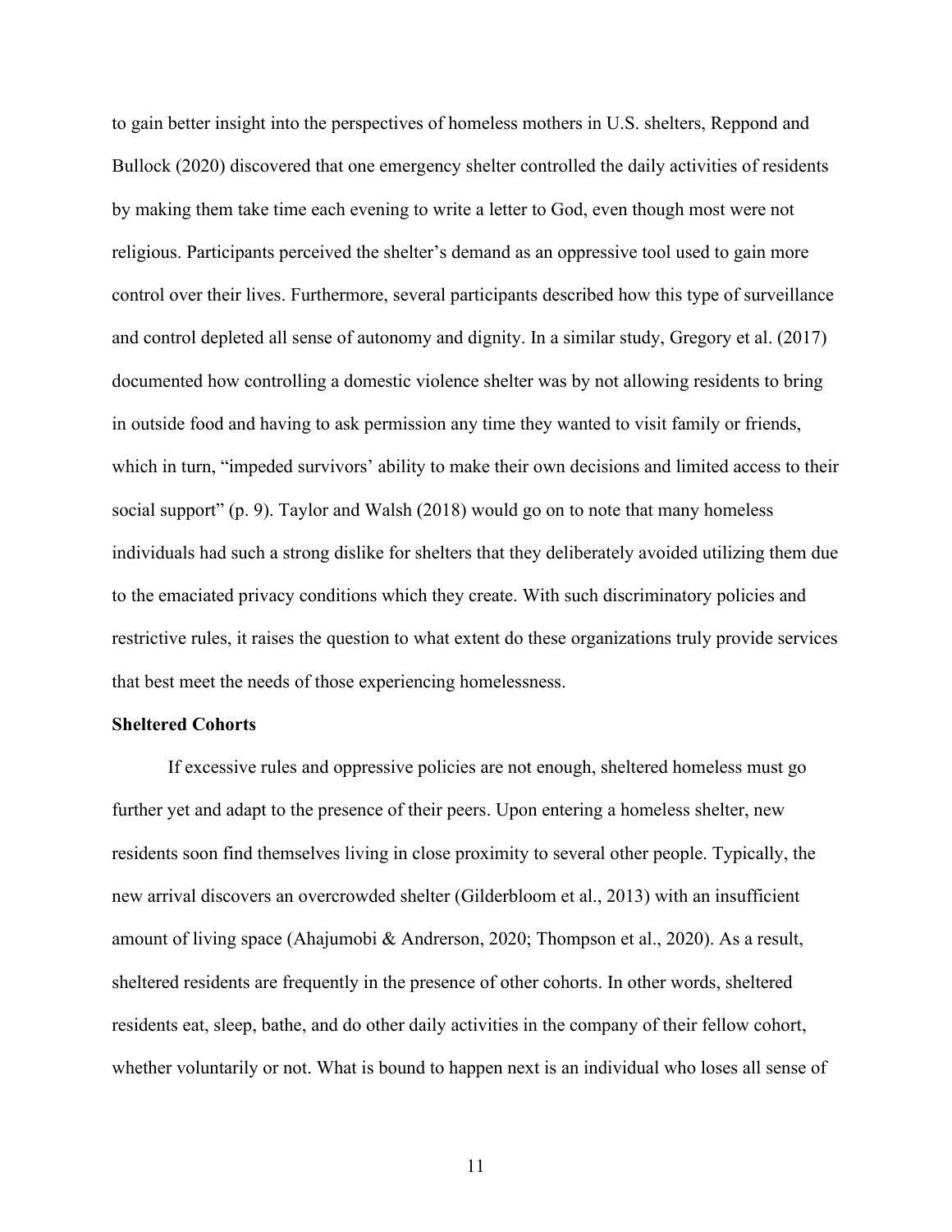to gain better insight into the perspectives of homeless mothers in U.S. shelters, Reppond and Bullock (2020) discovered that one emergency shelter controlled the daily activities of residents by making them take time each evening to write a letter to God, even though most were not religious. Participants perceived the shelter's demand as an oppressive tool used to gain more control over their lives. Furthermore, several participants described how this type of surveillance and control depleted all sense of autonomy and dignity. In a similar study, Gregory et al. (2017) documented how controlling a domestic violence shelter was by not allowing residents to bring in outside food and having to ask permission any time they wanted to visit family or friends, which in turn, "impeded survivors' ability to make their own decisions and limited access to their social support" (p. 9). Taylor and Walsh (2018) would go on to note that many homeless individuals had such a strong dislike for shelters that they deliberately avoided utilizing them due to the emaciated privacy conditions which they create. With such discriminatory policies and restrictive rules, it raises the question to what extent do these organizations truly provide services that best meet the needs of those experiencing homelessness.

**Sheltered Cohorts**

If excessive rules and oppressive policies are not enough, sheltered homeless must go further yet and adapt to the presence of their peers. Upon entering a homeless shelter, new residents soon find themselves living in close proximity to several other people. Typically, the new arrival discovers an overcrowded shelter (Gilderbloom et al., 2013) with an insufficient amount of living space (Ahajumobi & Andrerson, 2020; Thompson et al., 2020). As a result, sheltered residents are frequently in the presence of other cohorts. In other words, sheltered residents eat, sleep, bathe, and do other daily activities in the company of their fellow cohort, whether voluntarily or not. What is bound to happen next is an individual who loses all sense of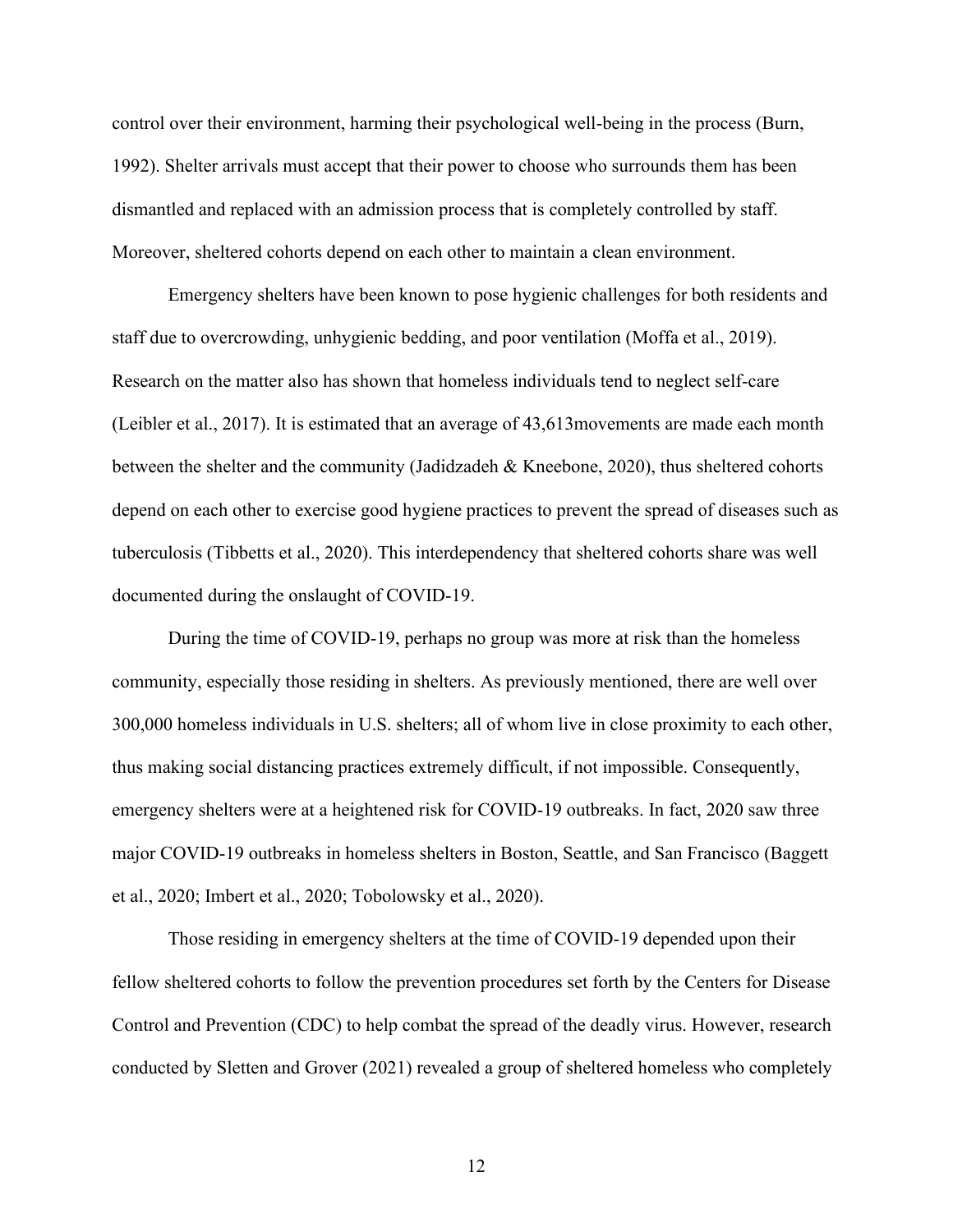control over their environment, harming their psychological well-being in the process (Burn, 1992). Shelter arrivals must accept that their power to choose who surrounds them has been dismantled and replaced with an admission process that is completely controlled by staff. Moreover, sheltered cohorts depend on each other to maintain a clean environment.

Emergency shelters have been known to pose hygienic challenges for both residents and staff due to overcrowding, unhygienic bedding, and poor ventilation (Moffa et al., 2019). Research on the matter also has shown that homeless individuals tend to neglect self-care (Leibler et al., 2017). It is estimated that an average of 43,613movements are made each month between the shelter and the community (Jadidzadeh & Kneebone, 2020), thus sheltered cohorts depend on each other to exercise good hygiene practices to prevent the spread of diseases such as tuberculosis (Tibbetts et al., 2020). This interdependency that sheltered cohorts share was well documented during the onslaught of COVID-19.

During the time of COVID-19, perhaps no group was more at risk than the homeless community, especially those residing in shelters. As previously mentioned, there are well over 300,000 homeless individuals in U.S. shelters; all of whom live in close proximity to each other, thus making social distancing practices extremely difficult, if not impossible. Consequently, emergency shelters were at a heightened risk for COVID-19 outbreaks. In fact, 2020 saw three major COVID-19 outbreaks in homeless shelters in Boston, Seattle, and San Francisco (Baggett et al., 2020; Imbert et al., 2020; Tobolowsky et al., 2020).

Those residing in emergency shelters at the time of COVID-19 depended upon their fellow sheltered cohorts to follow the prevention procedures set forth by the Centers for Disease Control and Prevention (CDC) to help combat the spread of the deadly virus. However, research conducted by Sletten and Grover (2021) revealed a group of sheltered homeless who completely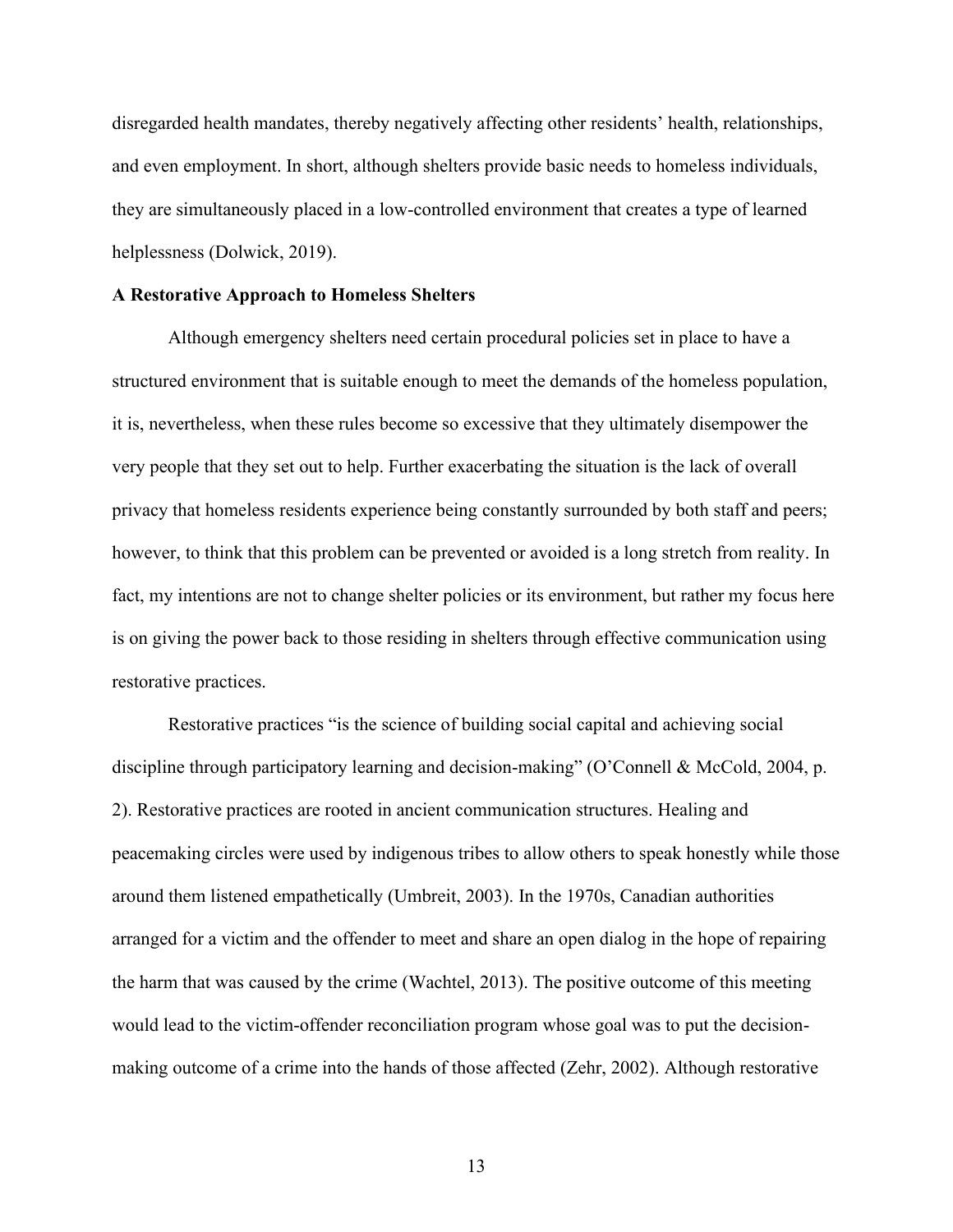disregarded health mandates, thereby negatively affecting other residents' health, relationships, and even employment. In short, although shelters provide basic needs to homeless individuals, they are simultaneously placed in a low-controlled environment that creates a type of learned helplessness (Dolwick, 2019).

**A Restorative Approach to Homeless Shelters**

Although emergency shelters need certain procedural policies set in place to have a structured environment that is suitable enough to meet the demands of the homeless population, it is, nevertheless, when these rules become so excessive that they ultimately disempower the very people that they set out to help. Further exacerbating the situation is the lack of overall privacy that homeless residents experience being constantly surrounded by both staff and peers; however, to think that this problem can be prevented or avoided is a long stretch from reality. In fact, my intentions are not to change shelter policies or its environment, but rather my focus here is on giving the power back to those residing in shelters through effective communication using restorative practices.

Restorative practices "is the science of building social capital and achieving social discipline through participatory learning and decision-making" (O'Connell & McCold, 2004, p. 2). Restorative practices are rooted in ancient communication structures. Healing and peacemaking circles were used by indigenous tribes to allow others to speak honestly while those around them listened empathetically (Umbreit, 2003). In the 1970s, Canadian authorities arranged for a victim and the offender to meet and share an open dialog in the hope of repairing the harm that was caused by the crime (Wachtel, 2013). The positive outcome of this meeting would lead to the victim-offender reconciliation program whose goal was to put the decision-making outcome of a crime into the hands of those affected (Zehr, 2002). Although restorative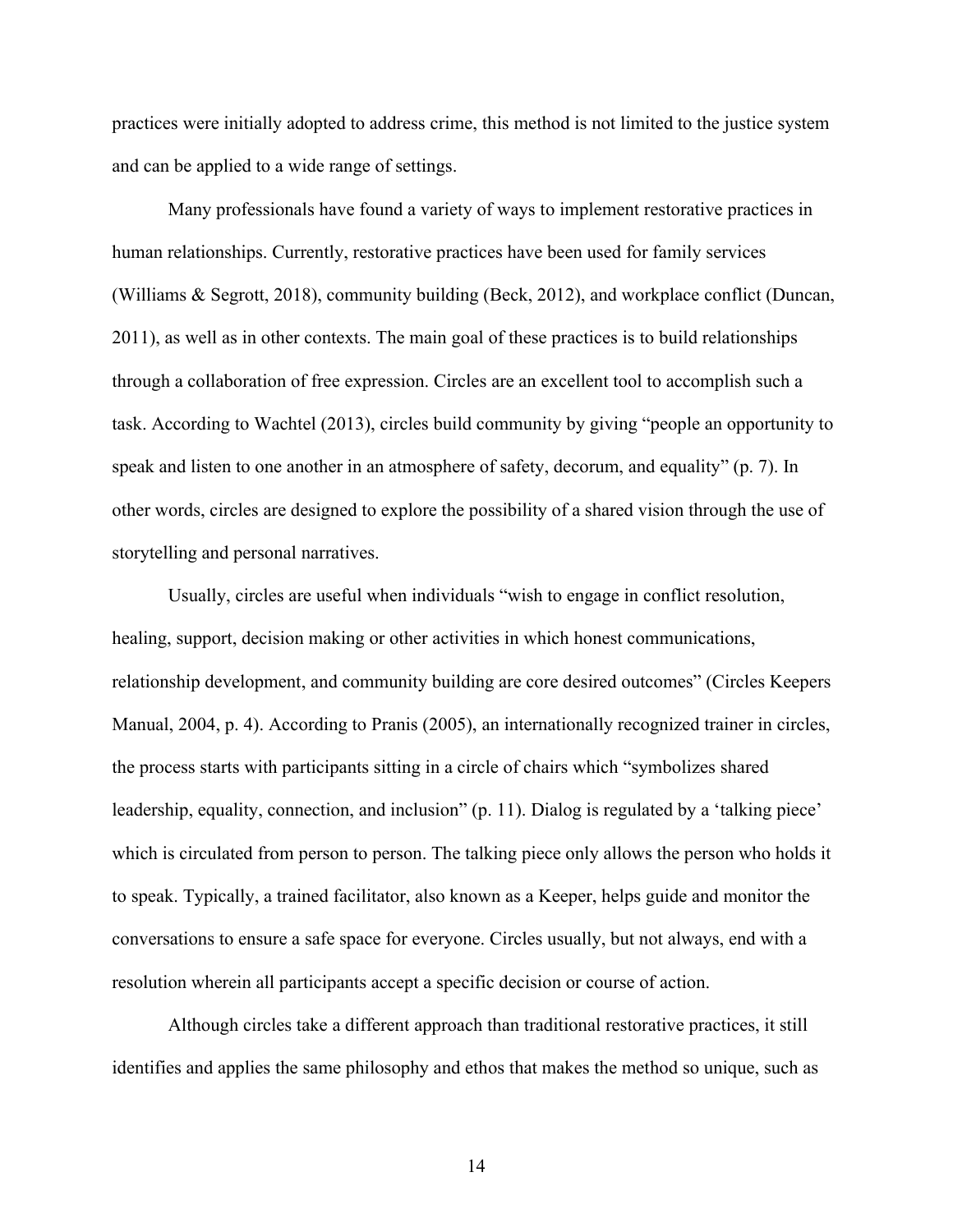practices were initially adopted to address crime, this method is not limited to the justice system and can be applied to a wide range of settings.

Many professionals have found a variety of ways to implement restorative practices in human relationships. Currently, restorative practices have been used for family services (Williams & Segrott, 2018), community building (Beck, 2012), and workplace conflict (Duncan, 2011), as well as in other contexts. The main goal of these practices is to build relationships through a collaboration of free expression. Circles are an excellent tool to accomplish such a task. According to Wachtel (2013), circles build community by giving "people an opportunity to speak and listen to one another in an atmosphere of safety, decorum, and equality" (p. 7). In other words, circles are designed to explore the possibility of a shared vision through the use of storytelling and personal narratives.

Usually, circles are useful when individuals "wish to engage in conflict resolution, healing, support, decision making or other activities in which honest communications, relationship development, and community building are core desired outcomes" (Circles Keepers Manual, 2004, p. 4). According to Pranis (2005), an internationally recognized trainer in circles, the process starts with participants sitting in a circle of chairs which "symbolizes shared leadership, equality, connection, and inclusion" (p. 11). Dialog is regulated by a 'talking piece' which is circulated from person to person. The talking piece only allows the person who holds it to speak. Typically, a trained facilitator, also known as a Keeper, helps guide and monitor the conversations to ensure a safe space for everyone. Circles usually, but not always, end with a resolution wherein all participants accept a specific decision or course of action.

Although circles take a different approach than traditional restorative practices, it still identifies and applies the same philosophy and ethos that makes the method so unique, such as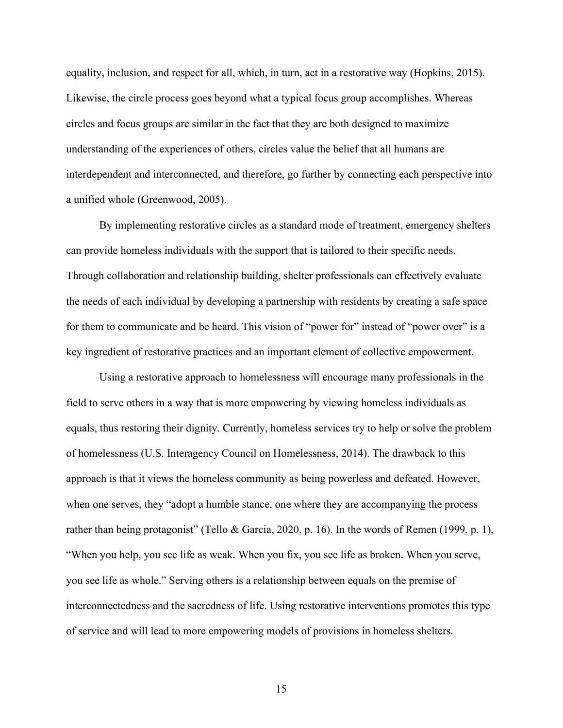equality, inclusion, and respect for all, which, in turn, act in a restorative way (Hopkins, 2015). Likewise, the circle process goes beyond what a typical focus group accomplishes. Whereas circles and focus groups are similar in the fact that they are both designed to maximize understanding of the experiences of others, circles value the belief that all humans are interdependent and interconnected, and therefore, go further by connecting each perspective into a unified whole (Greenwood, 2005).

By implementing restorative circles as a standard mode of treatment, emergency shelters can provide homeless individuals with the support that is tailored to their specific needs. Through collaboration and relationship building, shelter professionals can effectively evaluate the needs of each individual by developing a partnership with residents by creating a safe space for them to communicate and be heard. This vision of "power for" instead of "power over" is a key ingredient of restorative practices and an important element of collective empowerment.

Using a restorative approach to homelessness will encourage many professionals in the field to serve others in a way that is more empowering by viewing homeless individuals as equals, thus restoring their dignity. Currently, homeless services try to help or solve the problem of homelessness (U.S. Interagency Council on Homelessness, 2014). The drawback to this approach is that it views the homeless community as being powerless and defeated. However, when one serves, they "adopt a humble stance, one where they are accompanying the process rather than being protagonist" (Tello & Garcia, 2020, p. 16). In the words of Remen (1999, p. 1), "When you help, you see life as weak. When you fix, you see life as broken. When you serve, you see life as whole." Serving others is a relationship between equals on the premise of interconnectedness and the sacredness of life. Using restorative interventions promotes this type of service and will lead to more empowering models of provisions in homeless shelters.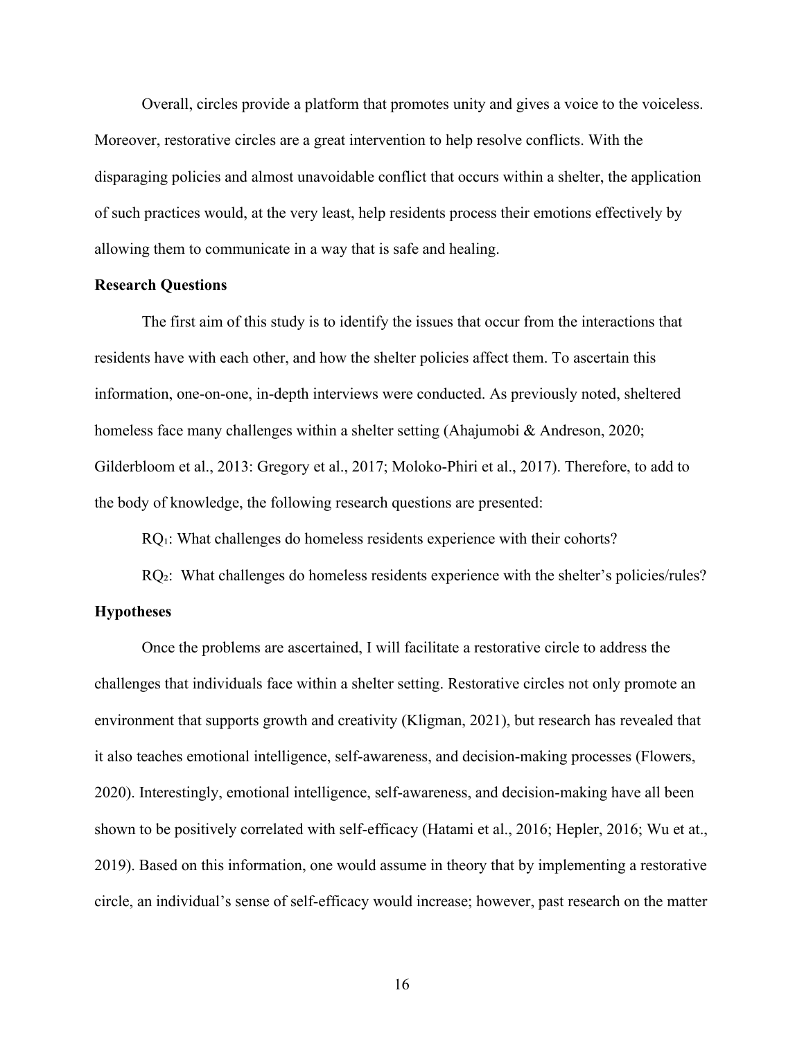Overall, circles provide a platform that promotes unity and gives a voice to the voiceless. Moreover, restorative circles are a great intervention to help resolve conflicts. With the disparaging policies and almost unavoidable conflict that occurs within a shelter, the application of such practices would, at the very least, help residents process their emotions effectively by allowing them to communicate in a way that is safe and healing.

**Research Questions**

The first aim of this study is to identify the issues that occur from the interactions that residents have with each other, and how the shelter policies affect them. To ascertain this information, one-on-one, in-depth interviews were conducted. As previously noted, sheltered homeless face many challenges within a shelter setting (Ahajumobi & Andreson, 2020; Gilderbloom et al., 2013: Gregory et al., 2017; Moloko-Phiri et al., 2017). Therefore, to add to the body of knowledge, the following research questions are presented:

$RQ_1$: What challenges do homeless residents experience with their cohorts?

$RQ_2$: What challenges do homeless residents experience with the shelter's policies/rules?

**Hypotheses**

Once the problems are ascertained, I will facilitate a restorative circle to address the challenges that individuals face within a shelter setting. Restorative circles not only promote an environment that supports growth and creativity (Kligman, 2021), but research has revealed that it also teaches emotional intelligence, self-awareness, and decision-making processes (Flowers, 2020). Interestingly, emotional intelligence, self-awareness, and decision-making have all been shown to be positively correlated with self-efficacy (Hatami et al., 2016; Hepler, 2016; Wu et at., 2019). Based on this information, one would assume in theory that by implementing a restorative circle, an individual's sense of self-efficacy would increase; however, past research on the matter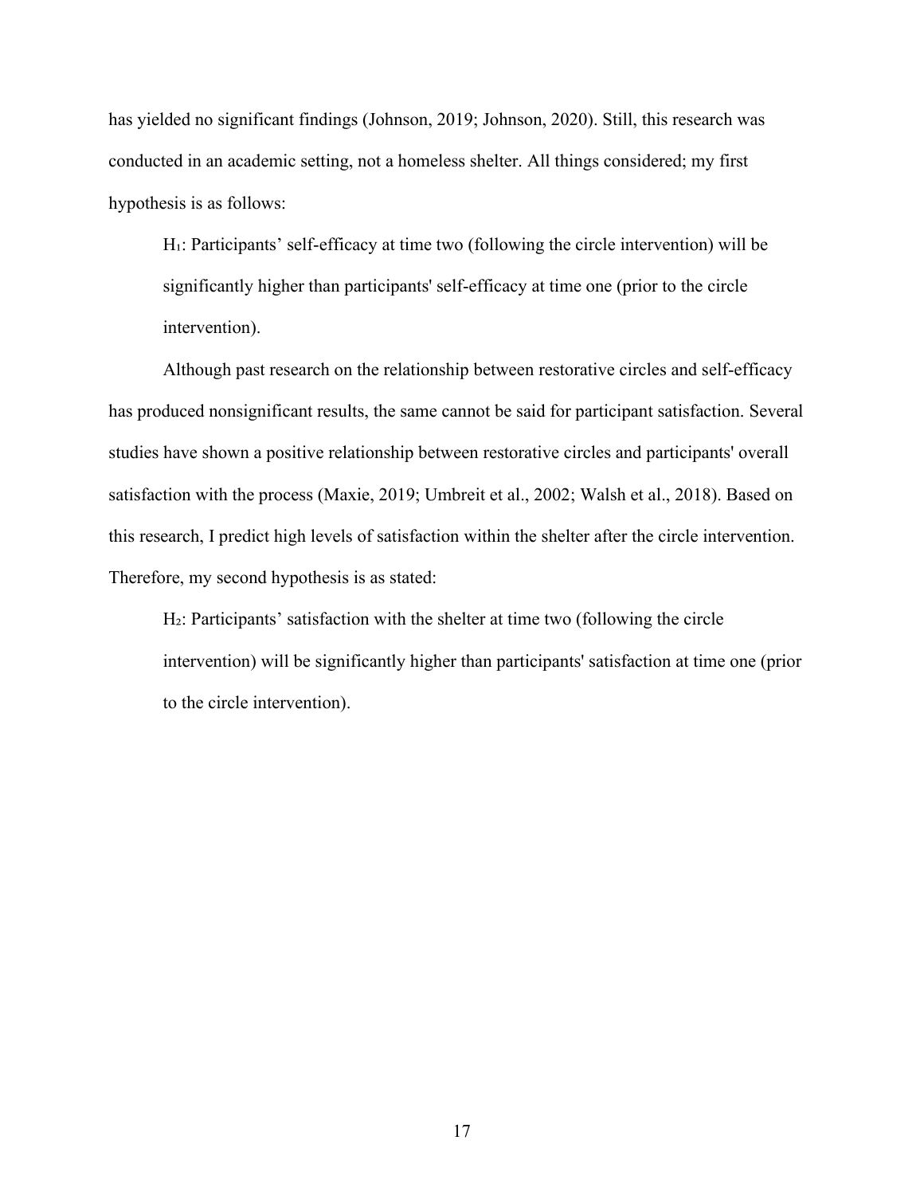has yielded no significant findings (Johnson, 2019; Johnson, 2020). Still, this research was conducted in an academic setting, not a homeless shelter. All things considered; my first hypothesis is as follows:

> $H_1$: Participants' self-efficacy at time two (following the circle intervention) will be significantly higher than participants' self-efficacy at time one (prior to the circle intervention).

Although past research on the relationship between restorative circles and self-efficacy has produced nonsignificant results, the same cannot be said for participant satisfaction. Several studies have shown a positive relationship between restorative circles and participants' overall satisfaction with the process (Maxie, 2019; Umbreit et al., 2002; Walsh et al., 2018). Based on this research, I predict high levels of satisfaction within the shelter after the circle intervention. Therefore, my second hypothesis is as stated:

> $H_2$: Participants' satisfaction with the shelter at time two (following the circle intervention) will be significantly higher than participants' satisfaction at time one (prior to the circle intervention).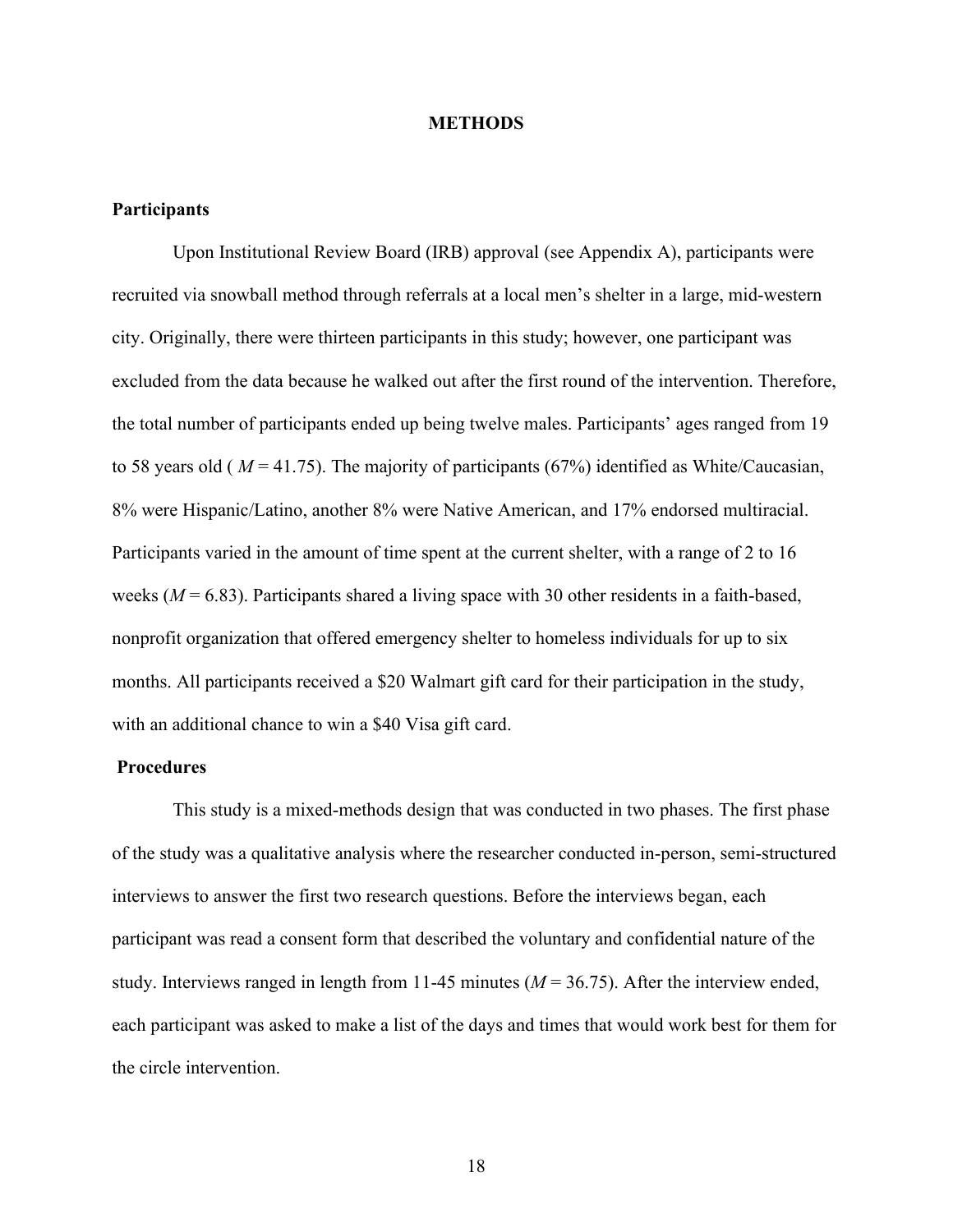# METHODS

## Participants

Upon Institutional Review Board (IRB) approval (see Appendix A), participants were recruited via snowball method through referrals at a local men's shelter in a large, mid-western city. Originally, there were thirteen participants in this study; however, one participant was excluded from the data because he walked out after the first round of the intervention. Therefore, the total number of participants ended up being twelve males. Participants' ages ranged from 19 to 58 years old ( $M = 41.75$). The majority of participants (67%) identified as White/Caucasian, 8% were Hispanic/Latino, another 8% were Native American, and 17% endorsed multiracial. Participants varied in the amount of time spent at the current shelter, with a range of 2 to 16 weeks ($M = 6.83$). Participants shared a living space with 30 other residents in a faith-based, nonprofit organization that offered emergency shelter to homeless individuals for up to six months. All participants received a $20 Walmart gift card for their participation in the study, with an additional chance to win a $40 Visa gift card.

## Procedures

This study is a mixed-methods design that was conducted in two phases. The first phase of the study was a qualitative analysis where the researcher conducted in-person, semi-structured interviews to answer the first two research questions. Before the interviews began, each participant was read a consent form that described the voluntary and confidential nature of the study. Interviews ranged in length from 11-45 minutes ($M = 36.75$). After the interview ended, each participant was asked to make a list of the days and times that would work best for them for the circle intervention.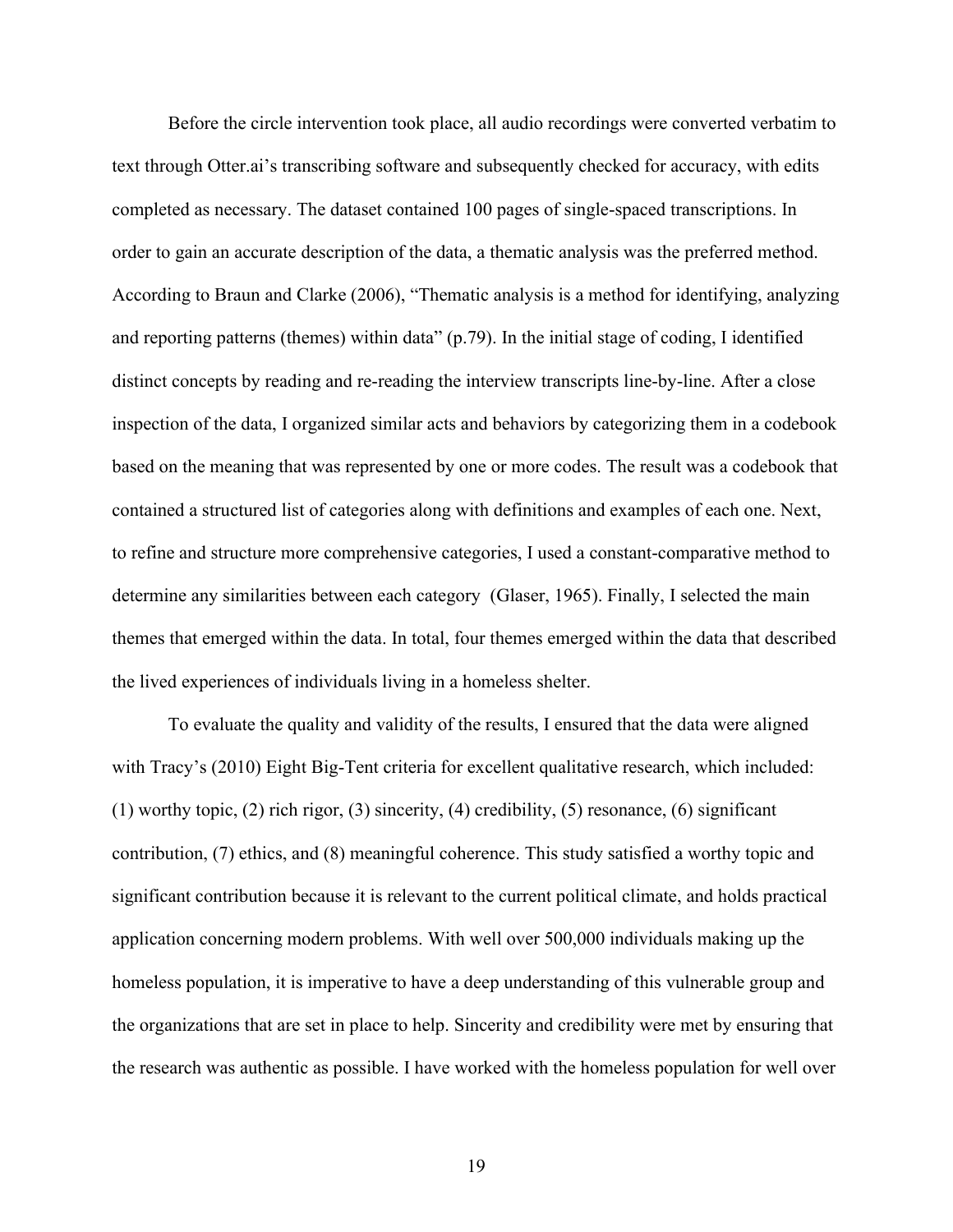Before the circle intervention took place, all audio recordings were converted verbatim to text through Otter.ai's transcribing software and subsequently checked for accuracy, with edits completed as necessary. The dataset contained 100 pages of single-spaced transcriptions. In order to gain an accurate description of the data, a thematic analysis was the preferred method. According to Braun and Clarke (2006), "Thematic analysis is a method for identifying, analyzing and reporting patterns (themes) within data" (p.79). In the initial stage of coding, I identified distinct concepts by reading and re-reading the interview transcripts line-by-line. After a close inspection of the data, I organized similar acts and behaviors by categorizing them in a codebook based on the meaning that was represented by one or more codes. The result was a codebook that contained a structured list of categories along with definitions and examples of each one. Next, to refine and structure more comprehensive categories, I used a constant-comparative method to determine any similarities between each category (Glaser, 1965). Finally, I selected the main themes that emerged within the data. In total, four themes emerged within the data that described the lived experiences of individuals living in a homeless shelter.

To evaluate the quality and validity of the results, I ensured that the data were aligned with Tracy's (2010) Eight Big-Tent criteria for excellent qualitative research, which included: (1) worthy topic, (2) rich rigor, (3) sincerity, (4) credibility, (5) resonance, (6) significant contribution, (7) ethics, and (8) meaningful coherence. This study satisfied a worthy topic and significant contribution because it is relevant to the current political climate, and holds practical application concerning modern problems. With well over 500,000 individuals making up the homeless population, it is imperative to have a deep understanding of this vulnerable group and the organizations that are set in place to help. Sincerity and credibility were met by ensuring that the research was authentic as possible. I have worked with the homeless population for well over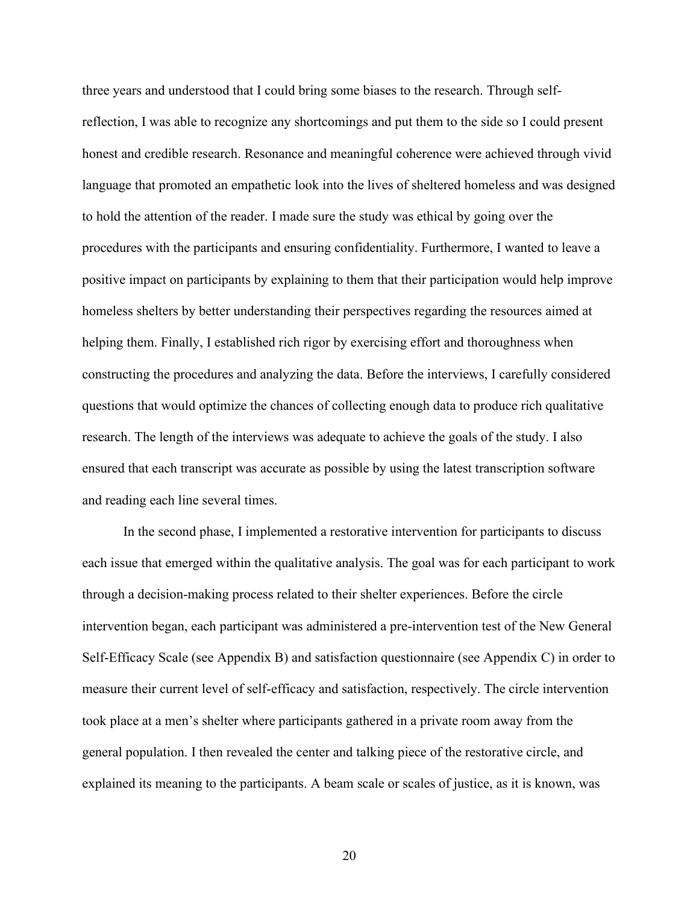three years and understood that I could bring some biases to the research. Through self-reflection, I was able to recognize any shortcomings and put them to the side so I could present honest and credible research. Resonance and meaningful coherence were achieved through vivid language that promoted an empathetic look into the lives of sheltered homeless and was designed to hold the attention of the reader. I made sure the study was ethical by going over the procedures with the participants and ensuring confidentiality. Furthermore, I wanted to leave a positive impact on participants by explaining to them that their participation would help improve homeless shelters by better understanding their perspectives regarding the resources aimed at helping them. Finally, I established rich rigor by exercising effort and thoroughness when constructing the procedures and analyzing the data. Before the interviews, I carefully considered questions that would optimize the chances of collecting enough data to produce rich qualitative research. The length of the interviews was adequate to achieve the goals of the study. I also ensured that each transcript was accurate as possible by using the latest transcription software and reading each line several times.

In the second phase, I implemented a restorative intervention for participants to discuss each issue that emerged within the qualitative analysis. The goal was for each participant to work through a decision-making process related to their shelter experiences. Before the circle intervention began, each participant was administered a pre-intervention test of the New General Self-Efficacy Scale (see Appendix B) and satisfaction questionnaire (see Appendix C) in order to measure their current level of self-efficacy and satisfaction, respectively. The circle intervention took place at a men's shelter where participants gathered in a private room away from the general population. I then revealed the center and talking piece of the restorative circle, and explained its meaning to the participants. A beam scale or scales of justice, as it is known, was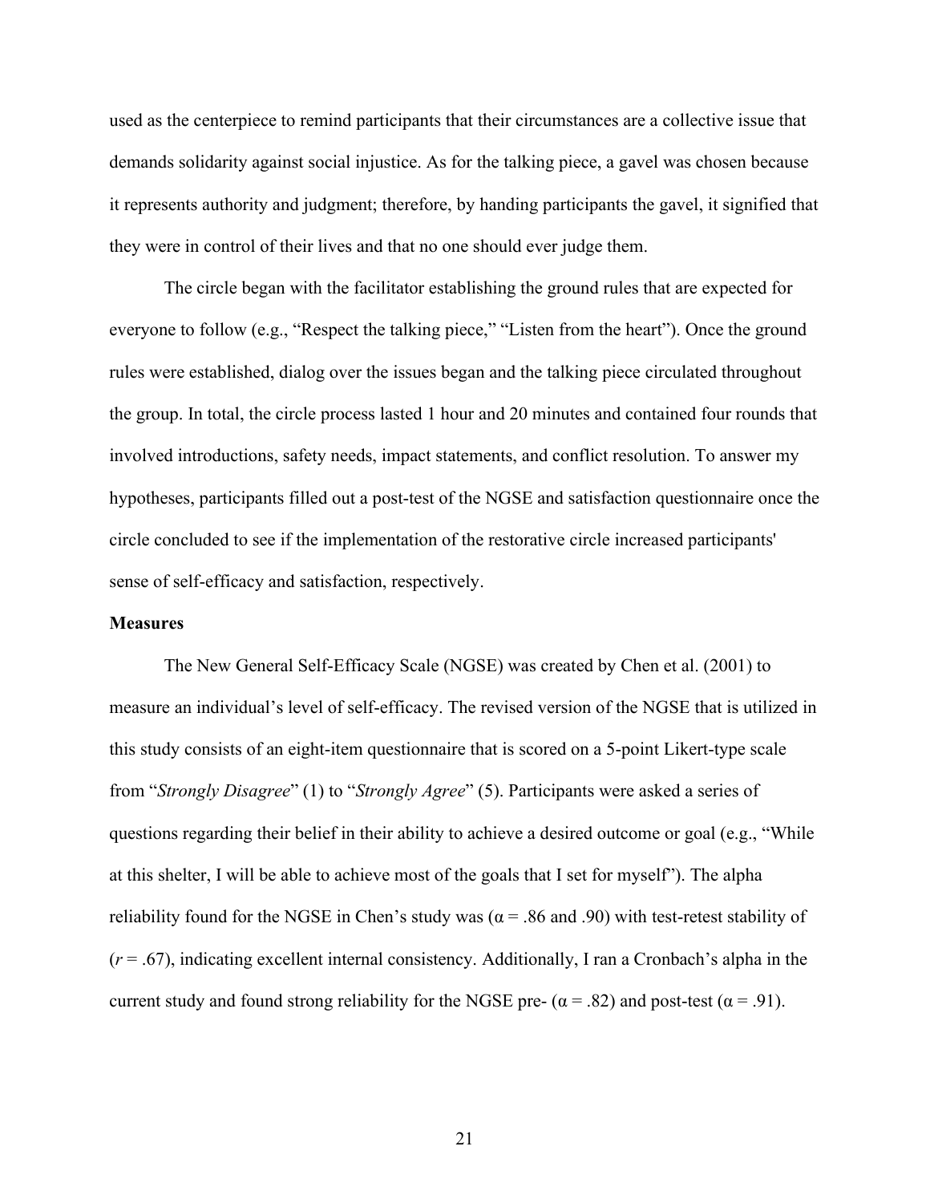used as the centerpiece to remind participants that their circumstances are a collective issue that demands solidarity against social injustice. As for the talking piece, a gavel was chosen because it represents authority and judgment; therefore, by handing participants the gavel, it signified that they were in control of their lives and that no one should ever judge them.

The circle began with the facilitator establishing the ground rules that are expected for everyone to follow (e.g., "Respect the talking piece," "Listen from the heart"). Once the ground rules were established, dialog over the issues began and the talking piece circulated throughout the group. In total, the circle process lasted 1 hour and 20 minutes and contained four rounds that involved introductions, safety needs, impact statements, and conflict resolution. To answer my hypotheses, participants filled out a post-test of the NGSE and satisfaction questionnaire once the circle concluded to see if the implementation of the restorative circle increased participants' sense of self-efficacy and satisfaction, respectively.

**Measures**

The New General Self-Efficacy Scale (NGSE) was created by Chen et al. (2001) to measure an individual's level of self-efficacy. The revised version of the NGSE that is utilized in this study consists of an eight-item questionnaire that is scored on a 5-point Likert-type scale from "*Strongly Disagree*" (1) to "*Strongly Agree*" (5). Participants were asked a series of questions regarding their belief in their ability to achieve a desired outcome or goal (e.g., "While at this shelter, I will be able to achieve most of the goals that I set for myself"). The alpha reliability found for the NGSE in Chen's study was ($\alpha = .86$ and $.90$) with test-retest stability of ($r = .67$), indicating excellent internal consistency. Additionally, I ran a Cronbach's alpha in the current study and found strong reliability for the NGSE pre- ($\alpha = .82$) and post-test ($\alpha = .91$).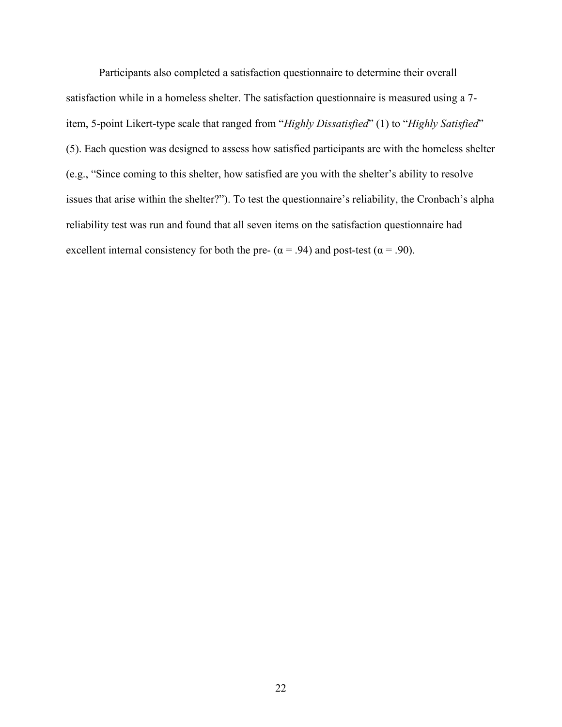Participants also completed a satisfaction questionnaire to determine their overall satisfaction while in a homeless shelter. The satisfaction questionnaire is measured using a 7-item, 5-point Likert-type scale that ranged from "*Highly Dissatisfied*" (1) to "*Highly Satisfied*" (5). Each question was designed to assess how satisfied participants are with the homeless shelter (e.g., "Since coming to this shelter, how satisfied are you with the shelter's ability to resolve issues that arise within the shelter?"). To test the questionnaire's reliability, the Cronbach's alpha reliability test was run and found that all seven items on the satisfaction questionnaire had excellent internal consistency for both the pre- ($\alpha = .94$) and post-test ($\alpha = .90$).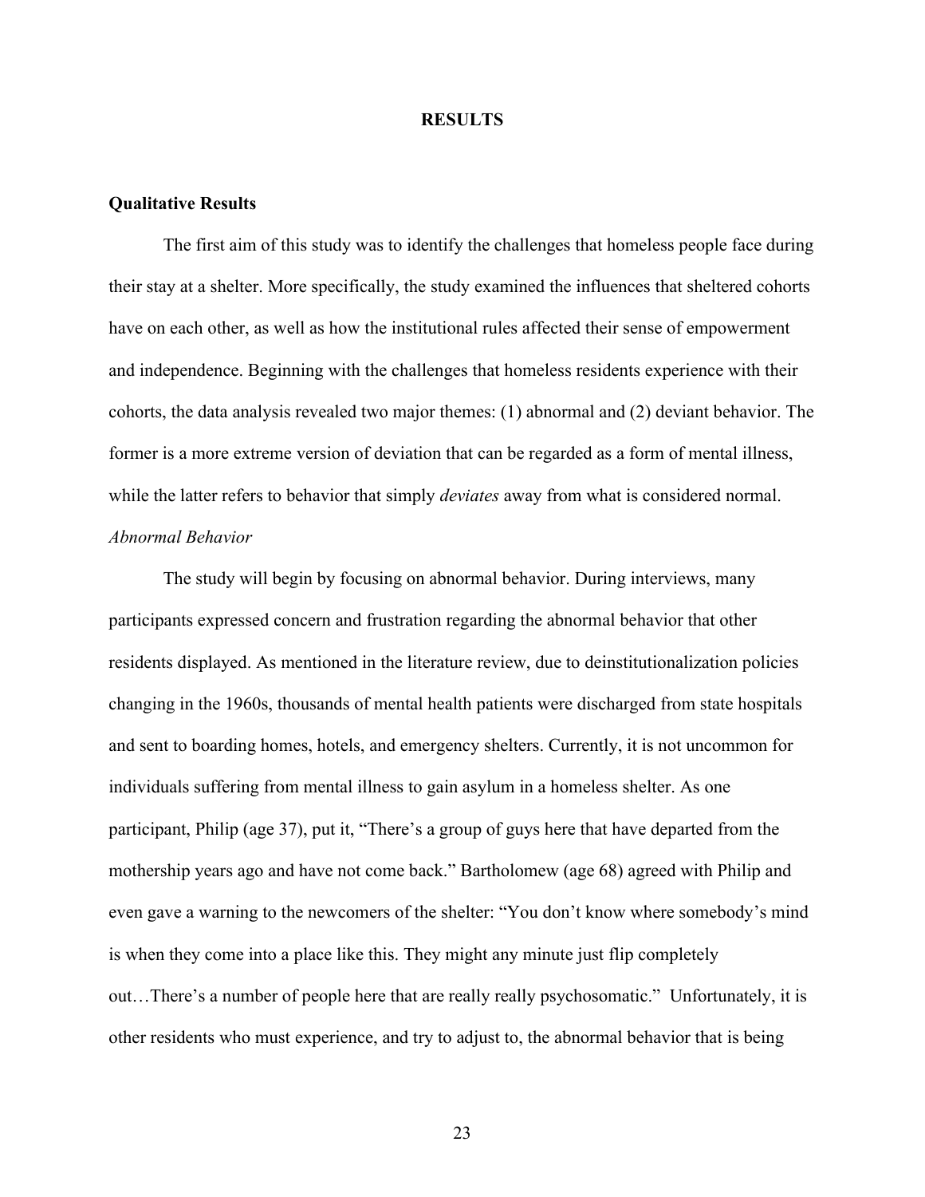# RESULTS

## Qualitative Results

The first aim of this study was to identify the challenges that homeless people face during their stay at a shelter. More specifically, the study examined the influences that sheltered cohorts have on each other, as well as how the institutional rules affected their sense of empowerment and independence. Beginning with the challenges that homeless residents experience with their cohorts, the data analysis revealed two major themes: (1) abnormal and (2) deviant behavior. The former is a more extreme version of deviation that can be regarded as a form of mental illness, while the latter refers to behavior that simply *deviates* away from what is considered normal.

### *Abnormal Behavior*

The study will begin by focusing on abnormal behavior. During interviews, many participants expressed concern and frustration regarding the abnormal behavior that other residents displayed. As mentioned in the literature review, due to deinstitutionalization policies changing in the 1960s, thousands of mental health patients were discharged from state hospitals and sent to boarding homes, hotels, and emergency shelters. Currently, it is not uncommon for individuals suffering from mental illness to gain asylum in a homeless shelter. As one participant, Philip (age 37), put it, "There's a group of guys here that have departed from the mothership years ago and have not come back." Bartholomew (age 68) agreed with Philip and even gave a warning to the newcomers of the shelter: "You don't know where somebody's mind is when they come into a place like this. They might any minute just flip completely out…There's a number of people here that are really really psychosomatic." Unfortunately, it is other residents who must experience, and try to adjust to, the abnormal behavior that is being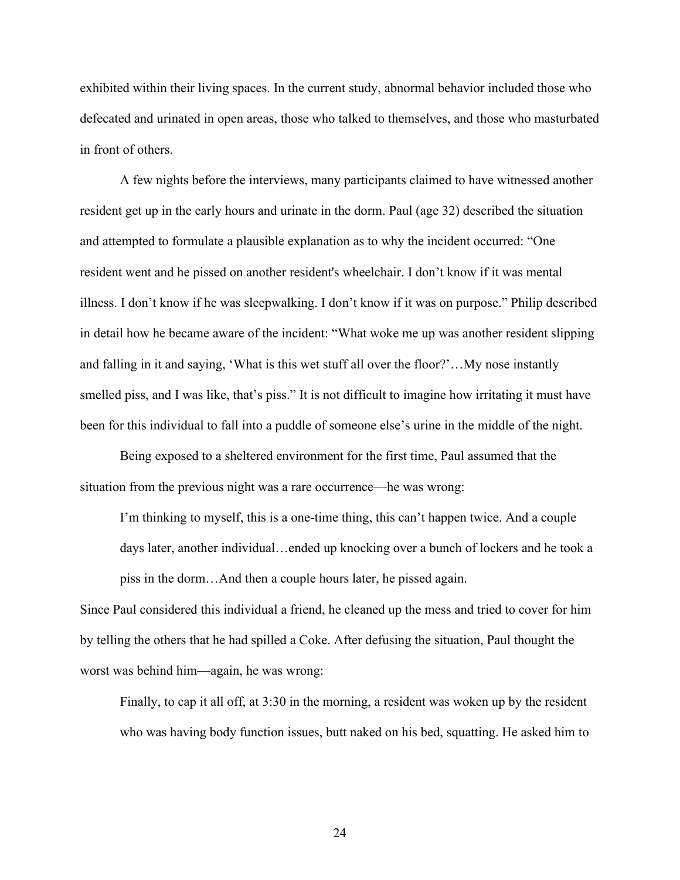exhibited within their living spaces. In the current study, abnormal behavior included those who defecated and urinated in open areas, those who talked to themselves, and those who masturbated in front of others.

A few nights before the interviews, many participants claimed to have witnessed another resident get up in the early hours and urinate in the dorm. Paul (age 32) described the situation and attempted to formulate a plausible explanation as to why the incident occurred: "One resident went and he pissed on another resident's wheelchair. I don't know if it was mental illness. I don't know if he was sleepwalking. I don't know if it was on purpose." Philip described in detail how he became aware of the incident: "What woke me up was another resident slipping and falling in it and saying, 'What is this wet stuff all over the floor?'…My nose instantly smelled piss, and I was like, that's piss." It is not difficult to imagine how irritating it must have been for this individual to fall into a puddle of someone else's urine in the middle of the night.

Being exposed to a sheltered environment for the first time, Paul assumed that the situation from the previous night was a rare occurrence—he was wrong:

> I'm thinking to myself, this is a one-time thing, this can't happen twice. And a couple days later, another individual…ended up knocking over a bunch of lockers and he took a piss in the dorm…And then a couple hours later, he pissed again.

Since Paul considered this individual a friend, he cleaned up the mess and tried to cover for him by telling the others that he had spilled a Coke. After defusing the situation, Paul thought the worst was behind him—again, he was wrong:

> Finally, to cap it all off, at 3:30 in the morning, a resident was woken up by the resident who was having body function issues, butt naked on his bed, squatting. He asked him to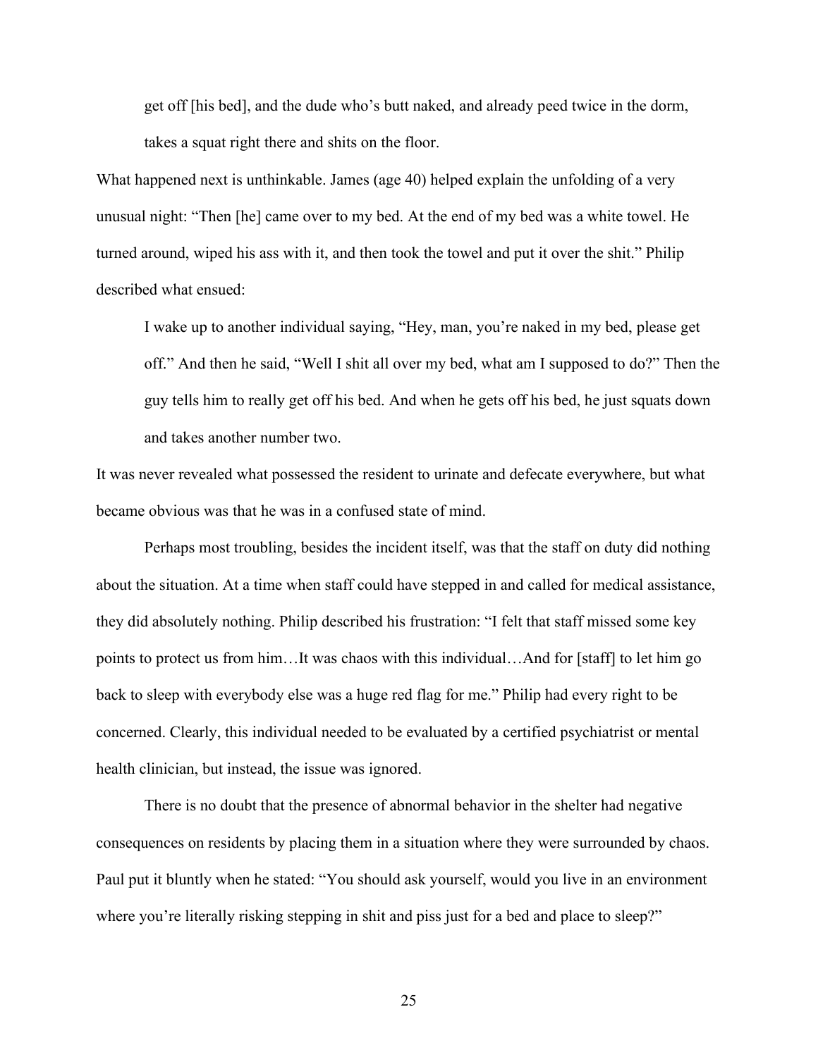> get off [his bed], and the dude who's butt naked, and already peed twice in the dorm, takes a squat right there and shits on the floor.

What happened next is unthinkable. James (age 40) helped explain the unfolding of a very unusual night: "Then [he] came over to my bed. At the end of my bed was a white towel. He turned around, wiped his ass with it, and then took the towel and put it over the shit." Philip described what ensued:

> I wake up to another individual saying, "Hey, man, you're naked in my bed, please get off." And then he said, "Well I shit all over my bed, what am I supposed to do?" Then the guy tells him to really get off his bed. And when he gets off his bed, he just squats down and takes another number two.

It was never revealed what possessed the resident to urinate and defecate everywhere, but what became obvious was that he was in a confused state of mind.

Perhaps most troubling, besides the incident itself, was that the staff on duty did nothing about the situation. At a time when staff could have stepped in and called for medical assistance, they did absolutely nothing. Philip described his frustration: "I felt that staff missed some key points to protect us from him…It was chaos with this individual…And for [staff] to let him go back to sleep with everybody else was a huge red flag for me." Philip had every right to be concerned. Clearly, this individual needed to be evaluated by a certified psychiatrist or mental health clinician, but instead, the issue was ignored.

There is no doubt that the presence of abnormal behavior in the shelter had negative consequences on residents by placing them in a situation where they were surrounded by chaos. Paul put it bluntly when he stated: "You should ask yourself, would you live in an environment where you're literally risking stepping in shit and piss just for a bed and place to sleep?"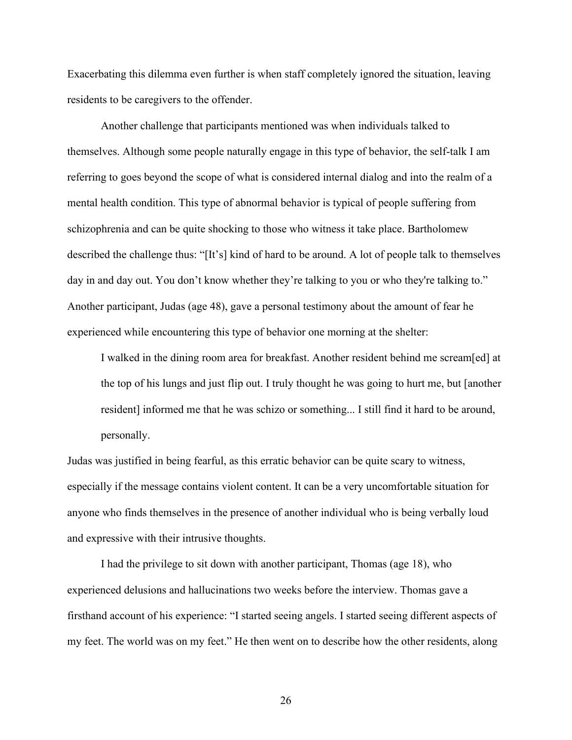Exacerbating this dilemma even further is when staff completely ignored the situation, leaving residents to be caregivers to the offender.

Another challenge that participants mentioned was when individuals talked to themselves. Although some people naturally engage in this type of behavior, the self-talk I am referring to goes beyond the scope of what is considered internal dialog and into the realm of a mental health condition. This type of abnormal behavior is typical of people suffering from schizophrenia and can be quite shocking to those who witness it take place. Bartholomew described the challenge thus: "[It's] kind of hard to be around. A lot of people talk to themselves day in and day out. You don't know whether they're talking to you or who they're talking to." Another participant, Judas (age 48), gave a personal testimony about the amount of fear he experienced while encountering this type of behavior one morning at the shelter:

> I walked in the dining room area for breakfast. Another resident behind me scream[ed] at the top of his lungs and just flip out. I truly thought he was going to hurt me, but [another resident] informed me that he was schizo or something... I still find it hard to be around, personally.

Judas was justified in being fearful, as this erratic behavior can be quite scary to witness, especially if the message contains violent content. It can be a very uncomfortable situation for anyone who finds themselves in the presence of another individual who is being verbally loud and expressive with their intrusive thoughts.

I had the privilege to sit down with another participant, Thomas (age 18), who experienced delusions and hallucinations two weeks before the interview. Thomas gave a firsthand account of his experience: "I started seeing angels. I started seeing different aspects of my feet. The world was on my feet." He then went on to describe how the other residents, along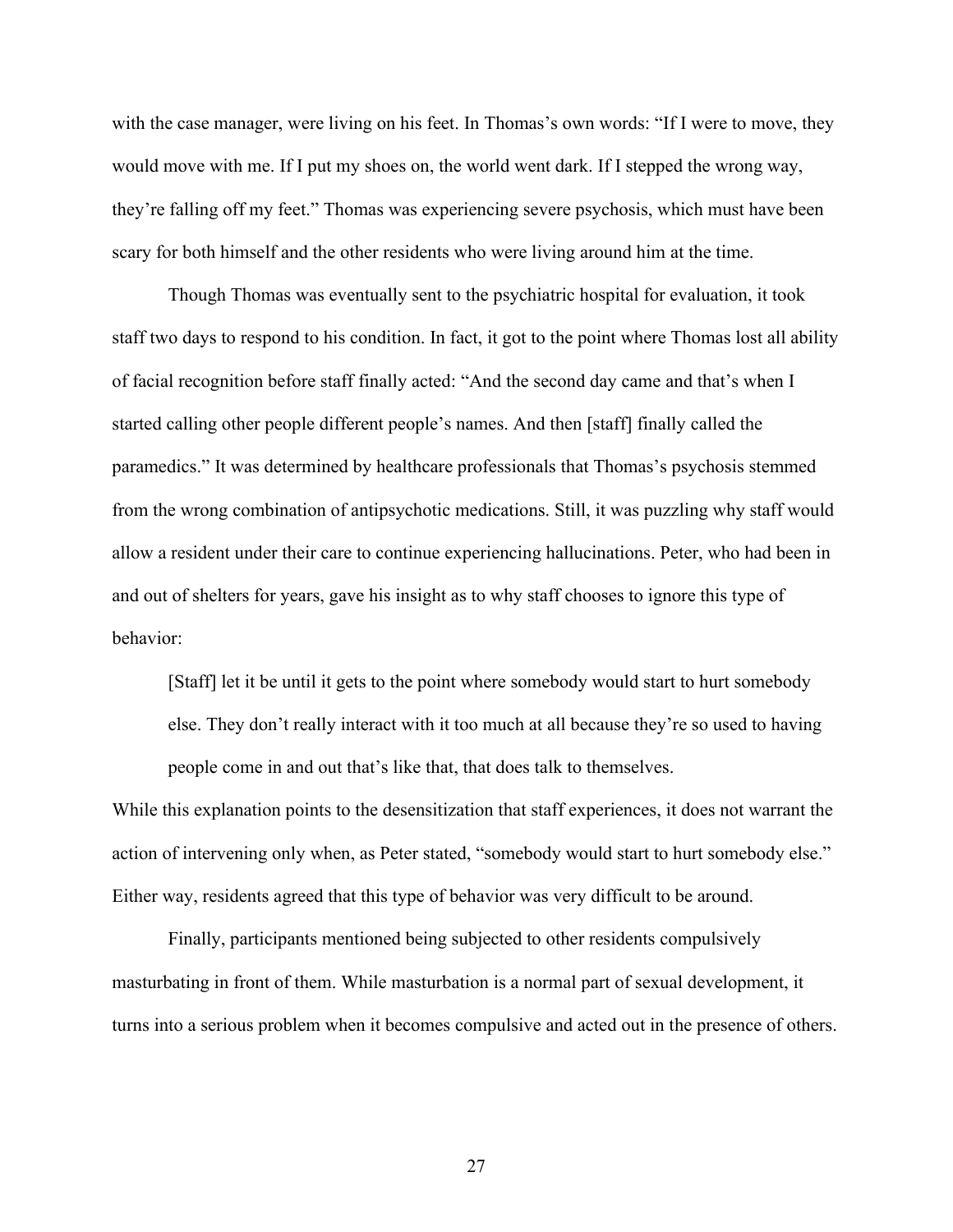with the case manager, were living on his feet. In Thomas's own words: "If I were to move, they would move with me. If I put my shoes on, the world went dark. If I stepped the wrong way, they're falling off my feet." Thomas was experiencing severe psychosis, which must have been scary for both himself and the other residents who were living around him at the time.

Though Thomas was eventually sent to the psychiatric hospital for evaluation, it took staff two days to respond to his condition. In fact, it got to the point where Thomas lost all ability of facial recognition before staff finally acted: "And the second day came and that's when I started calling other people different people's names. And then [staff] finally called the paramedics." It was determined by healthcare professionals that Thomas's psychosis stemmed from the wrong combination of antipsychotic medications. Still, it was puzzling why staff would allow a resident under their care to continue experiencing hallucinations. Peter, who had been in and out of shelters for years, gave his insight as to why staff chooses to ignore this type of behavior:

> [Staff] let it be until it gets to the point where somebody would start to hurt somebody else. They don't really interact with it too much at all because they're so used to having people come in and out that's like that, that does talk to themselves.

While this explanation points to the desensitization that staff experiences, it does not warrant the action of intervening only when, as Peter stated, "somebody would start to hurt somebody else." Either way, residents agreed that this type of behavior was very difficult to be around.

Finally, participants mentioned being subjected to other residents compulsively masturbating in front of them. While masturbation is a normal part of sexual development, it turns into a serious problem when it becomes compulsive and acted out in the presence of others.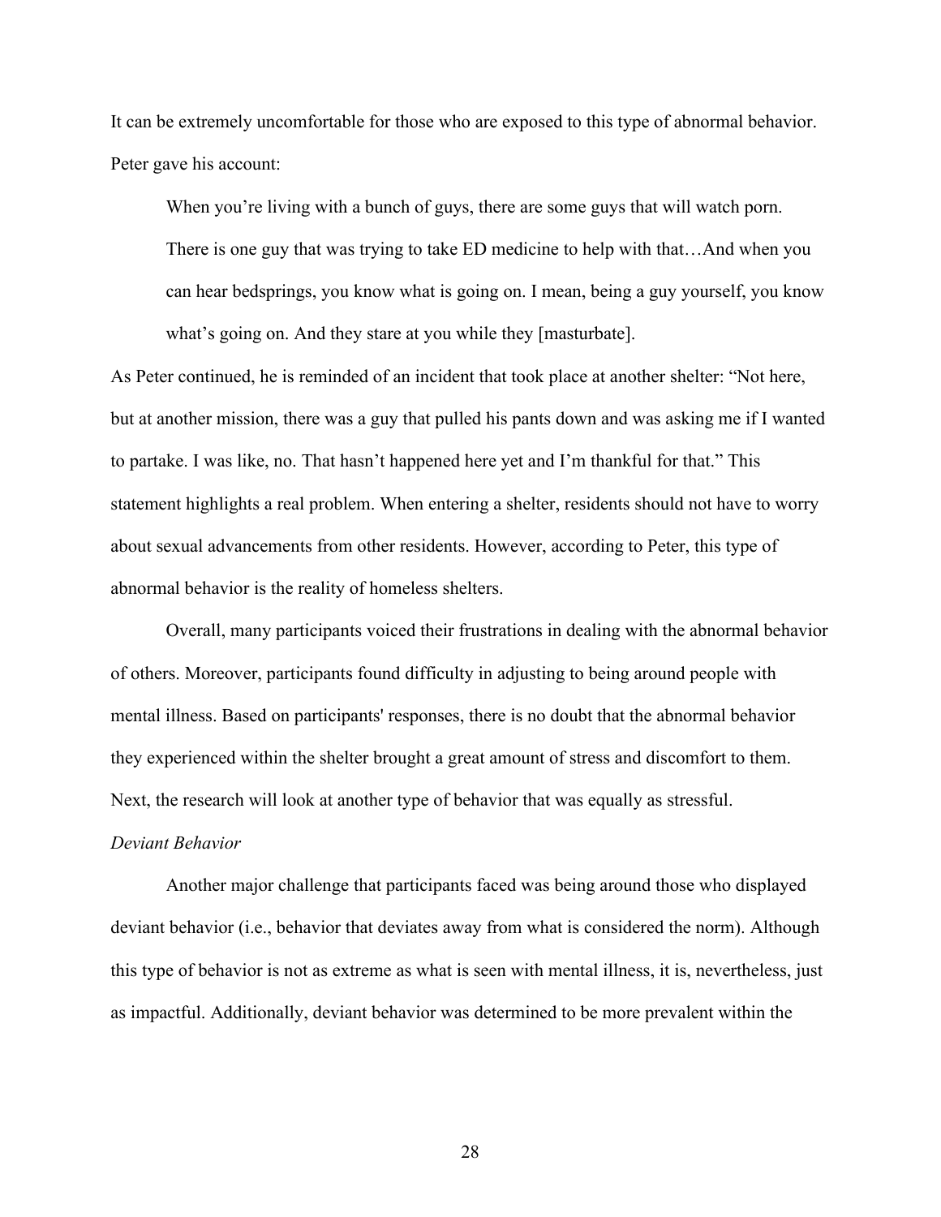It can be extremely uncomfortable for those who are exposed to this type of abnormal behavior. Peter gave his account:

> When you're living with a bunch of guys, there are some guys that will watch porn. There is one guy that was trying to take ED medicine to help with that…And when you can hear bedsprings, you know what is going on. I mean, being a guy yourself, you know what's going on. And they stare at you while they [masturbate].

As Peter continued, he is reminded of an incident that took place at another shelter: "Not here, but at another mission, there was a guy that pulled his pants down and was asking me if I wanted to partake. I was like, no. That hasn't happened here yet and I'm thankful for that." This statement highlights a real problem. When entering a shelter, residents should not have to worry about sexual advancements from other residents. However, according to Peter, this type of abnormal behavior is the reality of homeless shelters.

Overall, many participants voiced their frustrations in dealing with the abnormal behavior of others. Moreover, participants found difficulty in adjusting to being around people with mental illness. Based on participants' responses, there is no doubt that the abnormal behavior they experienced within the shelter brought a great amount of stress and discomfort to them. Next, the research will look at another type of behavior that was equally as stressful.

*Deviant Behavior*

Another major challenge that participants faced was being around those who displayed deviant behavior (i.e., behavior that deviates away from what is considered the norm). Although this type of behavior is not as extreme as what is seen with mental illness, it is, nevertheless, just as impactful. Additionally, deviant behavior was determined to be more prevalent within the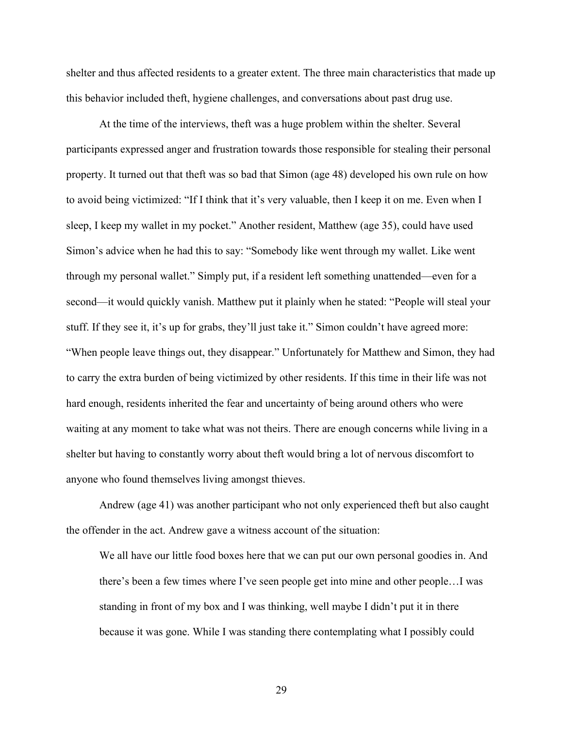shelter and thus affected residents to a greater extent. The three main characteristics that made up this behavior included theft, hygiene challenges, and conversations about past drug use.

At the time of the interviews, theft was a huge problem within the shelter. Several participants expressed anger and frustration towards those responsible for stealing their personal property. It turned out that theft was so bad that Simon (age 48) developed his own rule on how to avoid being victimized: "If I think that it's very valuable, then I keep it on me. Even when I sleep, I keep my wallet in my pocket." Another resident, Matthew (age 35), could have used Simon's advice when he had this to say: "Somebody like went through my wallet. Like went through my personal wallet." Simply put, if a resident left something unattended—even for a second—it would quickly vanish. Matthew put it plainly when he stated: "People will steal your stuff. If they see it, it's up for grabs, they'll just take it." Simon couldn't have agreed more: "When people leave things out, they disappear." Unfortunately for Matthew and Simon, they had to carry the extra burden of being victimized by other residents. If this time in their life was not hard enough, residents inherited the fear and uncertainty of being around others who were waiting at any moment to take what was not theirs. There are enough concerns while living in a shelter but having to constantly worry about theft would bring a lot of nervous discomfort to anyone who found themselves living amongst thieves.

Andrew (age 41) was another participant who not only experienced theft but also caught the offender in the act. Andrew gave a witness account of the situation:

> We all have our little food boxes here that we can put our own personal goodies in. And there's been a few times where I've seen people get into mine and other people…I was standing in front of my box and I was thinking, well maybe I didn't put it in there because it was gone. While I was standing there contemplating what I possibly could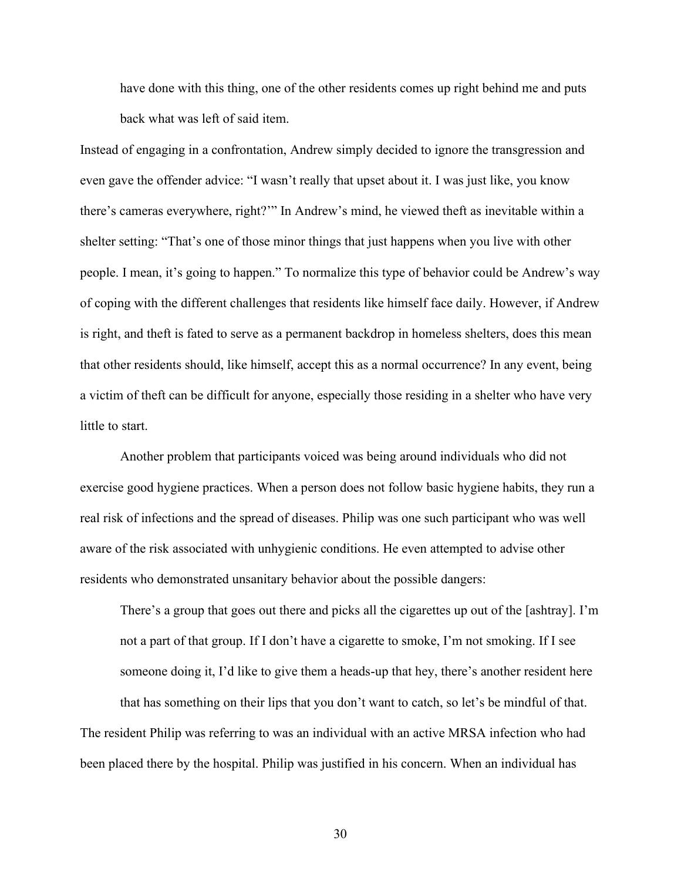> have done with this thing, one of the other residents comes up right behind me and puts back what was left of said item.

Instead of engaging in a confrontation, Andrew simply decided to ignore the transgression and even gave the offender advice: “I wasn’t really that upset about it. I was just like, you know there’s cameras everywhere, right?’” In Andrew’s mind, he viewed theft as inevitable within a shelter setting: “That’s one of those minor things that just happens when you live with other people. I mean, it’s going to happen.” To normalize this type of behavior could be Andrew’s way of coping with the different challenges that residents like himself face daily. However, if Andrew is right, and theft is fated to serve as a permanent backdrop in homeless shelters, does this mean that other residents should, like himself, accept this as a normal occurrence? In any event, being a victim of theft can be difficult for anyone, especially those residing in a shelter who have very little to start.

Another problem that participants voiced was being around individuals who did not exercise good hygiene practices. When a person does not follow basic hygiene habits, they run a real risk of infections and the spread of diseases. Philip was one such participant who was well aware of the risk associated with unhygienic conditions. He even attempted to advise other residents who demonstrated unsanitary behavior about the possible dangers:

> There’s a group that goes out there and picks all the cigarettes up out of the [ashtray]. I’m not a part of that group. If I don’t have a cigarette to smoke, I’m not smoking. If I see someone doing it, I’d like to give them a heads-up that hey, there’s another resident here that has something on their lips that you don’t want to catch, so let’s be mindful of that.

The resident Philip was referring to was an individual with an active MRSA infection who had been placed there by the hospital. Philip was justified in his concern. When an individual has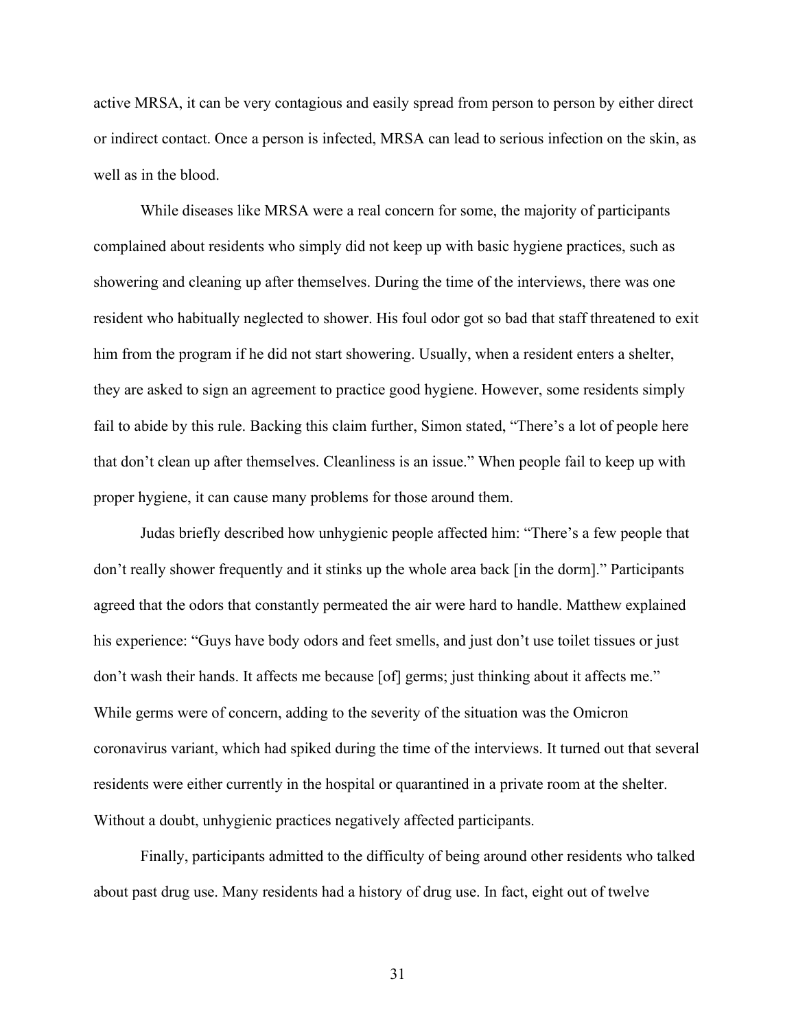active MRSA, it can be very contagious and easily spread from person to person by either direct or indirect contact. Once a person is infected, MRSA can lead to serious infection on the skin, as well as in the blood.

While diseases like MRSA were a real concern for some, the majority of participants complained about residents who simply did not keep up with basic hygiene practices, such as showering and cleaning up after themselves. During the time of the interviews, there was one resident who habitually neglected to shower. His foul odor got so bad that staff threatened to exit him from the program if he did not start showering. Usually, when a resident enters a shelter, they are asked to sign an agreement to practice good hygiene. However, some residents simply fail to abide by this rule. Backing this claim further, Simon stated, “There’s a lot of people here that don’t clean up after themselves. Cleanliness is an issue.” When people fail to keep up with proper hygiene, it can cause many problems for those around them.

Judas briefly described how unhygienic people affected him: “There’s a few people that don’t really shower frequently and it stinks up the whole area back [in the dorm].” Participants agreed that the odors that constantly permeated the air were hard to handle. Matthew explained his experience: “Guys have body odors and feet smells, and just don’t use toilet tissues or just don’t wash their hands. It affects me because [of] germs; just thinking about it affects me.” While germs were of concern, adding to the severity of the situation was the Omicron coronavirus variant, which had spiked during the time of the interviews. It turned out that several residents were either currently in the hospital or quarantined in a private room at the shelter. Without a doubt, unhygienic practices negatively affected participants.

Finally, participants admitted to the difficulty of being around other residents who talked about past drug use. Many residents had a history of drug use. In fact, eight out of twelve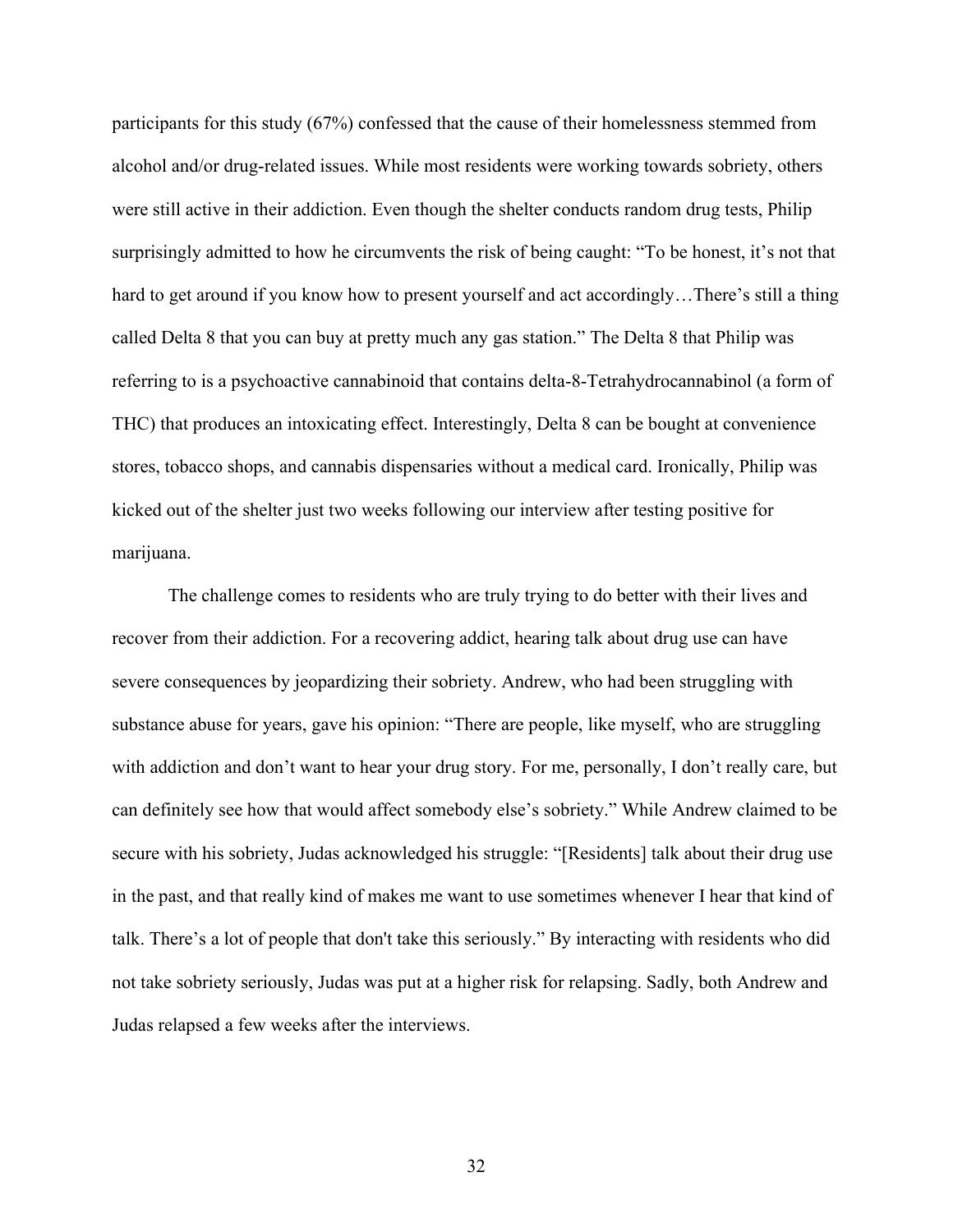participants for this study (67%) confessed that the cause of their homelessness stemmed from alcohol and/or drug-related issues. While most residents were working towards sobriety, others were still active in their addiction. Even though the shelter conducts random drug tests, Philip surprisingly admitted to how he circumvents the risk of being caught: "To be honest, it's not that hard to get around if you know how to present yourself and act accordingly…There's still a thing called Delta 8 that you can buy at pretty much any gas station." The Delta 8 that Philip was referring to is a psychoactive cannabinoid that contains delta-8-Tetrahydrocannabinol (a form of THC) that produces an intoxicating effect. Interestingly, Delta 8 can be bought at convenience stores, tobacco shops, and cannabis dispensaries without a medical card. Ironically, Philip was kicked out of the shelter just two weeks following our interview after testing positive for marijuana.

The challenge comes to residents who are truly trying to do better with their lives and recover from their addiction. For a recovering addict, hearing talk about drug use can have severe consequences by jeopardizing their sobriety. Andrew, who had been struggling with substance abuse for years, gave his opinion: "There are people, like myself, who are struggling with addiction and don't want to hear your drug story. For me, personally, I don't really care, but can definitely see how that would affect somebody else's sobriety." While Andrew claimed to be secure with his sobriety, Judas acknowledged his struggle: "[Residents] talk about their drug use in the past, and that really kind of makes me want to use sometimes whenever I hear that kind of talk. There's a lot of people that don't take this seriously." By interacting with residents who did not take sobriety seriously, Judas was put at a higher risk for relapsing. Sadly, both Andrew and Judas relapsed a few weeks after the interviews.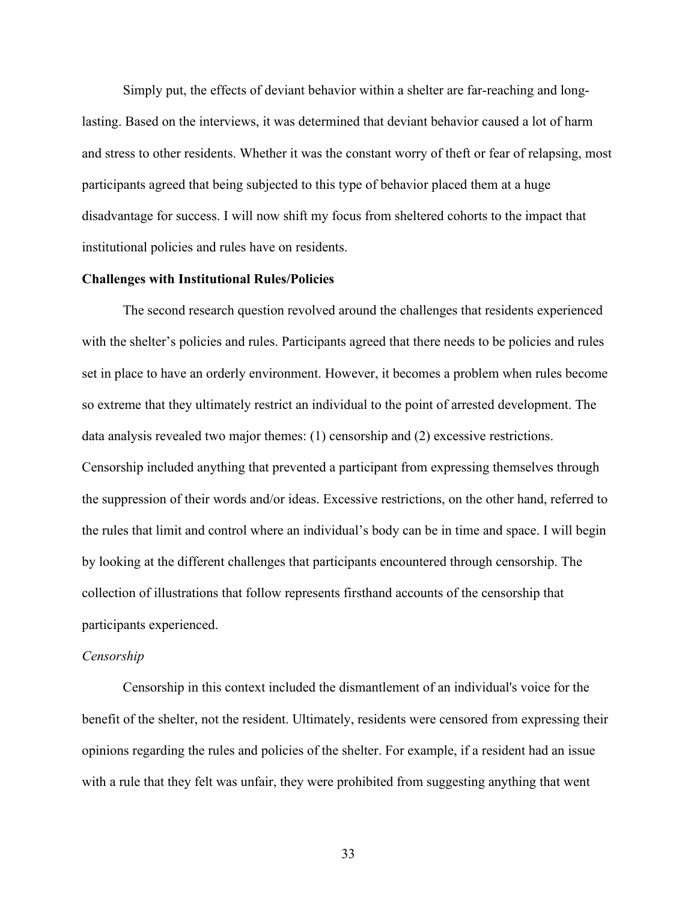Simply put, the effects of deviant behavior within a shelter are far-reaching and long-lasting. Based on the interviews, it was determined that deviant behavior caused a lot of harm and stress to other residents. Whether it was the constant worry of theft or fear of relapsing, most participants agreed that being subjected to this type of behavior placed them at a huge disadvantage for success. I will now shift my focus from sheltered cohorts to the impact that institutional policies and rules have on residents.

**Challenges with Institutional Rules/Policies**

The second research question revolved around the challenges that residents experienced with the shelter's policies and rules. Participants agreed that there needs to be policies and rules set in place to have an orderly environment. However, it becomes a problem when rules become so extreme that they ultimately restrict an individual to the point of arrested development. The data analysis revealed two major themes: (1) censorship and (2) excessive restrictions. Censorship included anything that prevented a participant from expressing themselves through the suppression of their words and/or ideas. Excessive restrictions, on the other hand, referred to the rules that limit and control where an individual's body can be in time and space. I will begin by looking at the different challenges that participants encountered through censorship. The collection of illustrations that follow represents firsthand accounts of the censorship that participants experienced.

*Censorship*

Censorship in this context included the dismantlement of an individual's voice for the benefit of the shelter, not the resident. Ultimately, residents were censored from expressing their opinions regarding the rules and policies of the shelter. For example, if a resident had an issue with a rule that they felt was unfair, they were prohibited from suggesting anything that went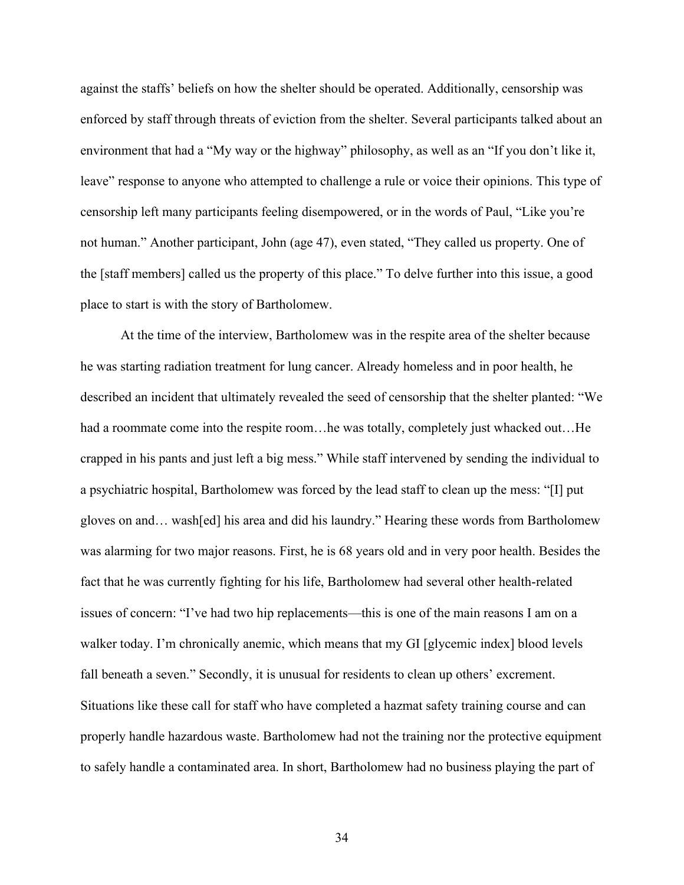against the staffs' beliefs on how the shelter should be operated. Additionally, censorship was enforced by staff through threats of eviction from the shelter. Several participants talked about an environment that had a "My way or the highway" philosophy, as well as an "If you don't like it, leave" response to anyone who attempted to challenge a rule or voice their opinions. This type of censorship left many participants feeling disempowered, or in the words of Paul, "Like you're not human." Another participant, John (age 47), even stated, "They called us property. One of the [staff members] called us the property of this place." To delve further into this issue, a good place to start is with the story of Bartholomew.

At the time of the interview, Bartholomew was in the respite area of the shelter because he was starting radiation treatment for lung cancer. Already homeless and in poor health, he described an incident that ultimately revealed the seed of censorship that the shelter planted: "We had a roommate come into the respite room…he was totally, completely just whacked out…He crapped in his pants and just left a big mess." While staff intervened by sending the individual to a psychiatric hospital, Bartholomew was forced by the lead staff to clean up the mess: "[I] put gloves on and… wash[ed] his area and did his laundry." Hearing these words from Bartholomew was alarming for two major reasons. First, he is 68 years old and in very poor health. Besides the fact that he was currently fighting for his life, Bartholomew had several other health-related issues of concern: "I've had two hip replacements—this is one of the main reasons I am on a walker today. I'm chronically anemic, which means that my GI [glycemic index] blood levels fall beneath a seven." Secondly, it is unusual for residents to clean up others' excrement. Situations like these call for staff who have completed a hazmat safety training course and can properly handle hazardous waste. Bartholomew had not the training nor the protective equipment to safely handle a contaminated area. In short, Bartholomew had no business playing the part of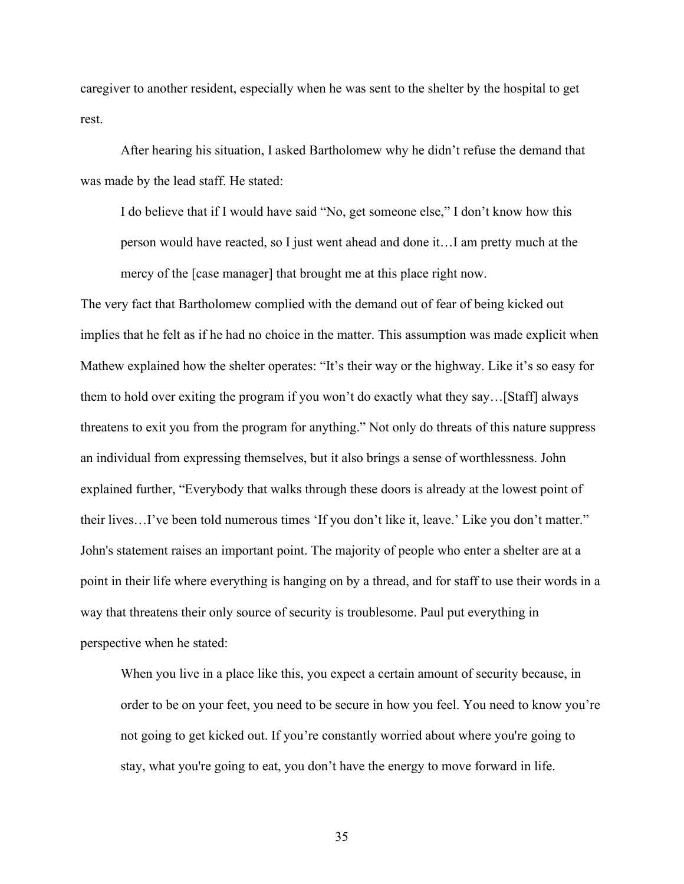caregiver to another resident, especially when he was sent to the shelter by the hospital to get rest.

After hearing his situation, I asked Bartholomew why he didn't refuse the demand that was made by the lead staff. He stated:

> I do believe that if I would have said "No, get someone else," I don't know how this person would have reacted, so I just went ahead and done it…I am pretty much at the mercy of the [case manager] that brought me at this place right now.

The very fact that Bartholomew complied with the demand out of fear of being kicked out implies that he felt as if he had no choice in the matter. This assumption was made explicit when Mathew explained how the shelter operates: "It's their way or the highway. Like it's so easy for them to hold over exiting the program if you won't do exactly what they say…[Staff] always threatens to exit you from the program for anything." Not only do threats of this nature suppress an individual from expressing themselves, but it also brings a sense of worthlessness. John explained further, "Everybody that walks through these doors is already at the lowest point of their lives…I've been told numerous times 'If you don't like it, leave.' Like you don't matter." John's statement raises an important point. The majority of people who enter a shelter are at a point in their life where everything is hanging on by a thread, and for staff to use their words in a way that threatens their only source of security is troublesome. Paul put everything in perspective when he stated:

> When you live in a place like this, you expect a certain amount of security because, in order to be on your feet, you need to be secure in how you feel. You need to know you're not going to get kicked out. If you're constantly worried about where you're going to stay, what you're going to eat, you don't have the energy to move forward in life.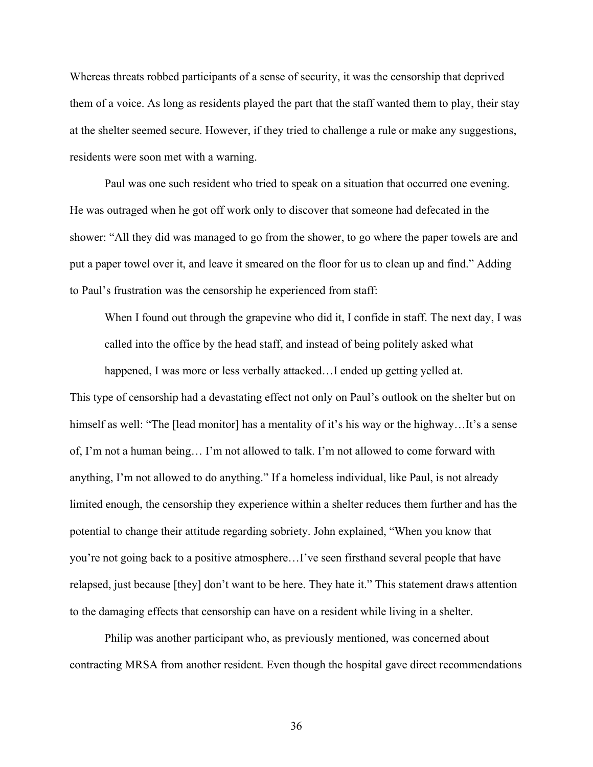Whereas threats robbed participants of a sense of security, it was the censorship that deprived them of a voice. As long as residents played the part that the staff wanted them to play, their stay at the shelter seemed secure. However, if they tried to challenge a rule or make any suggestions, residents were soon met with a warning.

Paul was one such resident who tried to speak on a situation that occurred one evening. He was outraged when he got off work only to discover that someone had defecated in the shower: "All they did was managed to go from the shower, to go where the paper towels are and put a paper towel over it, and leave it smeared on the floor for us to clean up and find." Adding to Paul's frustration was the censorship he experienced from staff:

> When I found out through the grapevine who did it, I confide in staff. The next day, I was called into the office by the head staff, and instead of being politely asked what happened, I was more or less verbally attacked…I ended up getting yelled at.

This type of censorship had a devastating effect not only on Paul's outlook on the shelter but on himself as well: "The [lead monitor] has a mentality of it's his way or the highway…It's a sense of, I'm not a human being… I'm not allowed to talk. I'm not allowed to come forward with anything, I'm not allowed to do anything." If a homeless individual, like Paul, is not already limited enough, the censorship they experience within a shelter reduces them further and has the potential to change their attitude regarding sobriety. John explained, "When you know that you're not going back to a positive atmosphere…I've seen firsthand several people that have relapsed, just because [they] don't want to be here. They hate it." This statement draws attention to the damaging effects that censorship can have on a resident while living in a shelter.

Philip was another participant who, as previously mentioned, was concerned about contracting MRSA from another resident. Even though the hospital gave direct recommendations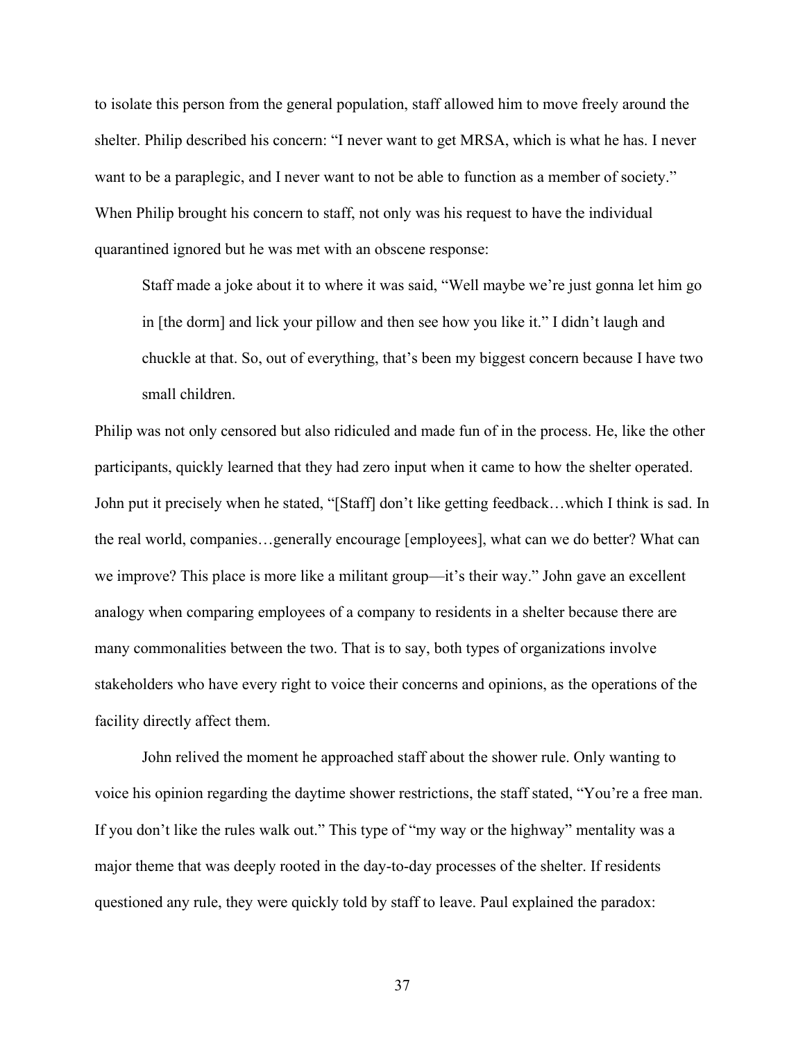to isolate this person from the general population, staff allowed him to move freely around the shelter. Philip described his concern: "I never want to get MRSA, which is what he has. I never want to be a paraplegic, and I never want to not be able to function as a member of society." When Philip brought his concern to staff, not only was his request to have the individual quarantined ignored but he was met with an obscene response:

> Staff made a joke about it to where it was said, "Well maybe we're just gonna let him go in [the dorm] and lick your pillow and then see how you like it." I didn't laugh and chuckle at that. So, out of everything, that's been my biggest concern because I have two small children.

Philip was not only censored but also ridiculed and made fun of in the process. He, like the other participants, quickly learned that they had zero input when it came to how the shelter operated. John put it precisely when he stated, "[Staff] don't like getting feedback…which I think is sad. In the real world, companies…generally encourage [employees], what can we do better? What can we improve? This place is more like a militant group—it's their way." John gave an excellent analogy when comparing employees of a company to residents in a shelter because there are many commonalities between the two. That is to say, both types of organizations involve stakeholders who have every right to voice their concerns and opinions, as the operations of the facility directly affect them.

John relived the moment he approached staff about the shower rule. Only wanting to voice his opinion regarding the daytime shower restrictions, the staff stated, "You're a free man. If you don't like the rules walk out." This type of "my way or the highway" mentality was a major theme that was deeply rooted in the day-to-day processes of the shelter. If residents questioned any rule, they were quickly told by staff to leave. Paul explained the paradox: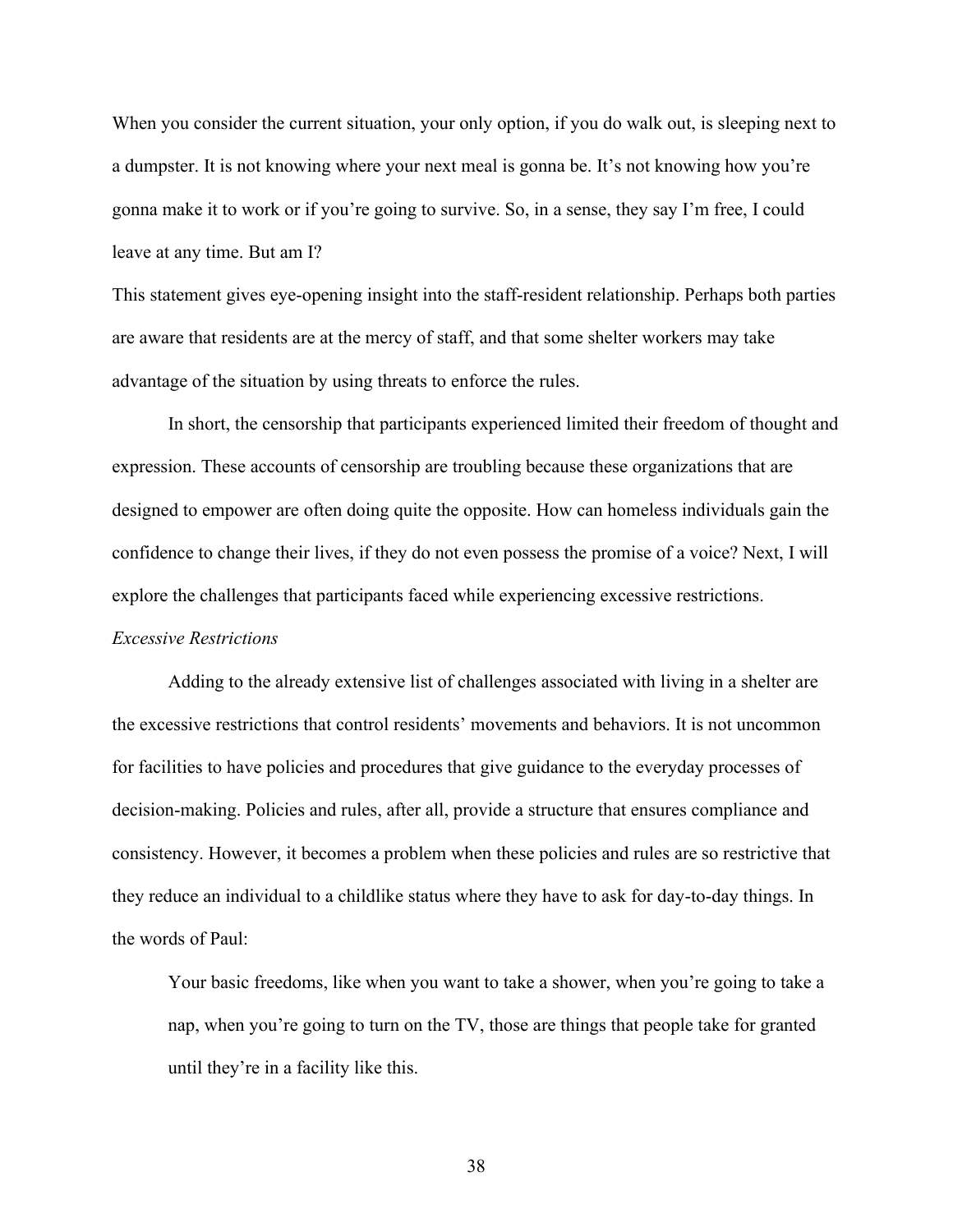When you consider the current situation, your only option, if you do walk out, is sleeping next to a dumpster. It is not knowing where your next meal is gonna be. It's not knowing how you're gonna make it to work or if you're going to survive. So, in a sense, they say I'm free, I could leave at any time. But am I?

This statement gives eye-opening insight into the staff-resident relationship. Perhaps both parties are aware that residents are at the mercy of staff, and that some shelter workers may take advantage of the situation by using threats to enforce the rules.

In short, the censorship that participants experienced limited their freedom of thought and expression. These accounts of censorship are troubling because these organizations that are designed to empower are often doing quite the opposite. How can homeless individuals gain the confidence to change their lives, if they do not even possess the promise of a voice? Next, I will explore the challenges that participants faced while experiencing excessive restrictions.

*Excessive Restrictions*

Adding to the already extensive list of challenges associated with living in a shelter are the excessive restrictions that control residents' movements and behaviors. It is not uncommon for facilities to have policies and procedures that give guidance to the everyday processes of decision-making. Policies and rules, after all, provide a structure that ensures compliance and consistency. However, it becomes a problem when these policies and rules are so restrictive that they reduce an individual to a childlike status where they have to ask for day-to-day things. In the words of Paul:

> Your basic freedoms, like when you want to take a shower, when you're going to take a nap, when you're going to turn on the TV, those are things that people take for granted until they're in a facility like this.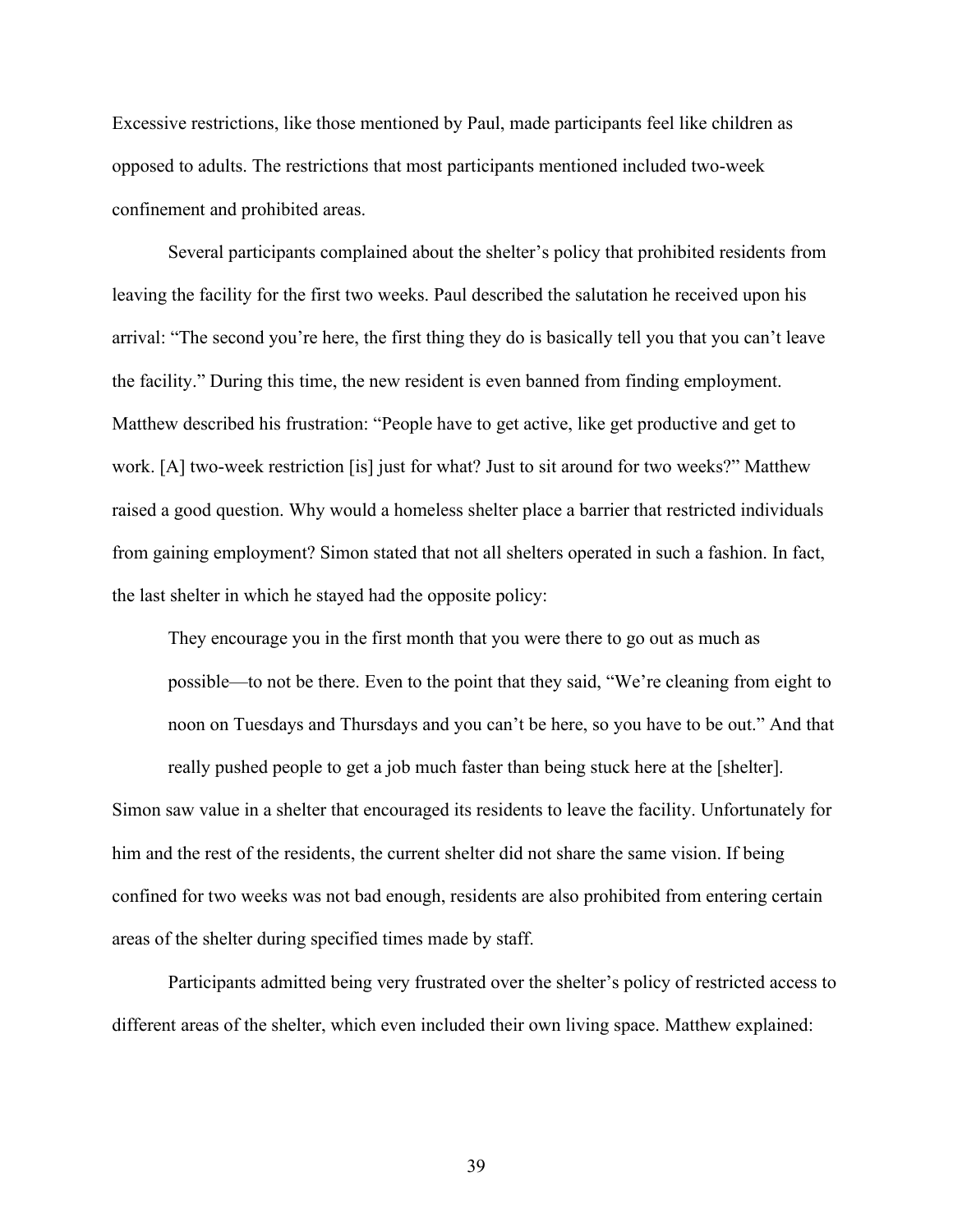Excessive restrictions, like those mentioned by Paul, made participants feel like children as opposed to adults. The restrictions that most participants mentioned included two-week confinement and prohibited areas.

Several participants complained about the shelter's policy that prohibited residents from leaving the facility for the first two weeks. Paul described the salutation he received upon his arrival: "The second you're here, the first thing they do is basically tell you that you can't leave the facility." During this time, the new resident is even banned from finding employment. Matthew described his frustration: "People have to get active, like get productive and get to work. [A] two-week restriction [is] just for what? Just to sit around for two weeks?" Matthew raised a good question. Why would a homeless shelter place a barrier that restricted individuals from gaining employment? Simon stated that not all shelters operated in such a fashion. In fact, the last shelter in which he stayed had the opposite policy:

> They encourage you in the first month that you were there to go out as much as possible—to not be there. Even to the point that they said, "We're cleaning from eight to noon on Tuesdays and Thursdays and you can't be here, so you have to be out." And that really pushed people to get a job much faster than being stuck here at the [shelter].

Simon saw value in a shelter that encouraged its residents to leave the facility. Unfortunately for him and the rest of the residents, the current shelter did not share the same vision. If being confined for two weeks was not bad enough, residents are also prohibited from entering certain areas of the shelter during specified times made by staff.

Participants admitted being very frustrated over the shelter's policy of restricted access to different areas of the shelter, which even included their own living space. Matthew explained: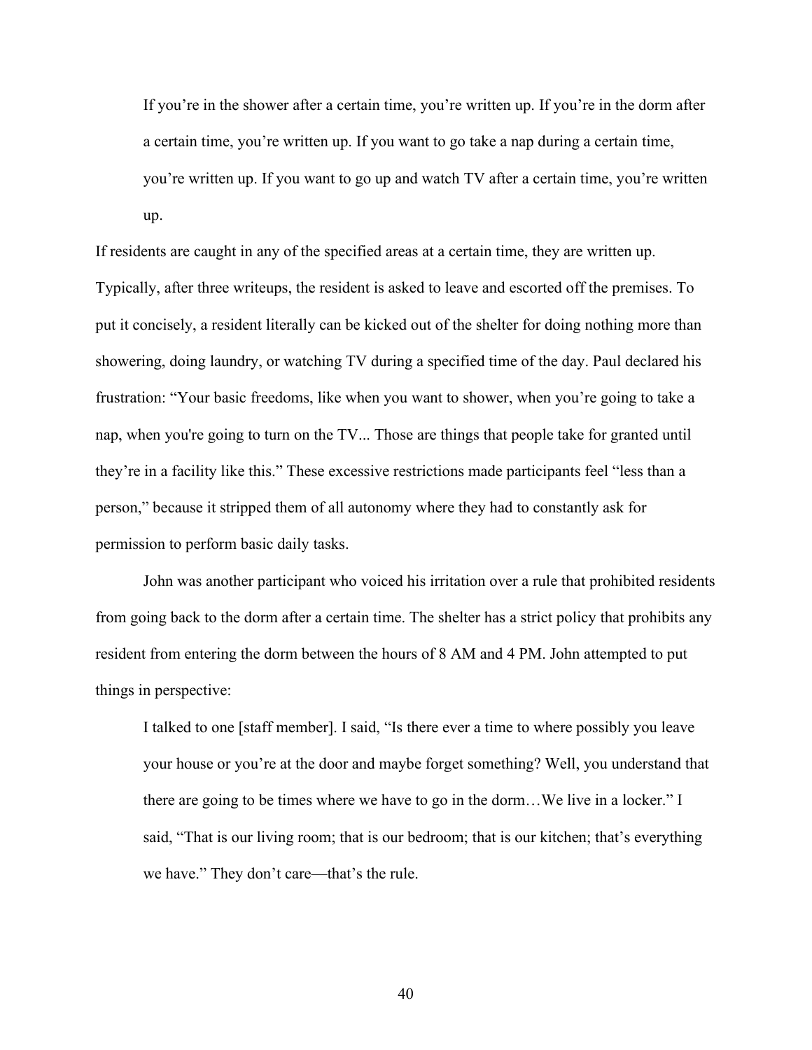> If you're in the shower after a certain time, you're written up. If you're in the dorm after a certain time, you're written up. If you want to go take a nap during a certain time, you're written up. If you want to go up and watch TV after a certain time, you're written up.

If residents are caught in any of the specified areas at a certain time, they are written up. Typically, after three writeups, the resident is asked to leave and escorted off the premises. To put it concisely, a resident literally can be kicked out of the shelter for doing nothing more than showering, doing laundry, or watching TV during a specified time of the day. Paul declared his frustration: "Your basic freedoms, like when you want to shower, when you're going to take a nap, when you're going to turn on the TV... Those are things that people take for granted until they're in a facility like this." These excessive restrictions made participants feel "less than a person," because it stripped them of all autonomy where they had to constantly ask for permission to perform basic daily tasks.

John was another participant who voiced his irritation over a rule that prohibited residents from going back to the dorm after a certain time. The shelter has a strict policy that prohibits any resident from entering the dorm between the hours of 8 AM and 4 PM. John attempted to put things in perspective:

> I talked to one [staff member]. I said, "Is there ever a time to where possibly you leave your house or you're at the door and maybe forget something? Well, you understand that there are going to be times where we have to go in the dorm…We live in a locker." I said, "That is our living room; that is our bedroom; that is our kitchen; that's everything we have." They don't care—that's the rule.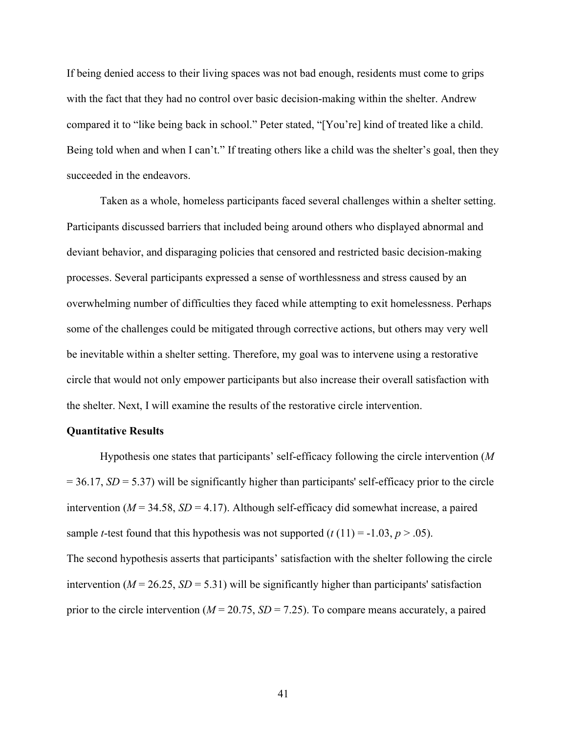If being denied access to their living spaces was not bad enough, residents must come to grips with the fact that they had no control over basic decision-making within the shelter. Andrew compared it to "like being back in school." Peter stated, "[You're] kind of treated like a child. Being told when and when I can't." If treating others like a child was the shelter's goal, then they succeeded in the endeavors.

Taken as a whole, homeless participants faced several challenges within a shelter setting. Participants discussed barriers that included being around others who displayed abnormal and deviant behavior, and disparaging policies that censored and restricted basic decision-making processes. Several participants expressed a sense of worthlessness and stress caused by an overwhelming number of difficulties they faced while attempting to exit homelessness. Perhaps some of the challenges could be mitigated through corrective actions, but others may very well be inevitable within a shelter setting. Therefore, my goal was to intervene using a restorative circle that would not only empower participants but also increase their overall satisfaction with the shelter. Next, I will examine the results of the restorative circle intervention.

**Quantitative Results**

Hypothesis one states that participants' self-efficacy following the circle intervention ($M = 36.17$, $SD = 5.37$) will be significantly higher than participants' self-efficacy prior to the circle intervention ($M = 34.58$, $SD = 4.17$). Although self-efficacy did somewhat increase, a paired sample *t*-test found that this hypothesis was not supported ($t(11) = -1.03$, $p > .05$).

The second hypothesis asserts that participants' satisfaction with the shelter following the circle intervention ($M = 26.25$, $SD = 5.31$) will be significantly higher than participants' satisfaction prior to the circle intervention ($M = 20.75$, $SD = 7.25$). To compare means accurately, a paired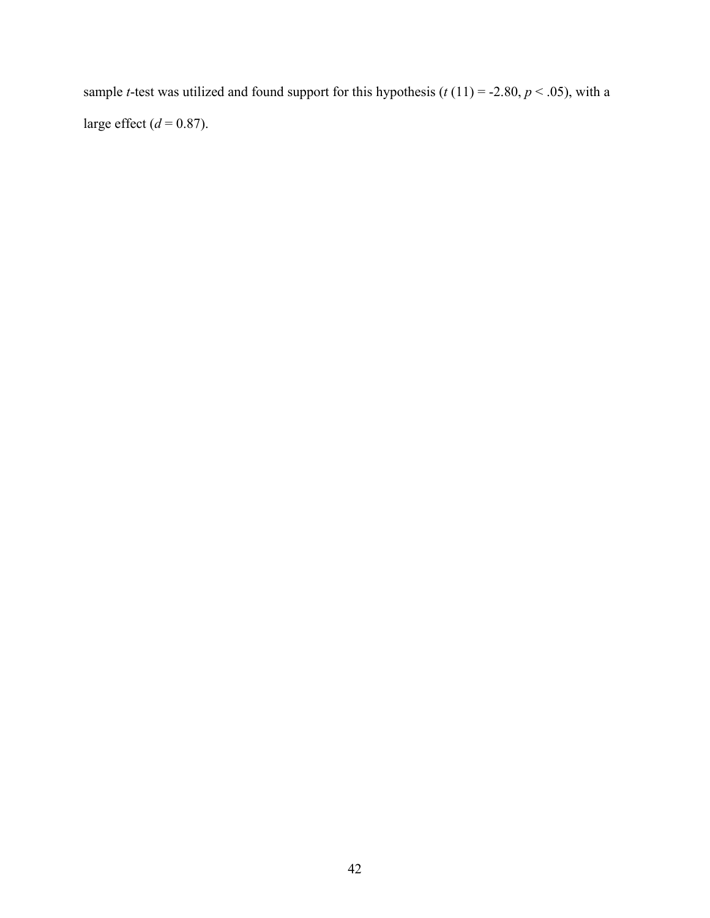sample *t*-test was utilized and found support for this hypothesis ($t$ (11) = -2.80, $p < .05$), with a large effect ($d = 0.87$).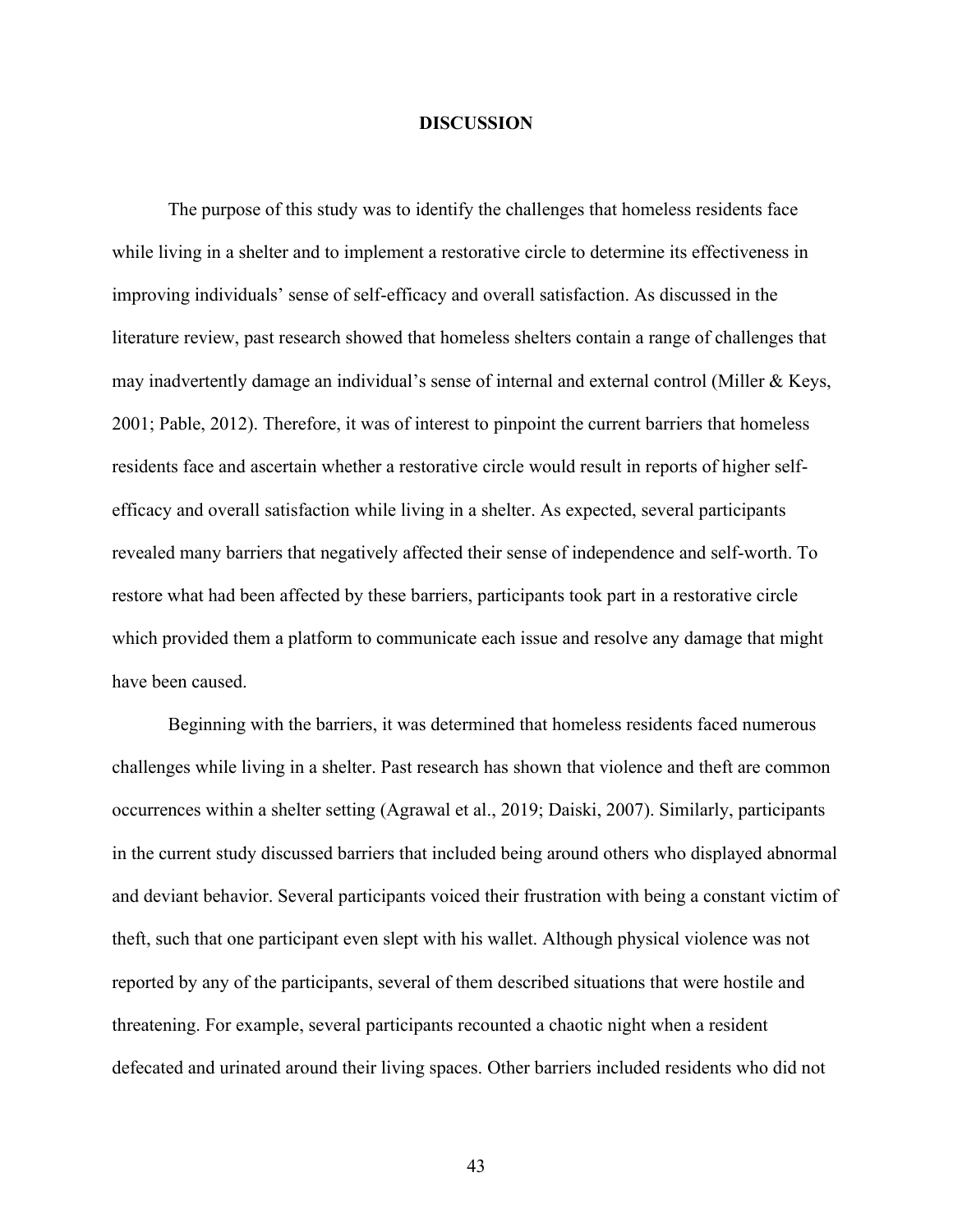# DISCUSSION

The purpose of this study was to identify the challenges that homeless residents face while living in a shelter and to implement a restorative circle to determine its effectiveness in improving individuals' sense of self-efficacy and overall satisfaction. As discussed in the literature review, past research showed that homeless shelters contain a range of challenges that may inadvertently damage an individual's sense of internal and external control (Miller & Keys, 2001; Pable, 2012). Therefore, it was of interest to pinpoint the current barriers that homeless residents face and ascertain whether a restorative circle would result in reports of higher self-efficacy and overall satisfaction while living in a shelter. As expected, several participants revealed many barriers that negatively affected their sense of independence and self-worth. To restore what had been affected by these barriers, participants took part in a restorative circle which provided them a platform to communicate each issue and resolve any damage that might have been caused.

Beginning with the barriers, it was determined that homeless residents faced numerous challenges while living in a shelter. Past research has shown that violence and theft are common occurrences within a shelter setting (Agrawal et al., 2019; Daiski, 2007). Similarly, participants in the current study discussed barriers that included being around others who displayed abnormal and deviant behavior. Several participants voiced their frustration with being a constant victim of theft, such that one participant even slept with his wallet. Although physical violence was not reported by any of the participants, several of them described situations that were hostile and threatening. For example, several participants recounted a chaotic night when a resident defecated and urinated around their living spaces. Other barriers included residents who did not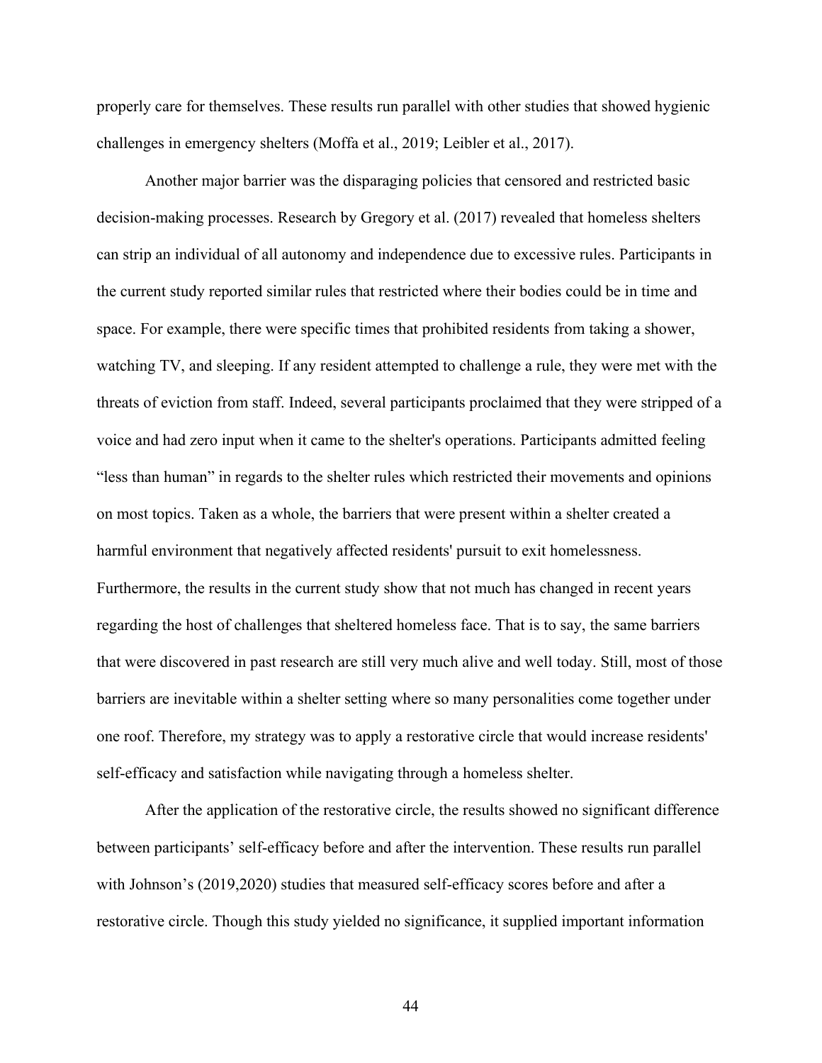properly care for themselves. These results run parallel with other studies that showed hygienic challenges in emergency shelters (Moffa et al., 2019; Leibler et al., 2017).

Another major barrier was the disparaging policies that censored and restricted basic decision-making processes. Research by Gregory et al. (2017) revealed that homeless shelters can strip an individual of all autonomy and independence due to excessive rules. Participants in the current study reported similar rules that restricted where their bodies could be in time and space. For example, there were specific times that prohibited residents from taking a shower, watching TV, and sleeping. If any resident attempted to challenge a rule, they were met with the threats of eviction from staff. Indeed, several participants proclaimed that they were stripped of a voice and had zero input when it came to the shelter's operations. Participants admitted feeling "less than human" in regards to the shelter rules which restricted their movements and opinions on most topics. Taken as a whole, the barriers that were present within a shelter created a harmful environment that negatively affected residents' pursuit to exit homelessness. Furthermore, the results in the current study show that not much has changed in recent years regarding the host of challenges that sheltered homeless face. That is to say, the same barriers that were discovered in past research are still very much alive and well today. Still, most of those barriers are inevitable within a shelter setting where so many personalities come together under one roof. Therefore, my strategy was to apply a restorative circle that would increase residents' self-efficacy and satisfaction while navigating through a homeless shelter.

After the application of the restorative circle, the results showed no significant difference between participants' self-efficacy before and after the intervention. These results run parallel with Johnson's (2019,2020) studies that measured self-efficacy scores before and after a restorative circle. Though this study yielded no significance, it supplied important information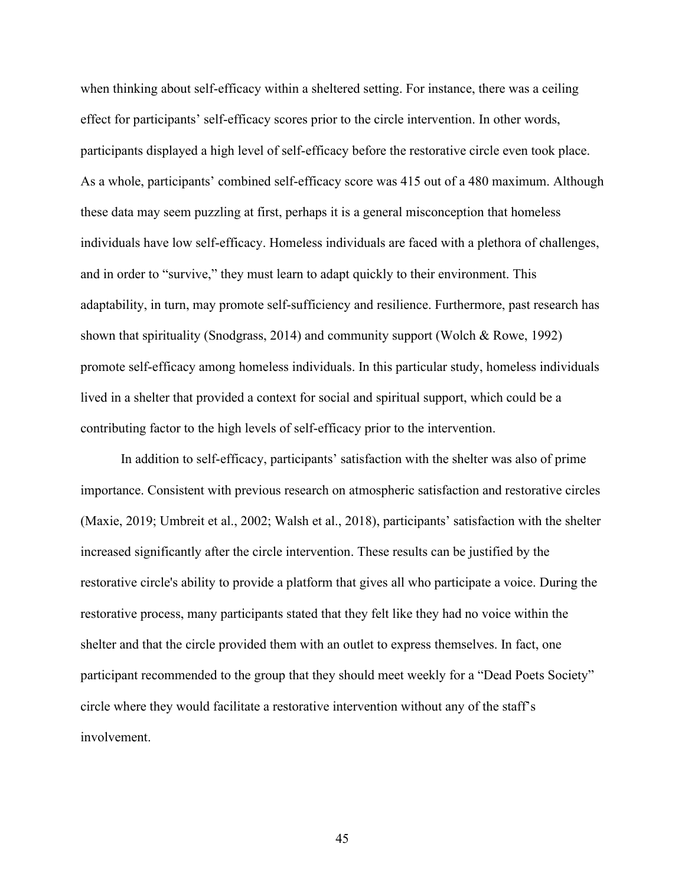when thinking about self-efficacy within a sheltered setting. For instance, there was a ceiling effect for participants' self-efficacy scores prior to the circle intervention. In other words, participants displayed a high level of self-efficacy before the restorative circle even took place. As a whole, participants' combined self-efficacy score was 415 out of a 480 maximum. Although these data may seem puzzling at first, perhaps it is a general misconception that homeless individuals have low self-efficacy. Homeless individuals are faced with a plethora of challenges, and in order to "survive," they must learn to adapt quickly to their environment. This adaptability, in turn, may promote self-sufficiency and resilience. Furthermore, past research has shown that spirituality (Snodgrass, 2014) and community support (Wolch & Rowe, 1992) promote self-efficacy among homeless individuals. In this particular study, homeless individuals lived in a shelter that provided a context for social and spiritual support, which could be a contributing factor to the high levels of self-efficacy prior to the intervention.

In addition to self-efficacy, participants' satisfaction with the shelter was also of prime importance. Consistent with previous research on atmospheric satisfaction and restorative circles (Maxie, 2019; Umbreit et al., 2002; Walsh et al., 2018), participants' satisfaction with the shelter increased significantly after the circle intervention. These results can be justified by the restorative circle's ability to provide a platform that gives all who participate a voice. During the restorative process, many participants stated that they felt like they had no voice within the shelter and that the circle provided them with an outlet to express themselves. In fact, one participant recommended to the group that they should meet weekly for a "Dead Poets Society" circle where they would facilitate a restorative intervention without any of the staff's involvement.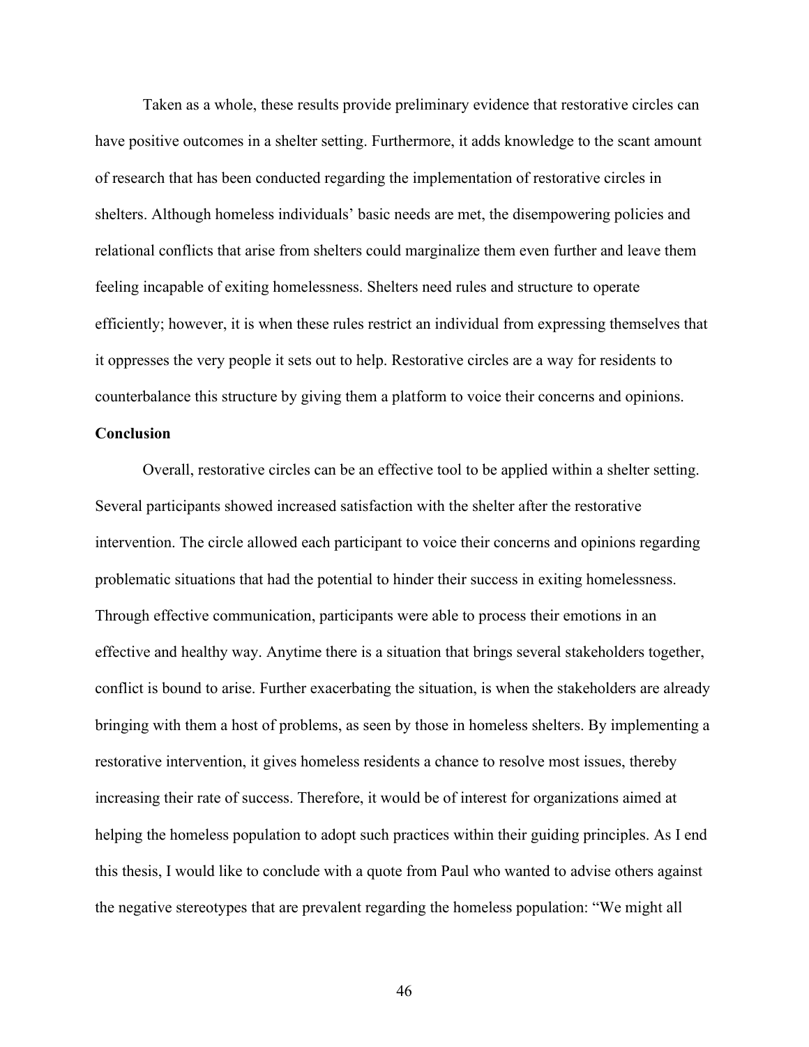Taken as a whole, these results provide preliminary evidence that restorative circles can have positive outcomes in a shelter setting. Furthermore, it adds knowledge to the scant amount of research that has been conducted regarding the implementation of restorative circles in shelters. Although homeless individuals' basic needs are met, the disempowering policies and relational conflicts that arise from shelters could marginalize them even further and leave them feeling incapable of exiting homelessness. Shelters need rules and structure to operate efficiently; however, it is when these rules restrict an individual from expressing themselves that it oppresses the very people it sets out to help. Restorative circles are a way for residents to counterbalance this structure by giving them a platform to voice their concerns and opinions.

**Conclusion**

Overall, restorative circles can be an effective tool to be applied within a shelter setting. Several participants showed increased satisfaction with the shelter after the restorative intervention. The circle allowed each participant to voice their concerns and opinions regarding problematic situations that had the potential to hinder their success in exiting homelessness. Through effective communication, participants were able to process their emotions in an effective and healthy way. Anytime there is a situation that brings several stakeholders together, conflict is bound to arise. Further exacerbating the situation, is when the stakeholders are already bringing with them a host of problems, as seen by those in homeless shelters. By implementing a restorative intervention, it gives homeless residents a chance to resolve most issues, thereby increasing their rate of success. Therefore, it would be of interest for organizations aimed at helping the homeless population to adopt such practices within their guiding principles. As I end this thesis, I would like to conclude with a quote from Paul who wanted to advise others against the negative stereotypes that are prevalent regarding the homeless population: "We might all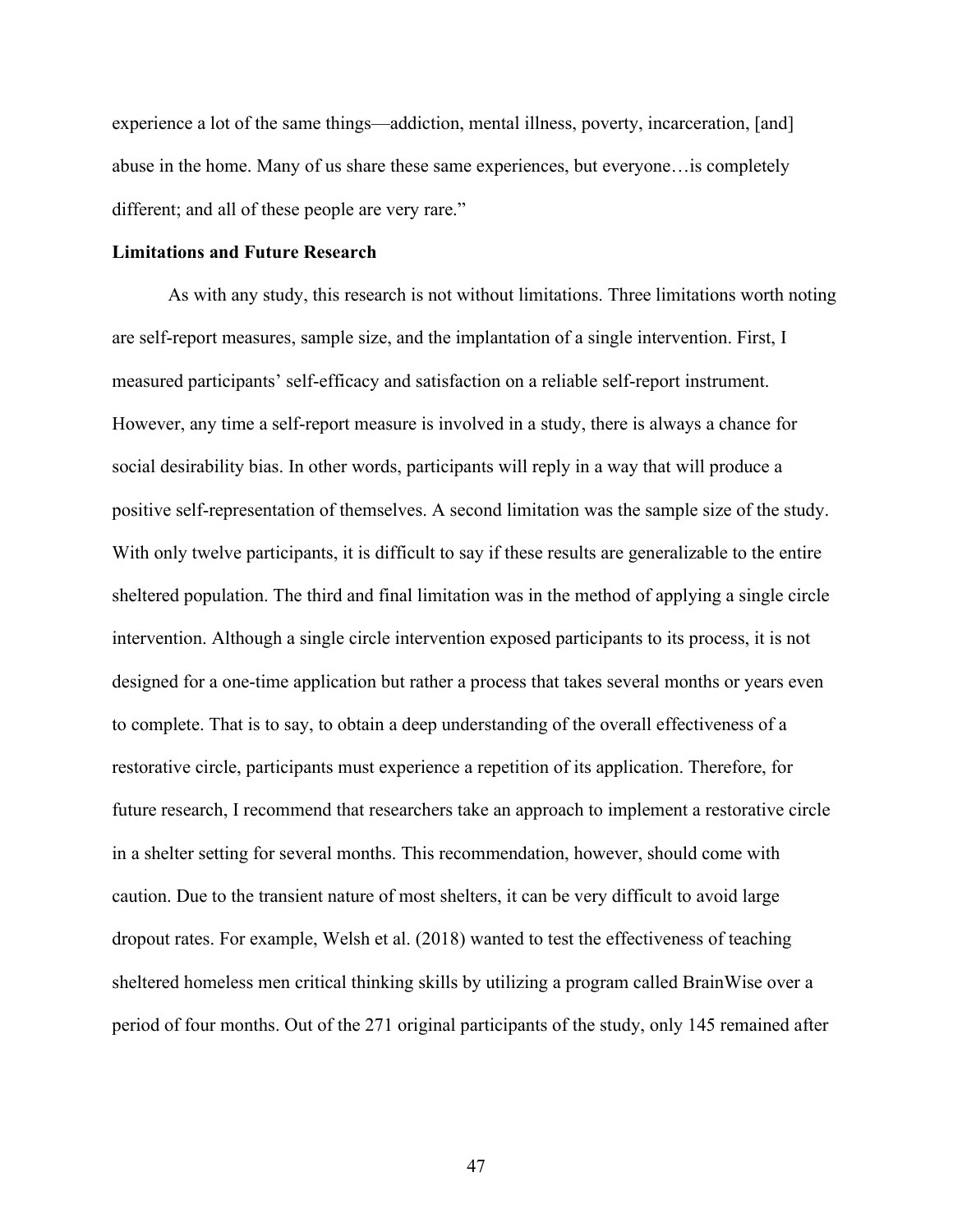experience a lot of the same things—addiction, mental illness, poverty, incarceration, [and] abuse in the home. Many of us share these same experiences, but everyone…is completely different; and all of these people are very rare."

**Limitations and Future Research**

As with any study, this research is not without limitations. Three limitations worth noting are self-report measures, sample size, and the implantation of a single intervention. First, I measured participants' self-efficacy and satisfaction on a reliable self-report instrument. However, any time a self-report measure is involved in a study, there is always a chance for social desirability bias. In other words, participants will reply in a way that will produce a positive self-representation of themselves. A second limitation was the sample size of the study. With only twelve participants, it is difficult to say if these results are generalizable to the entire sheltered population. The third and final limitation was in the method of applying a single circle intervention. Although a single circle intervention exposed participants to its process, it is not designed for a one-time application but rather a process that takes several months or years even to complete. That is to say, to obtain a deep understanding of the overall effectiveness of a restorative circle, participants must experience a repetition of its application. Therefore, for future research, I recommend that researchers take an approach to implement a restorative circle in a shelter setting for several months. This recommendation, however, should come with caution. Due to the transient nature of most shelters, it can be very difficult to avoid large dropout rates. For example, Welsh et al. (2018) wanted to test the effectiveness of teaching sheltered homeless men critical thinking skills by utilizing a program called BrainWise over a period of four months. Out of the 271 original participants of the study, only 145 remained after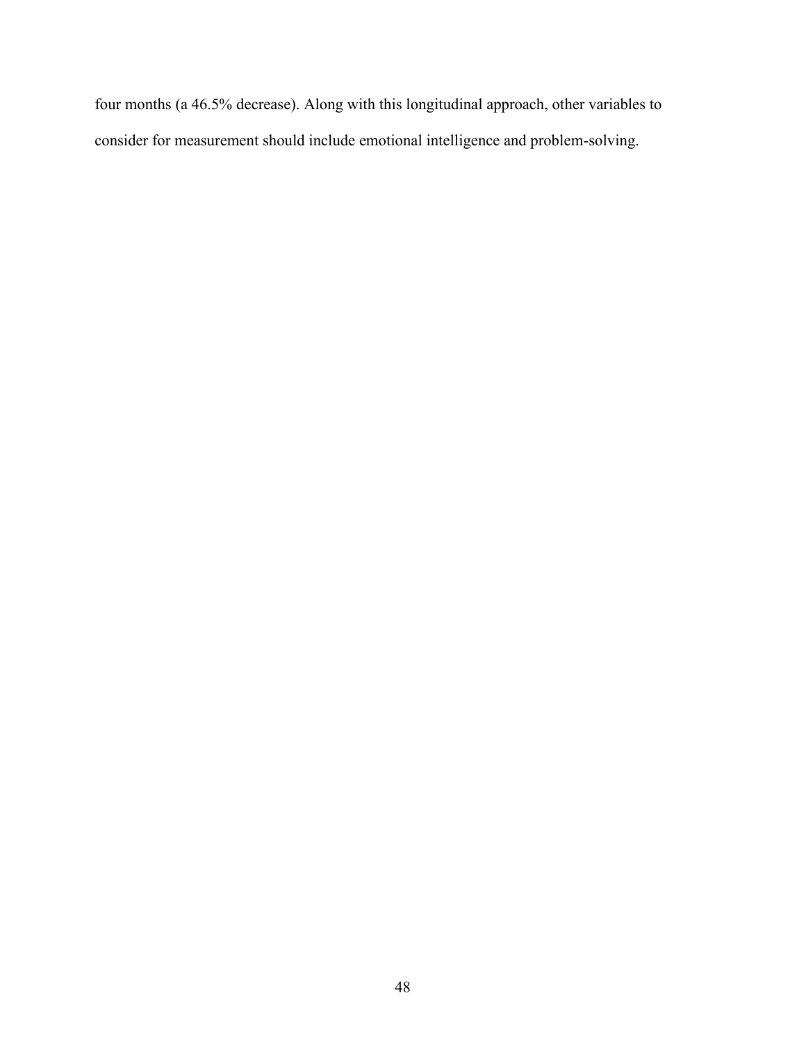four months (a 46.5% decrease). Along with this longitudinal approach, other variables to consider for measurement should include emotional intelligence and problem-solving.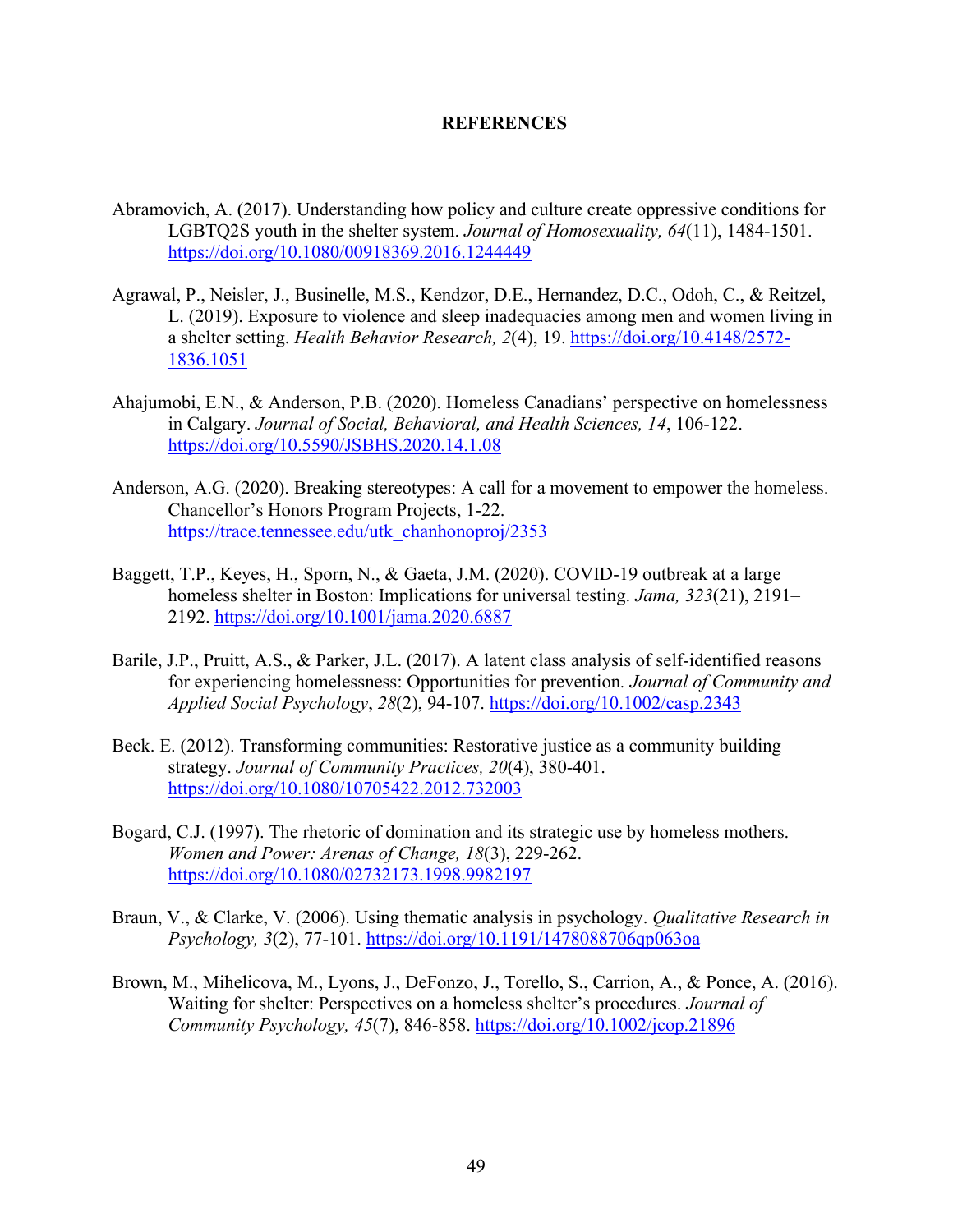# REFERENCES

Abramovich, A. (2017). Understanding how policy and culture create oppressive conditions for LGBTQ2S youth in the shelter system. *Journal of Homosexuality, 64*(11), 1484-1501. https://doi.org/10.1080/00918369.2016.1244449

Agrawal, P., Neisler, J., Businelle, M.S., Kendzor, D.E., Hernandez, D.C., Odoh, C., & Reitzel, L. (2019). Exposure to violence and sleep inadequacies among men and women living in a shelter setting. *Health Behavior Research, 2*(4), 19. https://doi.org/10.4148/2572-1836.1051

Ahajumobi, E.N., & Anderson, P.B. (2020). Homeless Canadians' perspective on homelessness in Calgary. *Journal of Social, Behavioral, and Health Sciences, 14*, 106-122. https://doi.org/10.5590/JSBHS.2020.14.1.08

Anderson, A.G. (2020). Breaking stereotypes: A call for a movement to empower the homeless. Chancellor's Honors Program Projects, 1-22. https://trace.tennessee.edu/utk_chanhonoproj/2353

Baggett, T.P., Keyes, H., Sporn, N., & Gaeta, J.M. (2020). COVID-19 outbreak at a large homeless shelter in Boston: Implications for universal testing. *Jama, 323*(21), 2191–2192. https://doi.org/10.1001/jama.2020.6887

Barile, J.P., Pruitt, A.S., & Parker, J.L. (2017). A latent class analysis of self-identified reasons for experiencing homelessness: Opportunities for prevention. *Journal of Community and Applied Social Psychology*, *28*(2), 94-107. https://doi.org/10.1002/casp.2343

Beck. E. (2012). Transforming communities: Restorative justice as a community building strategy. *Journal of Community Practices, 20*(4), 380-401. https://doi.org/10.1080/10705422.2012.732003

Bogard, C.J. (1997). The rhetoric of domination and its strategic use by homeless mothers. *Women and Power: Arenas of Change, 18*(3), 229-262. https://doi.org/10.1080/02732173.1998.9982197

Braun, V., & Clarke, V. (2006). Using thematic analysis in psychology. *Qualitative Research in Psychology, 3*(2), 77-101. https://doi.org/10.1191/1478088706qp063oa

Brown, M., Mihelicova, M., Lyons, J., DeFonzo, J., Torello, S., Carrion, A., & Ponce, A. (2016). Waiting for shelter: Perspectives on a homeless shelter's procedures. *Journal of Community Psychology, 45*(7), 846-858. https://doi.org/10.1002/jcop.21896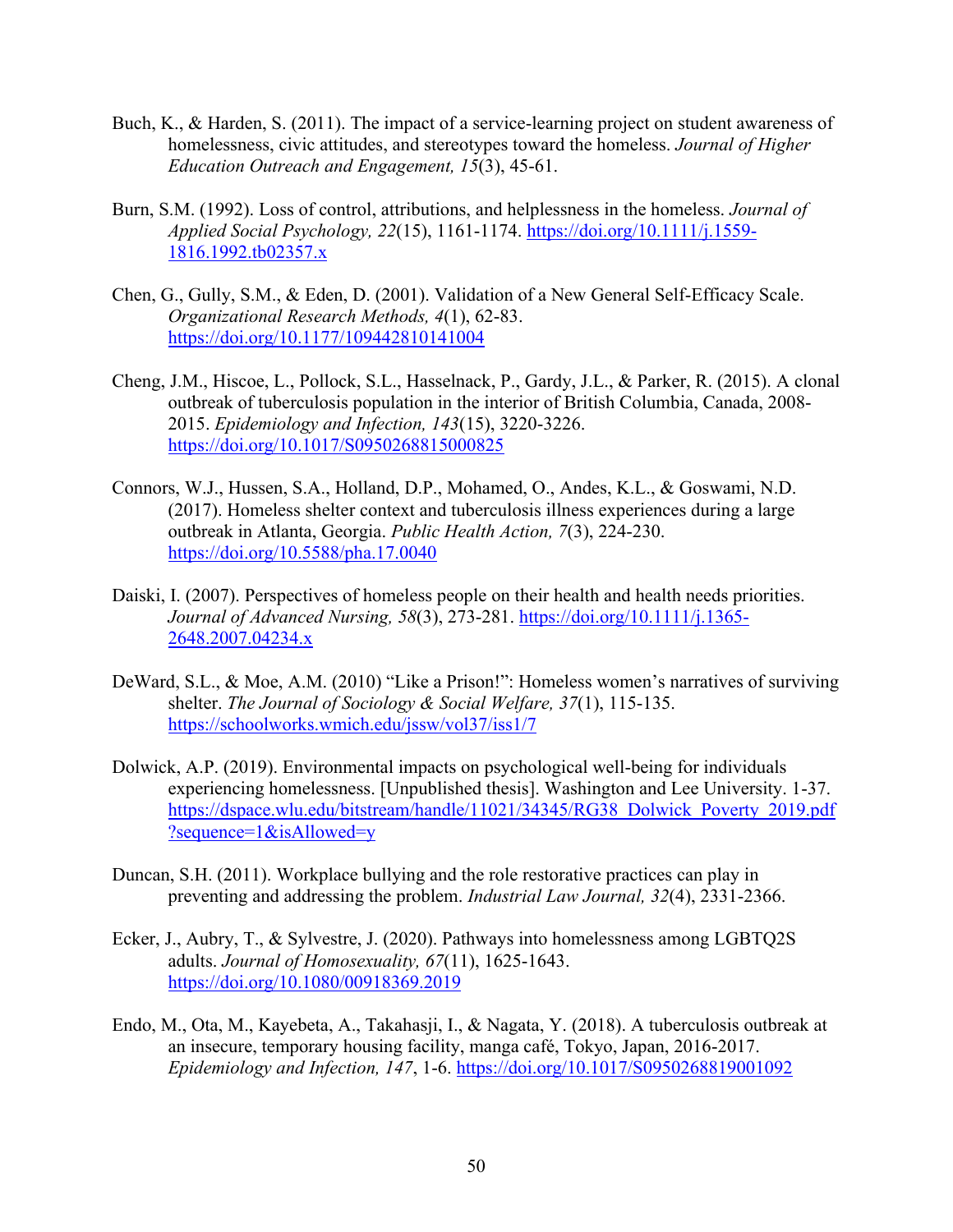Buch, K., & Harden, S. (2011). The impact of a service-learning project on student awareness of homelessness, civic attitudes, and stereotypes toward the homeless. *Journal of Higher Education Outreach and Engagement, 15*(3), 45-61.

Burn, S.M. (1992). Loss of control, attributions, and helplessness in the homeless. *Journal of Applied Social Psychology, 22*(15), 1161-1174. https://doi.org/10.1111/j.1559-1816.1992.tb02357.x

Chen, G., Gully, S.M., & Eden, D. (2001). Validation of a New General Self-Efficacy Scale. *Organizational Research Methods, 4*(1), 62-83. https://doi.org/10.1177/109442810141004

Cheng, J.M., Hiscoe, L., Pollock, S.L., Hasselnack, P., Gardy, J.L., & Parker, R. (2015). A clonal outbreak of tuberculosis population in the interior of British Columbia, Canada, 2008-2015. *Epidemiology and Infection, 143*(15), 3220-3226. https://doi.org/10.1017/S0950268815000825

Connors, W.J., Hussen, S.A., Holland, D.P., Mohamed, O., Andes, K.L., & Goswami, N.D. (2017). Homeless shelter context and tuberculosis illness experiences during a large outbreak in Atlanta, Georgia. *Public Health Action, 7*(3), 224-230. https://doi.org/10.5588/pha.17.0040

Daiski, I. (2007). Perspectives of homeless people on their health and health needs priorities. *Journal of Advanced Nursing, 58*(3), 273-281. https://doi.org/10.1111/j.1365-2648.2007.04234.x

DeWard, S.L., & Moe, A.M. (2010) "Like a Prison!": Homeless women's narratives of surviving shelter. *The Journal of Sociology & Social Welfare, 37*(1), 115-135. https://schoolworks.wmich.edu/jssw/vol37/iss1/7

Dolwick, A.P. (2019). Environmental impacts on psychological well-being for individuals experiencing homelessness. [Unpublished thesis]. Washington and Lee University. 1-37. https://dspace.wlu.edu/bitstream/handle/11021/34345/RG38_Dolwick_Poverty_2019.pdf?sequence=1&isAllowed=y

Duncan, S.H. (2011). Workplace bullying and the role restorative practices can play in preventing and addressing the problem. *Industrial Law Journal, 32*(4), 2331-2366.

Ecker, J., Aubry, T., & Sylvestre, J. (2020). Pathways into homelessness among LGBTQ2S adults. *Journal of Homosexuality, 67*(11), 1625-1643. https://doi.org/10.1080/00918369.2019

Endo, M., Ota, M., Kayebeta, A., Takahasji, I., & Nagata, Y. (2018). A tuberculosis outbreak at an insecure, temporary housing facility, manga café, Tokyo, Japan, 2016-2017. *Epidemiology and Infection, 147*, 1-6. https://doi.org/10.1017/S0950268819001092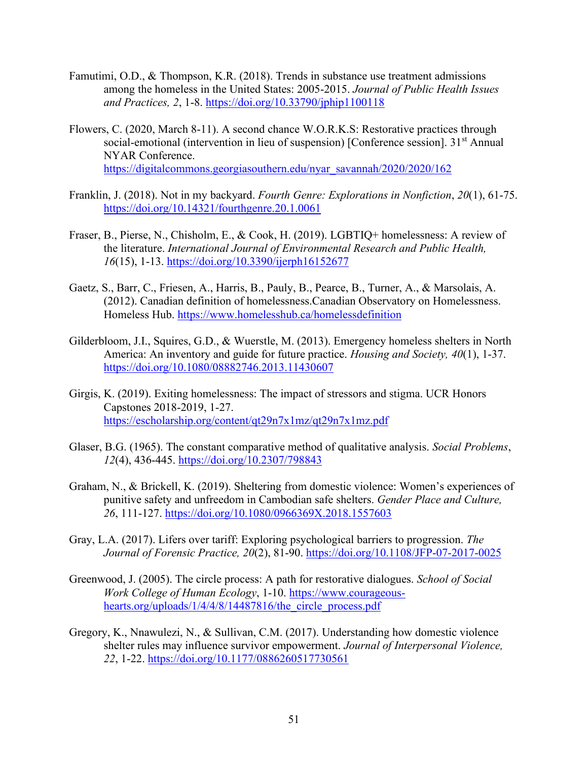Famutimi, O.D., & Thompson, K.R. (2018). Trends in substance use treatment admissions among the homeless in the United States: 2005-2015. *Journal of Public Health Issues and Practices, 2*, 1-8. https://doi.org/10.33790/jphip1100118

Flowers, C. (2020, March 8-11). A second chance W.O.R.K.S: Restorative practices through social-emotional (intervention in lieu of suspension) [Conference session]. 31st Annual NYAR Conference. https://digitalcommons.georgiasouthern.edu/nyar_savannah/2020/2020/162

Franklin, J. (2018). Not in my backyard. *Fourth Genre: Explorations in Nonfiction*, *20*(1), 61-75. https://doi.org/10.14321/fourthgenre.20.1.0061

Fraser, B., Pierse, N., Chisholm, E., & Cook, H. (2019). LGBTIQ+ homelessness: A review of the literature. *International Journal of Environmental Research and Public Health, 16*(15), 1-13. https://doi.org/10.3390/ijerph16152677

Gaetz, S., Barr, C., Friesen, A., Harris, B., Pauly, B., Pearce, B., Turner, A., & Marsolais, A. (2012). Canadian definition of homelessness.Canadian Observatory on Homelessness. Homeless Hub. https://www.homelesshub.ca/homelessdefinition

Gilderbloom, J.I., Squires, G.D., & Wuerstle, M. (2013). Emergency homeless shelters in North America: An inventory and guide for future practice. *Housing and Society, 40*(1), 1-37. https://doi.org/10.1080/08882746.2013.11430607

Girgis, K. (2019). Exiting homelessness: The impact of stressors and stigma. UCR Honors Capstones 2018-2019, 1-27. https://escholarship.org/content/qt29n7x1mz/qt29n7x1mz.pdf

Glaser, B.G. (1965). The constant comparative method of qualitative analysis. *Social Problems*, *12*(4), 436-445. https://doi.org/10.2307/798843

Graham, N., & Brickell, K. (2019). Sheltering from domestic violence: Women's experiences of punitive safety and unfreedom in Cambodian safe shelters. *Gender Place and Culture, 26*, 111-127. https://doi.org/10.1080/0966369X.2018.1557603

Gray, L.A. (2017). Lifers over tariff: Exploring psychological barriers to progression. *The Journal of Forensic Practice, 20*(2), 81-90. https://doi.org/10.1108/JFP-07-2017-0025

Greenwood, J. (2005). The circle process: A path for restorative dialogues. *School of Social Work College of Human Ecology*, 1-10. https://www.courageous-hearts.org/uploads/1/4/4/8/14487816/the_circle_process.pdf

Gregory, K., Nnawulezi, N., & Sullivan, C.M. (2017). Understanding how domestic violence shelter rules may influence survivor empowerment. *Journal of Interpersonal Violence, 22*, 1-22. https://doi.org/10.1177/0886260517730561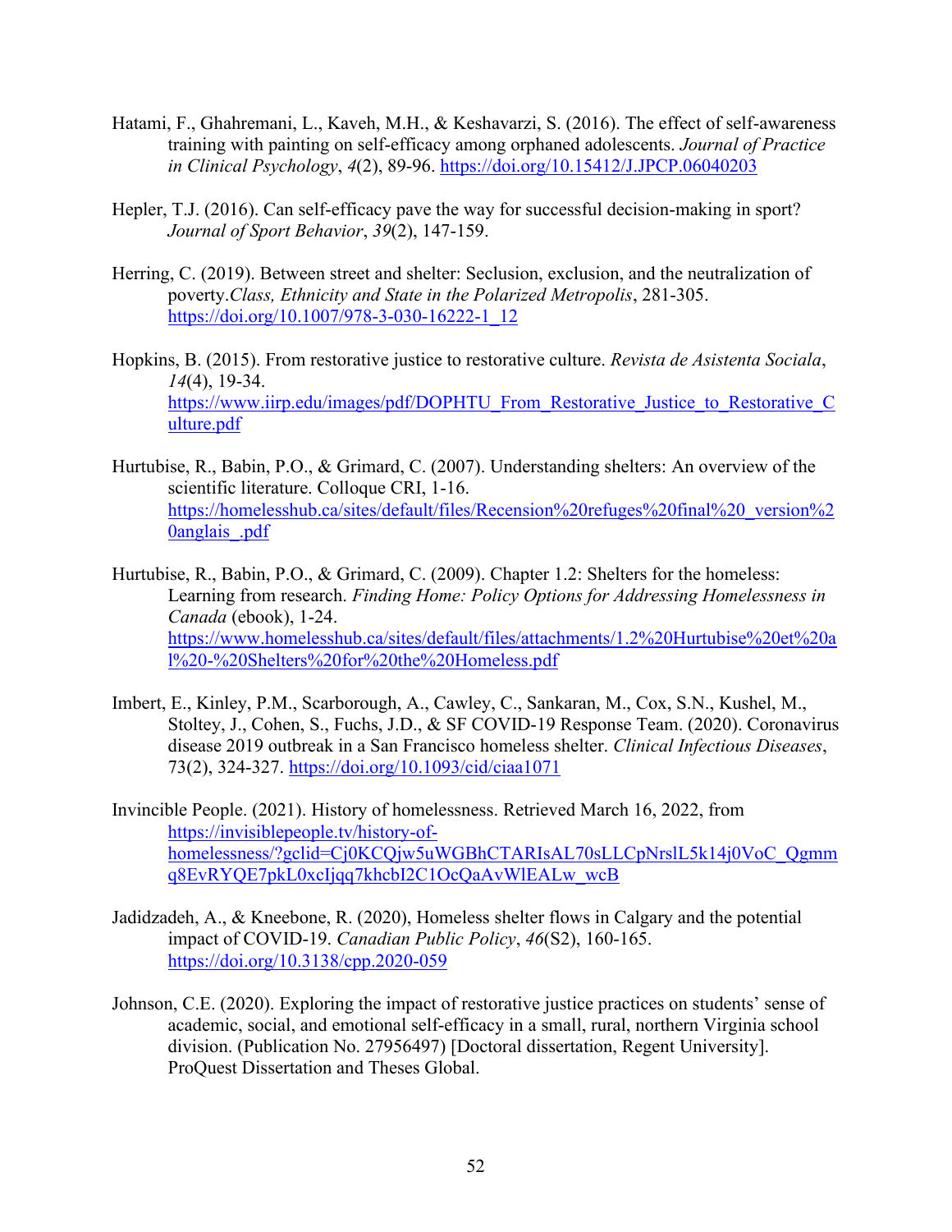Hatami, F., Ghahremani, L., Kaveh, M.H., & Keshavarzi, S. (2016). The effect of self-awareness training with painting on self-efficacy among orphaned adolescents. *Journal of Practice in Clinical Psychology*, *4*(2), 89-96. https://doi.org/10.15412/J.JPCP.06040203

Hepler, T.J. (2016). Can self-efficacy pave the way for successful decision-making in sport? *Journal of Sport Behavior*, *39*(2), 147-159.

Herring, C. (2019). Between street and shelter: Seclusion, exclusion, and the neutralization of poverty.*Class, Ethnicity and State in the Polarized Metropolis*, 281-305. https://doi.org/10.1007/978-3-030-16222-1_12

Hopkins, B. (2015). From restorative justice to restorative culture. *Revista de Asistenta Sociala*, *14*(4), 19-34. https://www.iirp.edu/images/pdf/DOPHTU_From_Restorative_Justice_to_Restorative_Culture.pdf

Hurtubise, R., Babin, P.O., & Grimard, C. (2007). Understanding shelters: An overview of the scientific literature. Colloque CRI, 1-16. https://homelesshub.ca/sites/default/files/Recension%20refuges%20final%20_version%20anglais_.pdf

Hurtubise, R., Babin, P.O., & Grimard, C. (2009). Chapter 1.2: Shelters for the homeless: Learning from research. *Finding Home: Policy Options for Addressing Homelessness in Canada* (ebook), 1-24. https://www.homelesshub.ca/sites/default/files/attachments/1.2%20Hurtubise%20et%20al%20-%20Shelters%20for%20the%20Homeless.pdf

Imbert, E., Kinley, P.M., Scarborough, A., Cawley, C., Sankaran, M., Cox, S.N., Kushel, M., Stoltey, J., Cohen, S., Fuchs, J.D., & SF COVID-19 Response Team. (2020). Coronavirus disease 2019 outbreak in a San Francisco homeless shelter. *Clinical Infectious Diseases*, 73(2), 324-327. https://doi.org/10.1093/cid/ciaa1071

Invincible People. (2021). History of homelessness. Retrieved March 16, 2022, from https://invisiblepeople.tv/history-of-homelessness/?gclid=Cj0KCQjw5uWGBhCTARIsAL70sLLCpNrslL5k14j0VoC_Qgmmq8EvRYQE7pkL0xcIjqq7khcbI2C1OcQaAvWlEALw_wcB

Jadidzadeh, A., & Kneebone, R. (2020), Homeless shelter flows in Calgary and the potential impact of COVID-19. *Canadian Public Policy*, *46*(S2), 160-165. https://doi.org/10.3138/cpp.2020-059

Johnson, C.E. (2020). Exploring the impact of restorative justice practices on students' sense of academic, social, and emotional self-efficacy in a small, rural, northern Virginia school division. (Publication No. 27956497) [Doctoral dissertation, Regent University]. ProQuest Dissertation and Theses Global.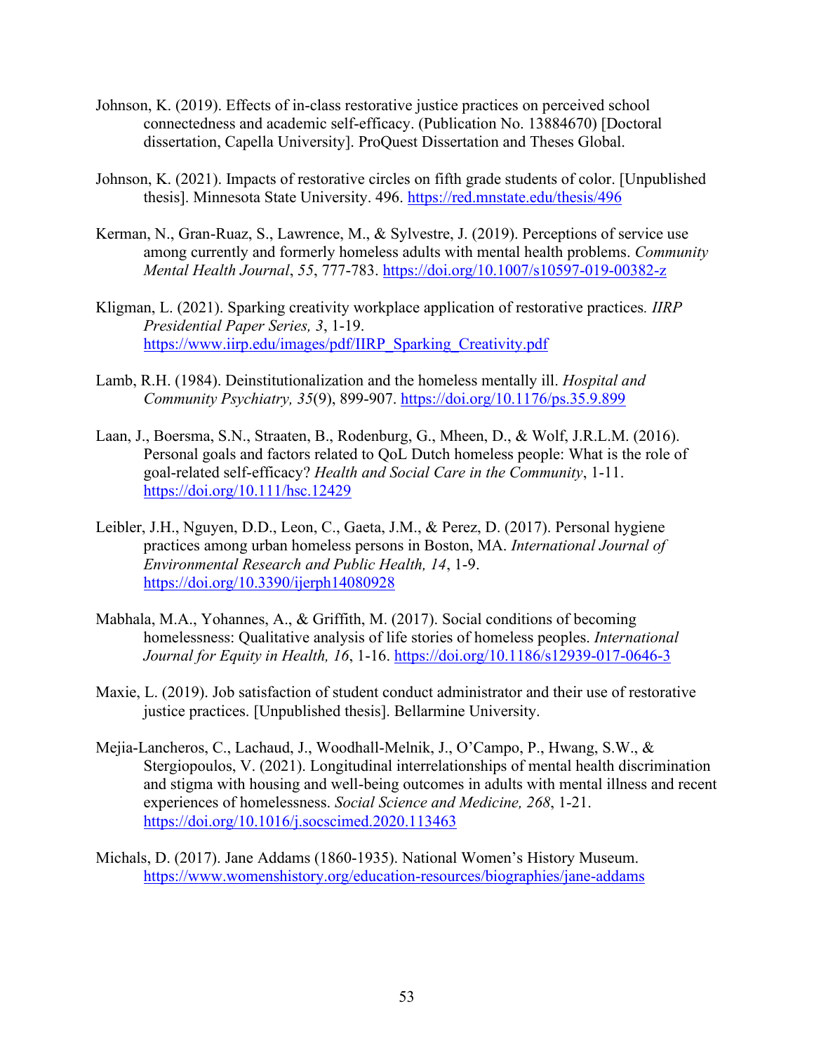Johnson, K. (2019). Effects of in-class restorative justice practices on perceived school connectedness and academic self-efficacy. (Publication No. 13884670) [Doctoral dissertation, Capella University]. ProQuest Dissertation and Theses Global.

Johnson, K. (2021). Impacts of restorative circles on fifth grade students of color. [Unpublished thesis]. Minnesota State University. 496. https://red.mnstate.edu/thesis/496

Kerman, N., Gran-Ruaz, S., Lawrence, M., & Sylvestre, J. (2019). Perceptions of service use among currently and formerly homeless adults with mental health problems. *Community Mental Health Journal*, *55*, 777-783. https://doi.org/10.1007/s10597-019-00382-z

Kligman, L. (2021). Sparking creativity workplace application of restorative practices. *IIRP Presidential Paper Series, 3*, 1-19. https://www.iirp.edu/images/pdf/IIRP_Sparking_Creativity.pdf

Lamb, R.H. (1984). Deinstitutionalization and the homeless mentally ill. *Hospital and Community Psychiatry, 35*(9), 899-907. https://doi.org/10.1176/ps.35.9.899

Laan, J., Boersma, S.N., Straaten, B., Rodenburg, G., Mheen, D., & Wolf, J.R.L.M. (2016). Personal goals and factors related to QoL Dutch homeless people: What is the role of goal-related self-efficacy? *Health and Social Care in the Community*, 1-11. https://doi.org/10.111/hsc.12429

Leibler, J.H., Nguyen, D.D., Leon, C., Gaeta, J.M., & Perez, D. (2017). Personal hygiene practices among urban homeless persons in Boston, MA. *International Journal of Environmental Research and Public Health, 14*, 1-9. https://doi.org/10.3390/ijerph14080928

Mabhala, M.A., Yohannes, A., & Griffith, M. (2017). Social conditions of becoming homelessness: Qualitative analysis of life stories of homeless peoples. *International Journal for Equity in Health, 16*, 1-16. https://doi.org/10.1186/s12939-017-0646-3

Maxie, L. (2019). Job satisfaction of student conduct administrator and their use of restorative justice practices. [Unpublished thesis]. Bellarmine University.

Mejia-Lancheros, C., Lachaud, J., Woodhall-Melnik, J., O'Campo, P., Hwang, S.W., & Stergiopoulos, V. (2021). Longitudinal interrelationships of mental health discrimination and stigma with housing and well-being outcomes in adults with mental illness and recent experiences of homelessness. *Social Science and Medicine, 268*, 1-21. https://doi.org/10.1016/j.socscimed.2020.113463

Michals, D. (2017). Jane Addams (1860-1935). National Women's History Museum. https://www.womenshistory.org/education-resources/biographies/jane-addams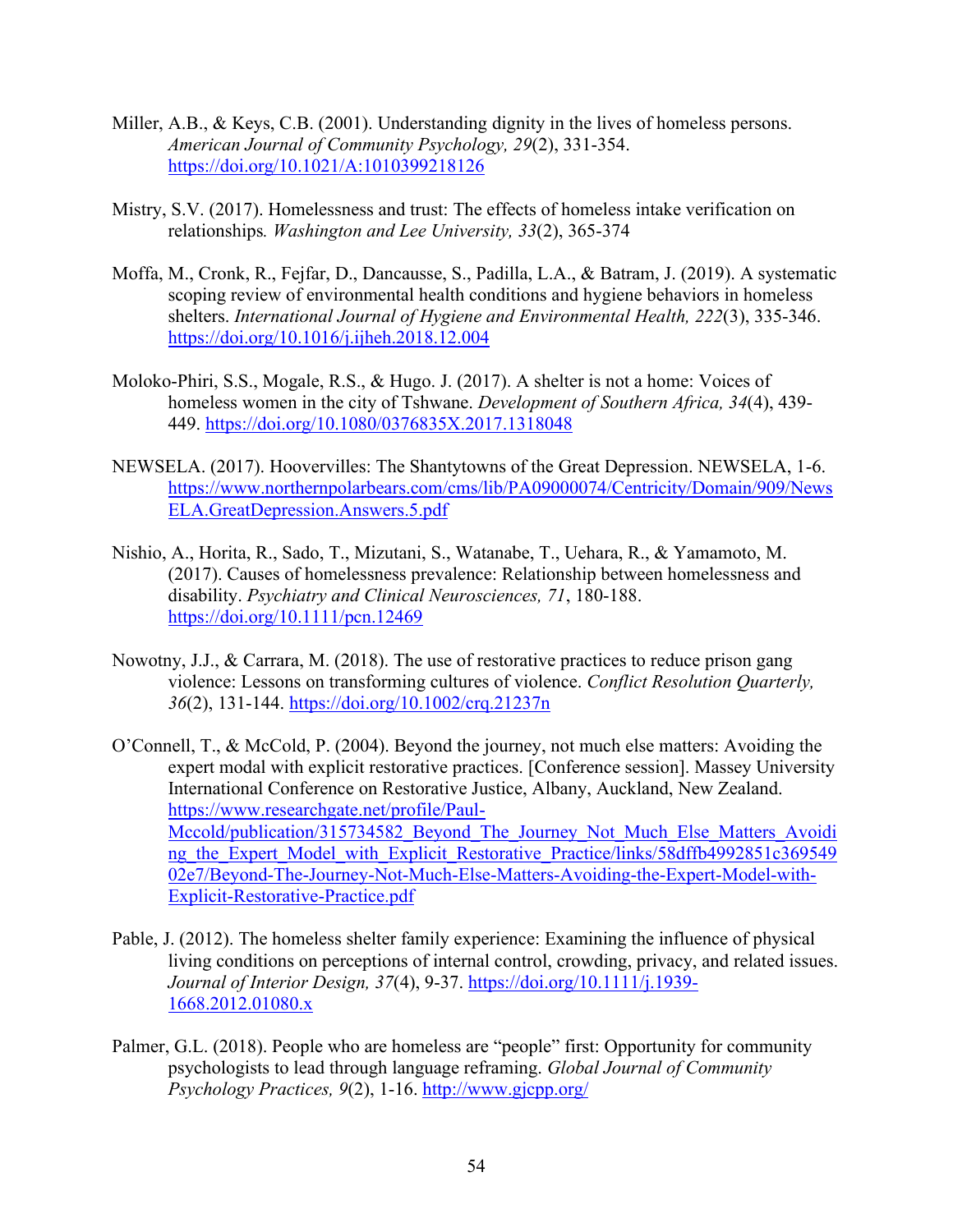Miller, A.B., & Keys, C.B. (2001). Understanding dignity in the lives of homeless persons. *American Journal of Community Psychology, 29*(2), 331-354. https://doi.org/10.1021/A:1010399218126

Mistry, S.V. (2017). Homelessness and trust: The effects of homeless intake verification on relationships*. Washington and Lee University, 33*(2), 365-374

Moffa, M., Cronk, R., Fejfar, D., Dancausse, S., Padilla, L.A., & Batram, J. (2019). A systematic scoping review of environmental health conditions and hygiene behaviors in homeless shelters. *International Journal of Hygiene and Environmental Health, 222*(3), 335-346. https://doi.org/10.1016/j.ijheh.2018.12.004

Moloko-Phiri, S.S., Mogale, R.S., & Hugo. J. (2017). A shelter is not a home: Voices of homeless women in the city of Tshwane. *Development of Southern Africa, 34*(4), 439-449. https://doi.org/10.1080/0376835X.2017.1318048

NEWSELA. (2017). Hoovervilles: The Shantytowns of the Great Depression. NEWSELA, 1-6. https://www.northernpolarbears.com/cms/lib/PA09000074/Centricity/Domain/909/NewsELA.GreatDepression.Answers.5.pdf

Nishio, A., Horita, R., Sado, T., Mizutani, S., Watanabe, T., Uehara, R., & Yamamoto, M. (2017). Causes of homelessness prevalence: Relationship between homelessness and disability. *Psychiatry and Clinical Neurosciences, 71*, 180-188. https://doi.org/10.1111/pcn.12469

Nowotny, J.J., & Carrara, M. (2018). The use of restorative practices to reduce prison gang violence: Lessons on transforming cultures of violence. *Conflict Resolution Quarterly, 36*(2), 131-144. https://doi.org/10.1002/crq.21237n

O'Connell, T., & McCold, P. (2004). Beyond the journey, not much else matters: Avoiding the expert modal with explicit restorative practices. [Conference session]. Massey University International Conference on Restorative Justice, Albany, Auckland, New Zealand. https://www.researchgate.net/profile/Paul-Mccold/publication/315734582_Beyond_The_Journey_Not_Much_Else_Matters_Avoiding_the_Expert_Model_with_Explicit_Restorative_Practice/links/58dffb4992851c36954902e7/Beyond-The-Journey-Not-Much-Else-Matters-Avoiding-the-Expert-Model-with-Explicit-Restorative-Practice.pdf

Pable, J. (2012). The homeless shelter family experience: Examining the influence of physical living conditions on perceptions of internal control, crowding, privacy, and related issues. *Journal of Interior Design, 37*(4), 9-37. https://doi.org/10.1111/j.1939-1668.2012.01080.x

Palmer, G.L. (2018). People who are homeless are "people" first: Opportunity for community psychologists to lead through language reframing. *Global Journal of Community Psychology Practices, 9*(2), 1-16. http://www.gjcpp.org/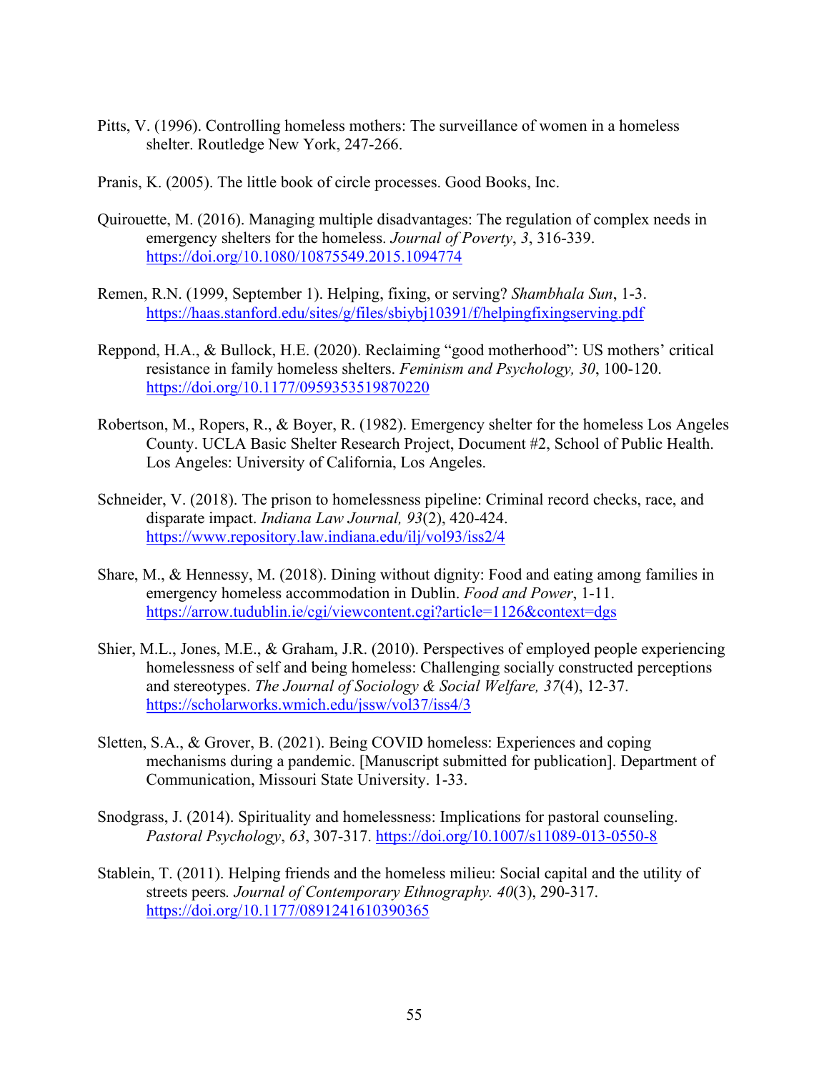Pitts, V. (1996). Controlling homeless mothers: The surveillance of women in a homeless shelter. Routledge New York, 247-266.

Pranis, K. (2005). The little book of circle processes. Good Books, Inc.

Quirouette, M. (2016). Managing multiple disadvantages: The regulation of complex needs in emergency shelters for the homeless. *Journal of Poverty*, *3*, 316-339. https://doi.org/10.1080/10875549.2015.1094774

Remen, R.N. (1999, September 1). Helping, fixing, or serving? *Shambhala Sun*, 1-3. https://haas.stanford.edu/sites/g/files/sbiybj10391/f/helpingfixingserving.pdf

Reppond, H.A., & Bullock, H.E. (2020). Reclaiming "good motherhood": US mothers' critical resistance in family homeless shelters. *Feminism and Psychology, 30*, 100-120. https://doi.org/10.1177/0959353519870220

Robertson, M., Ropers, R., & Boyer, R. (1982). Emergency shelter for the homeless Los Angeles County. UCLA Basic Shelter Research Project, Document #2, School of Public Health. Los Angeles: University of California, Los Angeles.

Schneider, V. (2018). The prison to homelessness pipeline: Criminal record checks, race, and disparate impact. *Indiana Law Journal, 93*(2), 420-424. https://www.repository.law.indiana.edu/ilj/vol93/iss2/4

Share, M., & Hennessy, M. (2018). Dining without dignity: Food and eating among families in emergency homeless accommodation in Dublin. *Food and Power*, 1-11. https://arrow.tudublin.ie/cgi/viewcontent.cgi?article=1126&context=dgs

Shier, M.L., Jones, M.E., & Graham, J.R. (2010). Perspectives of employed people experiencing homelessness of self and being homeless: Challenging socially constructed perceptions and stereotypes. *The Journal of Sociology & Social Welfare, 37*(4), 12-37. https://scholarworks.wmich.edu/jssw/vol37/iss4/3

Sletten, S.A., & Grover, B. (2021). Being COVID homeless: Experiences and coping mechanisms during a pandemic. [Manuscript submitted for publication]. Department of Communication, Missouri State University. 1-33.

Snodgrass, J. (2014). Spirituality and homelessness: Implications for pastoral counseling. *Pastoral Psychology*, *63*, 307-317. https://doi.org/10.1007/s11089-013-0550-8

Stablein, T. (2011). Helping friends and the homeless milieu: Social capital and the utility of streets peers*. Journal of Contemporary Ethnography. 40*(3), 290-317. https://doi.org/10.1177/0891241610390365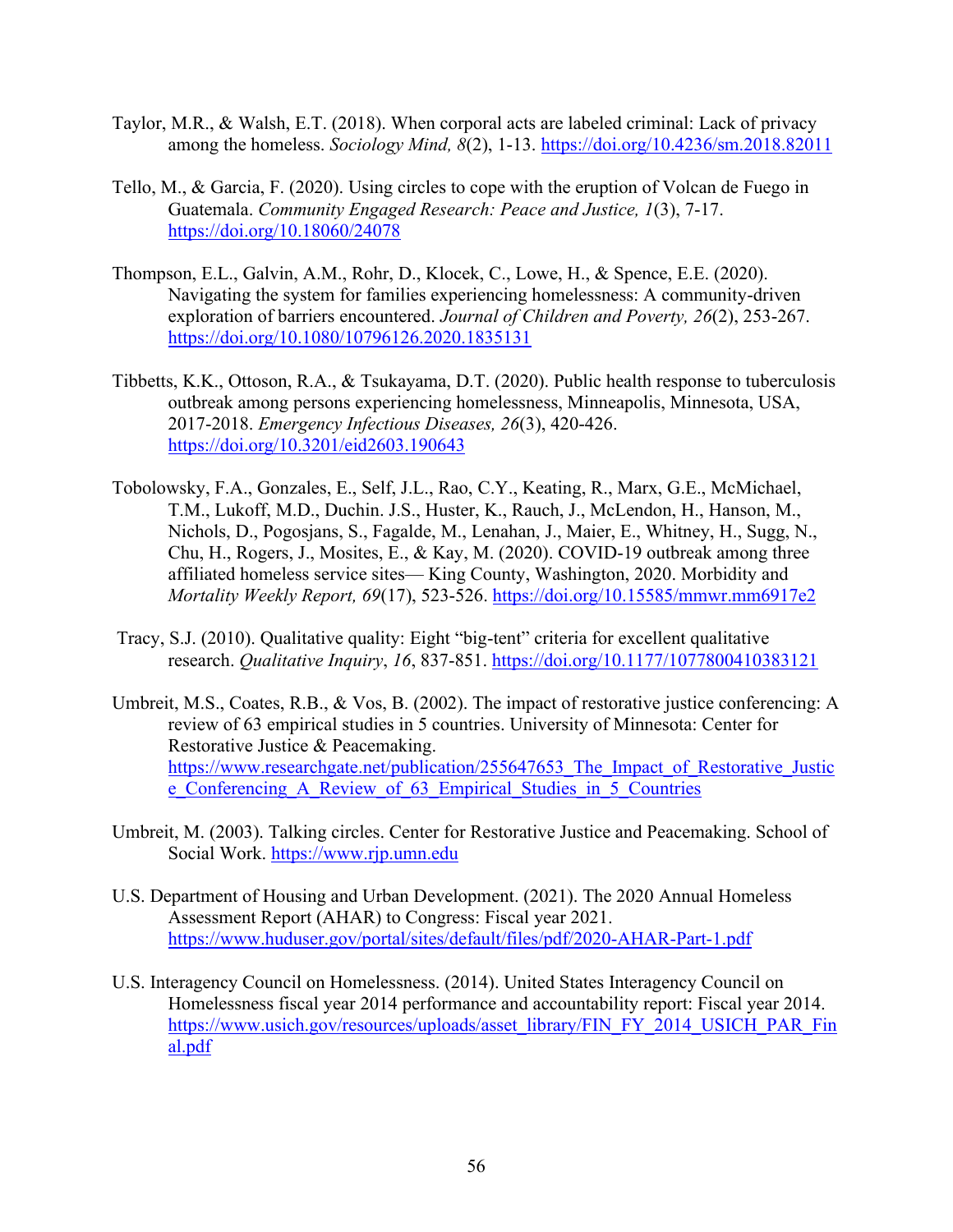Taylor, M.R., & Walsh, E.T. (2018). When corporal acts are labeled criminal: Lack of privacy among the homeless. *Sociology Mind, 8*(2), 1-13. https://doi.org/10.4236/sm.2018.82011

Tello, M., & Garcia, F. (2020). Using circles to cope with the eruption of Volcan de Fuego in Guatemala. *Community Engaged Research: Peace and Justice, 1*(3), 7-17. https://doi.org/10.18060/24078

Thompson, E.L., Galvin, A.M., Rohr, D., Klocek, C., Lowe, H., & Spence, E.E. (2020). Navigating the system for families experiencing homelessness: A community-driven exploration of barriers encountered. *Journal of Children and Poverty, 26*(2), 253-267. https://doi.org/10.1080/10796126.2020.1835131

Tibbetts, K.K., Ottoson, R.A., & Tsukayama, D.T. (2020). Public health response to tuberculosis outbreak among persons experiencing homelessness, Minneapolis, Minnesota, USA, 2017-2018. *Emergency Infectious Diseases, 26*(3), 420-426. https://doi.org/10.3201/eid2603.190643

Tobolowsky, F.A., Gonzales, E., Self, J.L., Rao, C.Y., Keating, R., Marx, G.E., McMichael, T.M., Lukoff, M.D., Duchin. J.S., Huster, K., Rauch, J., McLendon, H., Hanson, M., Nichols, D., Pogosjans, S., Fagalde, M., Lenahan, J., Maier, E., Whitney, H., Sugg, N., Chu, H., Rogers, J., Mosites, E., & Kay, M. (2020). COVID-19 outbreak among three affiliated homeless service sites— King County, Washington, 2020. Morbidity and *Mortality Weekly Report, 69*(17), 523-526. https://doi.org/10.15585/mmwr.mm6917e2

Tracy, S.J. (2010). Qualitative quality: Eight "big-tent" criteria for excellent qualitative research. *Qualitative Inquiry*, *16*, 837-851. https://doi.org/10.1177/1077800410383121

Umbreit, M.S., Coates, R.B., & Vos, B. (2002). The impact of restorative justice conferencing: A review of 63 empirical studies in 5 countries. University of Minnesota: Center for Restorative Justice & Peacemaking. https://www.researchgate.net/publication/255647653_The_Impact_of_Restorative_Justice_Conferencing_A_Review_of_63_Empirical_Studies_in_5_Countries

Umbreit, M. (2003). Talking circles. Center for Restorative Justice and Peacemaking. School of Social Work. https://www.rjp.umn.edu

U.S. Department of Housing and Urban Development. (2021). The 2020 Annual Homeless Assessment Report (AHAR) to Congress: Fiscal year 2021. https://www.huduser.gov/portal/sites/default/files/pdf/2020-AHAR-Part-1.pdf

U.S. Interagency Council on Homelessness. (2014). United States Interagency Council on Homelessness fiscal year 2014 performance and accountability report: Fiscal year 2014. https://www.usich.gov/resources/uploads/asset_library/FIN_FY_2014_USICH_PAR_Final.pdf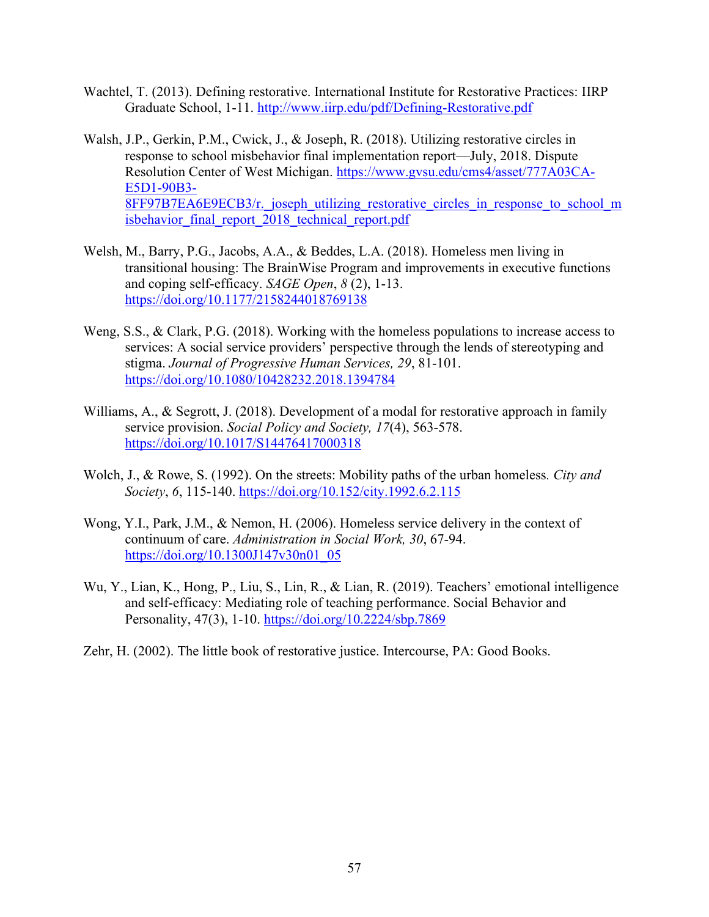Wachtel, T. (2013). Defining restorative. International Institute for Restorative Practices: IIRP Graduate School, 1-11. http://www.iirp.edu/pdf/Defining-Restorative.pdf

Walsh, J.P., Gerkin, P.M., Cwick, J., & Joseph, R. (2018). Utilizing restorative circles in response to school misbehavior final implementation report—July, 2018. Dispute Resolution Center of West Michigan. https://www.gvsu.edu/cms4/asset/777A03CA-E5D1-90B3-8FF97B7EA6E9ECB3/r._joseph_utilizing_restorative_circles_in_response_to_school_misbehavior_final_report_2018_technical_report.pdf

Welsh, M., Barry, P.G., Jacobs, A.A., & Beddes, L.A. (2018). Homeless men living in transitional housing: The BrainWise Program and improvements in executive functions and coping self-efficacy. *SAGE Open*, *8* (2), 1-13. https://doi.org/10.1177/2158244018769138

Weng, S.S., & Clark, P.G. (2018). Working with the homeless populations to increase access to services: A social service providers' perspective through the lends of stereotyping and stigma. *Journal of Progressive Human Services, 29*, 81-101. https://doi.org/10.1080/10428232.2018.1394784

Williams, A., & Segrott, J. (2018). Development of a modal for restorative approach in family service provision. *Social Policy and Society, 17*(4), 563-578. https://doi.org/10.1017/S14476417000318

Wolch, J., & Rowe, S. (1992). On the streets: Mobility paths of the urban homeless. *City and Society*, *6*, 115-140. https://doi.org/10.152/city.1992.6.2.115

Wong, Y.I., Park, J.M., & Nemon, H. (2006). Homeless service delivery in the context of continuum of care. *Administration in Social Work, 30*, 67-94. https://doi.org/10.1300J147v30n01_05

Wu, Y., Lian, K., Hong, P., Liu, S., Lin, R., & Lian, R. (2019). Teachers' emotional intelligence and self-efficacy: Mediating role of teaching performance. Social Behavior and Personality, 47(3), 1-10. https://doi.org/10.2224/sbp.7869

Zehr, H. (2002). The little book of restorative justice. Intercourse, PA: Good Books.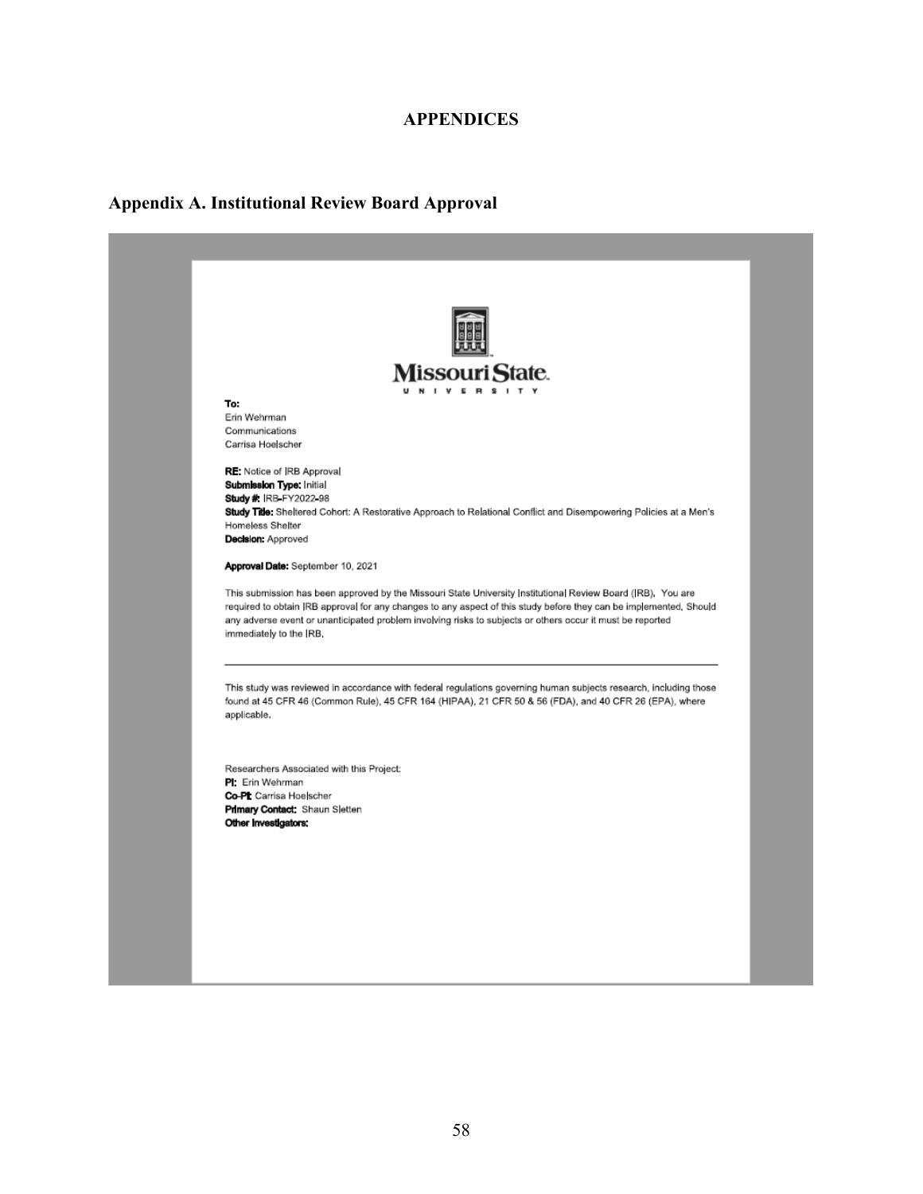# APPENDICES

## Appendix A. Institutional Review Board Approval

Missouri State University

**To:**
Erin Wehrman
Communications
Carrisa Hoelscher

**RE:** Notice of IRB Approval
**Submission Type:** Initial
**Study #:** IRB-FY2022-98
**Study Title:** Sheltered Cohort: A Restorative Approach to Relational Conflict and Disempowering Policies at a Men's Homeless Shelter
**Decision:** Approved

**Approval Date:** September 10, 2021

This submission has been approved by the Missouri State University Institutional Review Board (IRB). You are required to obtain IRB approval for any changes to any aspect of this study before they can be implemented. Should any adverse event or unanticipated problem involving risks to subjects or others occur it must be reported immediately to the IRB.

---

This study was reviewed in accordance with federal regulations governing human subjects research, including those found at 45 CFR 46 (Common Rule), 45 CFR 164 (HIPAA), 21 CFR 50 & 56 (FDA), and 40 CFR 26 (EPA), where applicable.

Researchers Associated with this Project:
**PI:** Erin Wehrman
**Co-PI:** Carrisa Hoelscher
**Primary Contact:** Shaun Sletten
**Other Investigators:**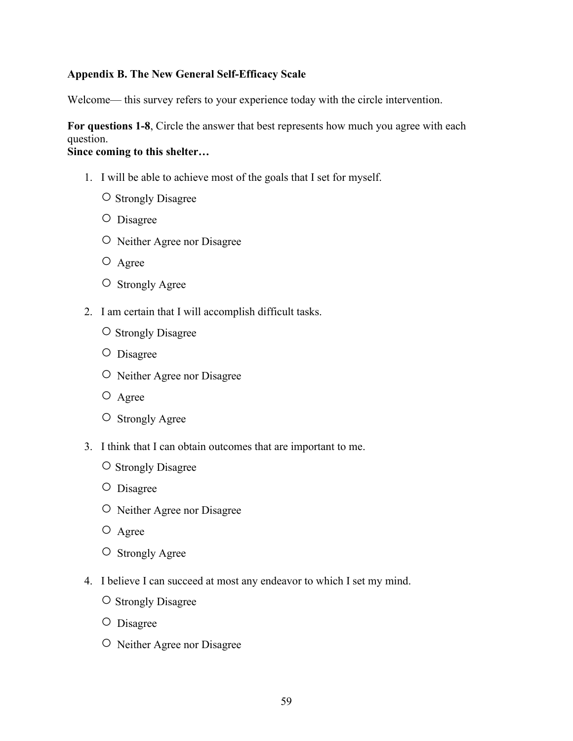**Appendix B. The New General Self-Efficacy Scale**

Welcome— this survey refers to your experience today with the circle intervention.

**For questions 1-8**, Circle the answer that best represents how much you agree with each question.
**Since coming to this shelter…**

1. I will be able to achieve most of the goals that I set for myself.
   - ○ Strongly Disagree
   - ○ Disagree
   - ○ Neither Agree nor Disagree
   - ○ Agree
   - ○ Strongly Agree

2. I am certain that I will accomplish difficult tasks.
   - ○ Strongly Disagree
   - ○ Disagree
   - ○ Neither Agree nor Disagree
   - ○ Agree
   - ○ Strongly Agree

3. I think that I can obtain outcomes that are important to me.
   - ○ Strongly Disagree
   - ○ Disagree
   - ○ Neither Agree nor Disagree
   - ○ Agree
   - ○ Strongly Agree

4. I believe I can succeed at most any endeavor to which I set my mind.
   - ○ Strongly Disagree
   - ○ Disagree
   - ○ Neither Agree nor Disagree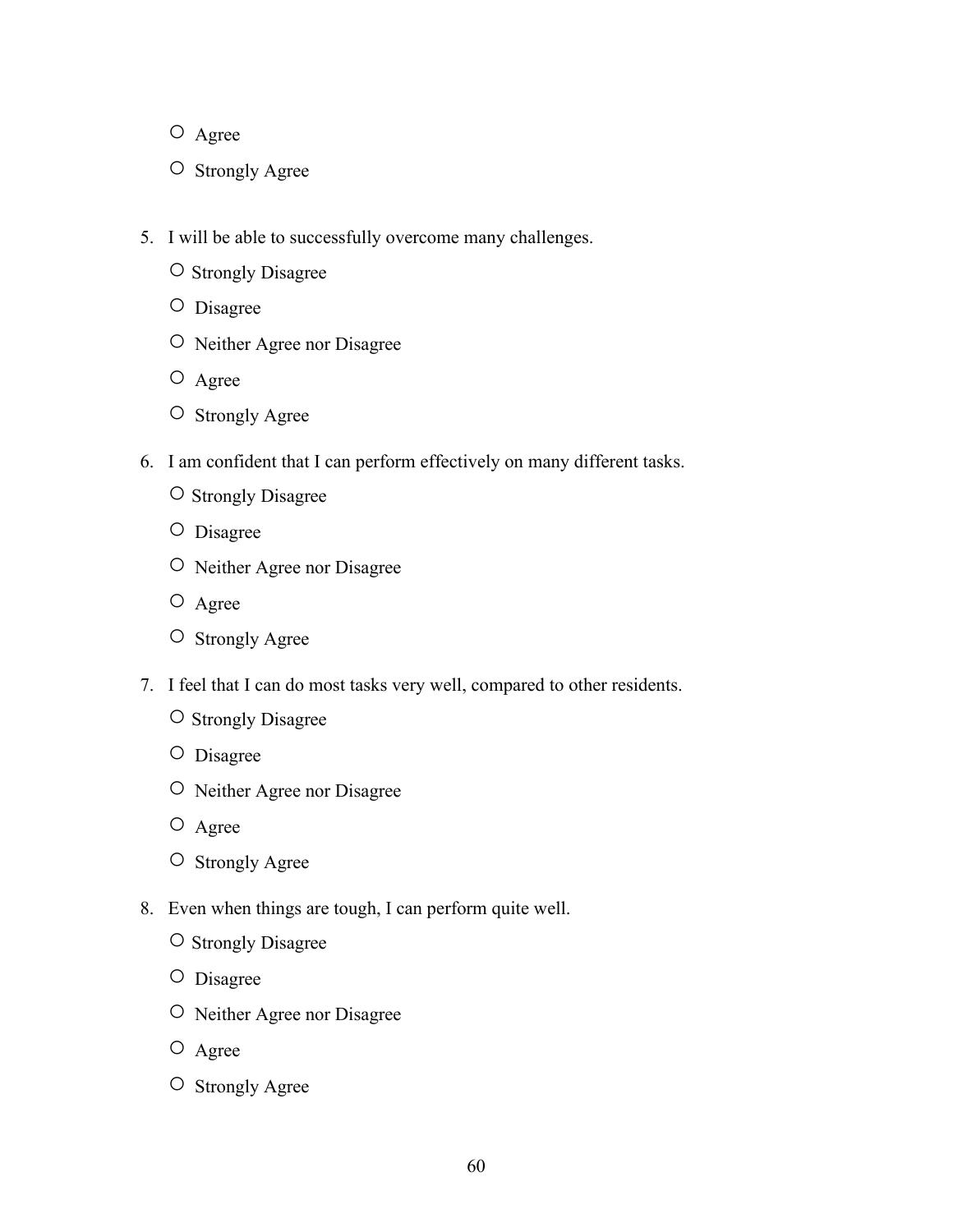○ Agree

○ Strongly Agree

5. I will be able to successfully overcome many challenges.

   ○ Strongly Disagree

   ○ Disagree

   ○ Neither Agree nor Disagree

   ○ Agree

   ○ Strongly Agree

6. I am confident that I can perform effectively on many different tasks.

   ○ Strongly Disagree

   ○ Disagree

   ○ Neither Agree nor Disagree

   ○ Agree

   ○ Strongly Agree

7. I feel that I can do most tasks very well, compared to other residents.

   ○ Strongly Disagree

   ○ Disagree

   ○ Neither Agree nor Disagree

   ○ Agree

   ○ Strongly Agree

8. Even when things are tough, I can perform quite well.

   ○ Strongly Disagree

   ○ Disagree

   ○ Neither Agree nor Disagree

   ○ Agree

   ○ Strongly Agree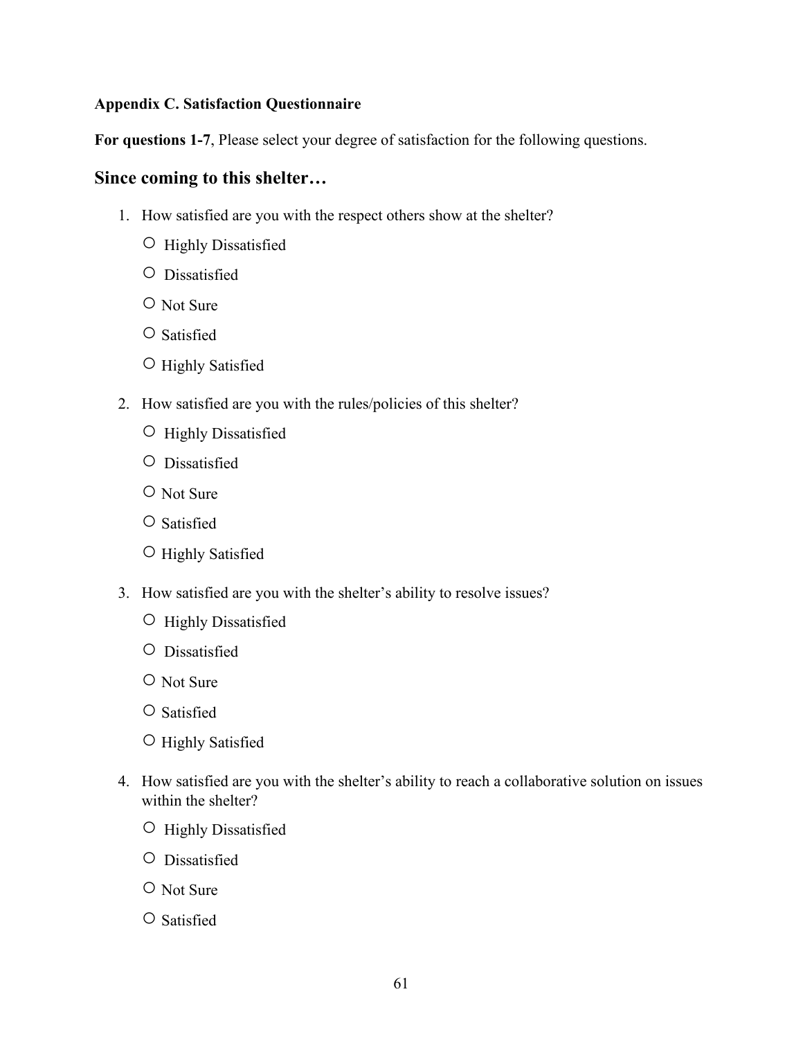**Appendix C. Satisfaction Questionnaire**

**For questions 1-7**, Please select your degree of satisfaction for the following questions.

## Since coming to this shelter…

1. How satisfied are you with the respect others show at the shelter?
   - ○ Highly Dissatisfied
   - ○ Dissatisfied
   - ○ Not Sure
   - ○ Satisfied
   - ○ Highly Satisfied
2. How satisfied are you with the rules/policies of this shelter?
   - ○ Highly Dissatisfied
   - ○ Dissatisfied
   - ○ Not Sure
   - ○ Satisfied
   - ○ Highly Satisfied
3. How satisfied are you with the shelter's ability to resolve issues?
   - ○ Highly Dissatisfied
   - ○ Dissatisfied
   - ○ Not Sure
   - ○ Satisfied
   - ○ Highly Satisfied
4. How satisfied are you with the shelter's ability to reach a collaborative solution on issues within the shelter?
   - ○ Highly Dissatisfied
   - ○ Dissatisfied
   - ○ Not Sure
   - ○ Satisfied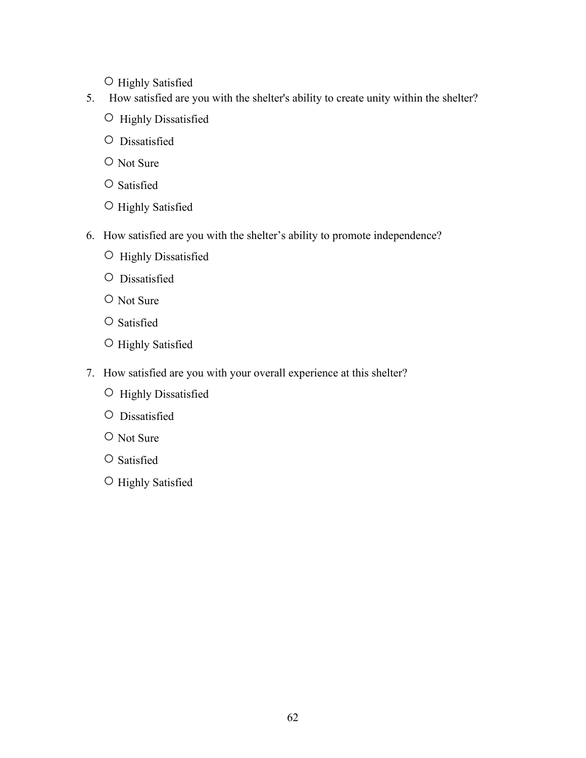○ Highly Satisfied

5. How satisfied are you with the shelter's ability to create unity within the shelter?

   ○ Highly Dissatisfied

   ○ Dissatisfied

   ○ Not Sure

   ○ Satisfied

   ○ Highly Satisfied

6. How satisfied are you with the shelter's ability to promote independence?

   ○ Highly Dissatisfied

   ○ Dissatisfied

   ○ Not Sure

   ○ Satisfied

   ○ Highly Satisfied

7. How satisfied are you with your overall experience at this shelter?

   ○ Highly Dissatisfied

   ○ Dissatisfied

   ○ Not Sure

   ○ Satisfied

   ○ Highly Satisfied